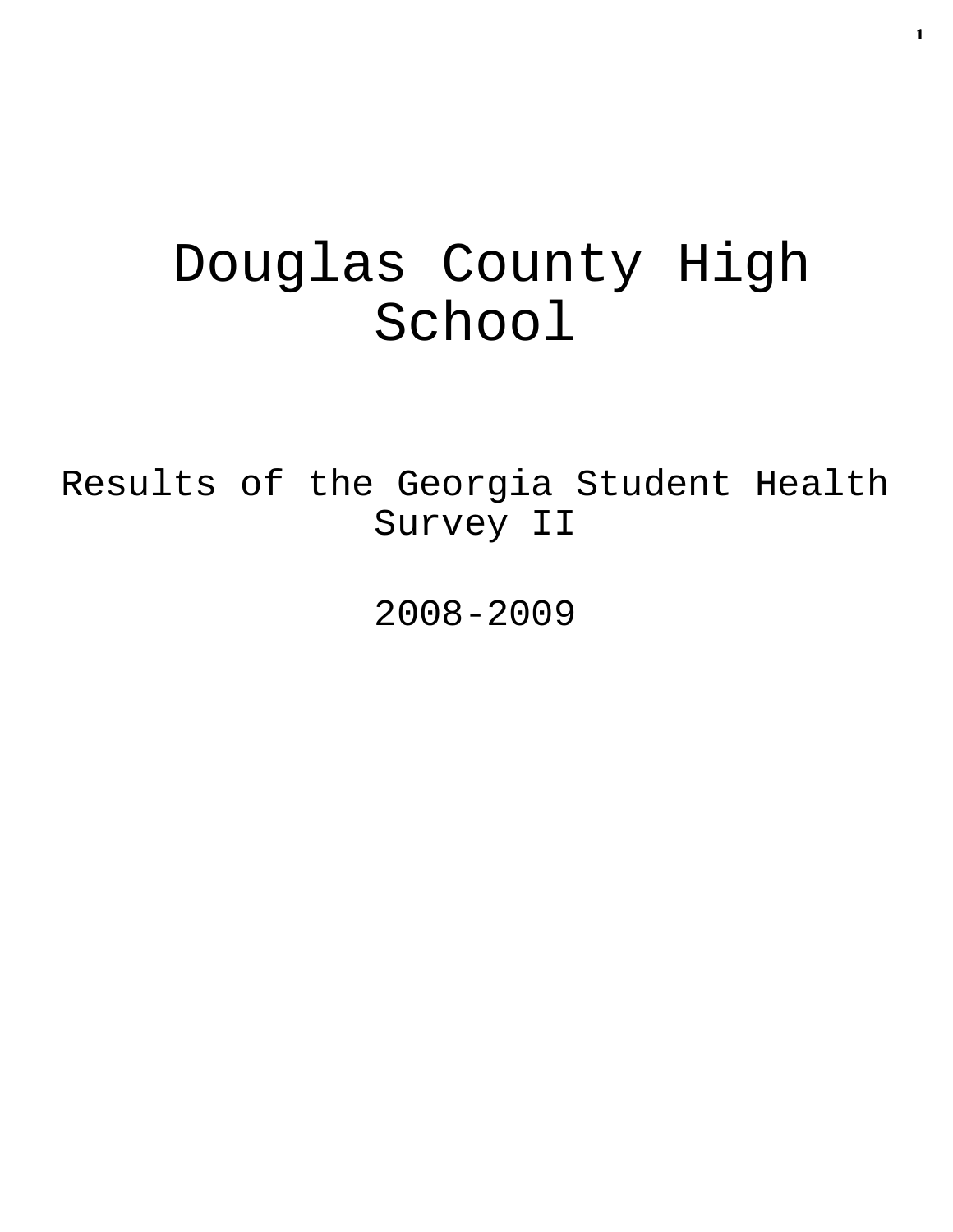# Douglas County High School

## Results of the Georgia Student Health Survey II

## 2008-2009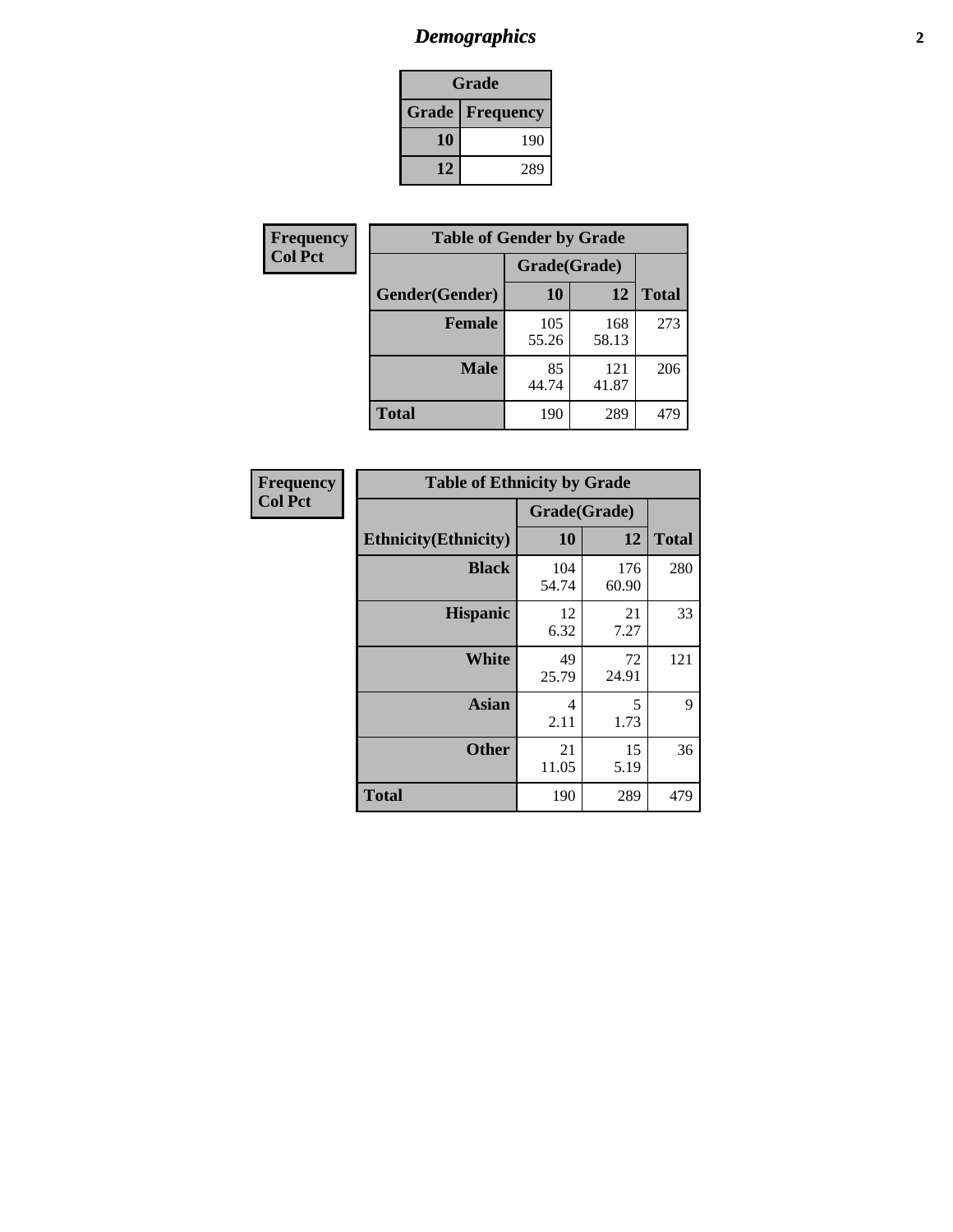# *Demographics*

| Grade | |
|---|---|
| **Grade** | **Frequency** |
| **10** | 190 |
| **12** | 289 |

**Frequency**
**Col Pct**

| Table of Gender by Grade | | | |
|---|---|---|---|
| | Grade(Grade) | | |
| **Gender(Gender)** | **10** | **12** | **Total** |
| **Female** | 105<br>55.26 | 168<br>58.13 | 273 |
| **Male** | 85<br>44.74 | 121<br>41.87 | 206 |
| **Total** | 190 | 289 | 479 |

**Frequency**
**Col Pct**

| Table of Ethnicity by Grade | | | |
|---|---|---|---|
| | Grade(Grade) | | |
| **Ethnicity(Ethnicity)** | **10** | **12** | **Total** |
| **Black** | 104<br>54.74 | 176<br>60.90 | 280 |
| **Hispanic** | 12<br>6.32 | 21<br>7.27 | 33 |
| **White** | 49<br>25.79 | 72<br>24.91 | 121 |
| **Asian** | 4<br>2.11 | 5<br>1.73 | 9 |
| **Other** | 21<br>11.05 | 15<br>5.19 | 36 |
| **Total** | 190 | 289 | 479 |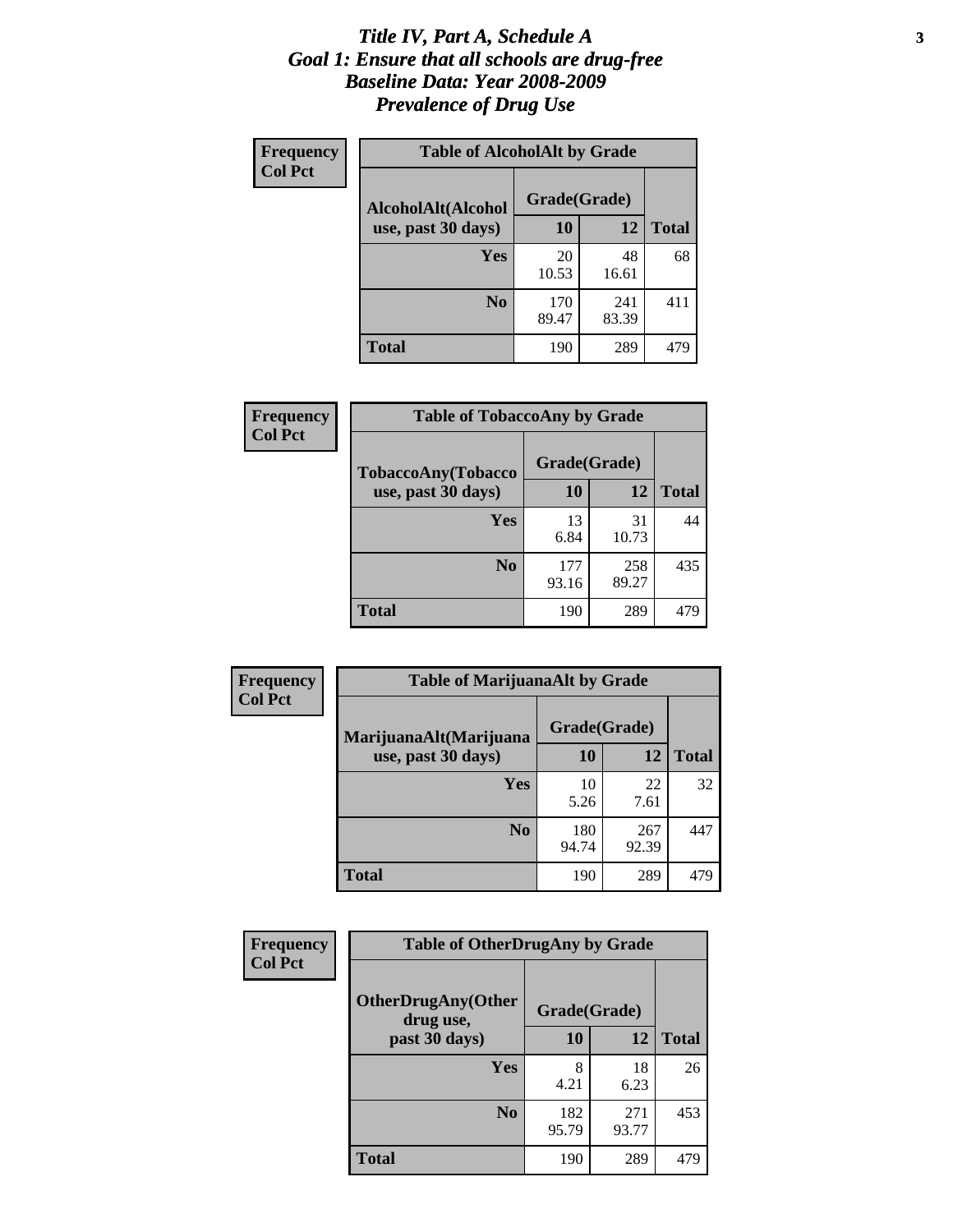# *Title IV, Part A, Schedule A*
## *Goal 1: Ensure that all schools are drug-free*
## *Baseline Data: Year 2008-2009*
## *Prevalence of Drug Use*

**Frequency**
**Col Pct**

**Table of AlcoholAlt by Grade**

| AlcoholAlt(Alcohol use, past 30 days) | Grade(Grade) 10 | 12 | Total |
|---|---|---|---|
| **Yes** | 20<br>10.53 | 48<br>16.61 | 68 |
| **No** | 170<br>89.47 | 241<br>83.39 | 411 |
| **Total** | 190 | 289 | 479 |

**Frequency**
**Col Pct**

**Table of TobaccoAny by Grade**

| TobaccoAny(Tobacco use, past 30 days) | Grade(Grade) 10 | 12 | Total |
|---|---|---|---|
| **Yes** | 13<br>6.84 | 31<br>10.73 | 44 |
| **No** | 177<br>93.16 | 258<br>89.27 | 435 |
| **Total** | 190 | 289 | 479 |

**Frequency**
**Col Pct**

**Table of MarijuanaAlt by Grade**

| MarijuanaAlt(Marijuana use, past 30 days) | Grade(Grade) 10 | 12 | Total |
|---|---|---|---|
| **Yes** | 10<br>5.26 | 22<br>7.61 | 32 |
| **No** | 180<br>94.74 | 267<br>92.39 | 447 |
| **Total** | 190 | 289 | 479 |

**Frequency**
**Col Pct**

**Table of OtherDrugAny by Grade**

| OtherDrugAny(Other drug use, past 30 days) | Grade(Grade) 10 | 12 | Total |
|---|---|---|---|
| **Yes** | 8<br>4.21 | 18<br>6.23 | 26 |
| **No** | 182<br>95.79 | 271<br>93.77 | 453 |
| **Total** | 190 | 289 | 479 |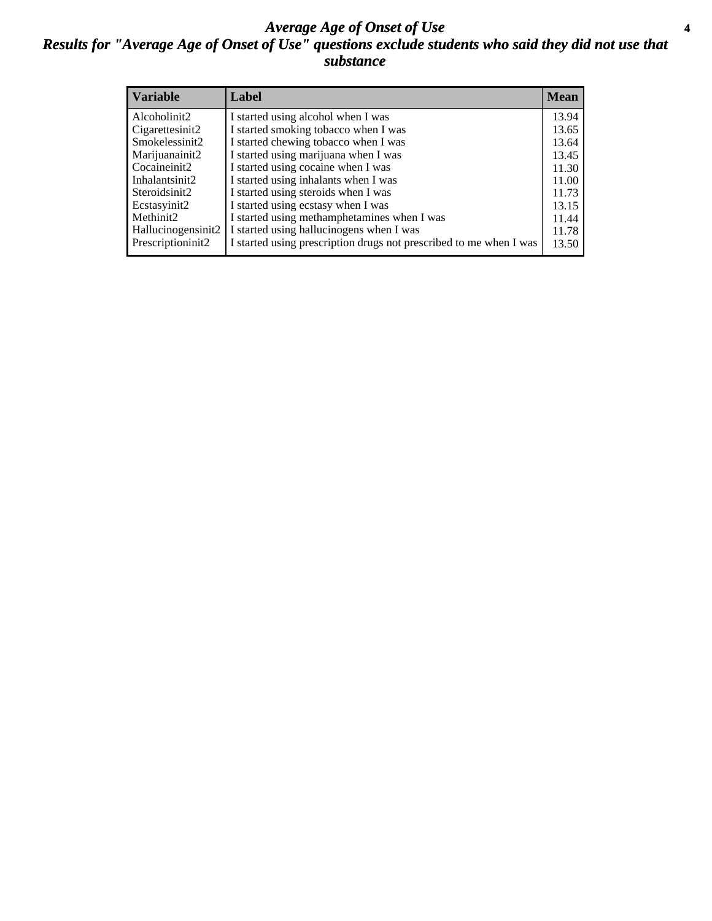# *Average Age of Onset of Use*

## *Results for "Average Age of Onset of Use" questions exclude students who said they did not use that substance*

| Variable | Label | Mean |
|---|---|---|
| Alcoholinit2 | I started using alcohol when I was | 13.94 |
| Cigarettesinit2 | I started smoking tobacco when I was | 13.65 |
| Smokelessinit2 | I started chewing tobacco when I was | 13.64 |
| Marijuanainit2 | I started using marijuana when I was | 13.45 |
| Cocaineinit2 | I started using cocaine when I was | 11.30 |
| Inhalantsinit2 | I started using inhalants when I was | 11.00 |
| Steroidsinit2 | I started using steroids when I was | 11.73 |
| Ecstasyinit2 | I started using ecstasy when I was | 13.15 |
| Methinit2 | I started using methamphetamines when I was | 11.44 |
| Hallucinogensinit2 | I started using hallucinogens when I was | 11.78 |
| Prescriptioninit2 | I started using prescription drugs not prescribed to me when I was | 13.50 |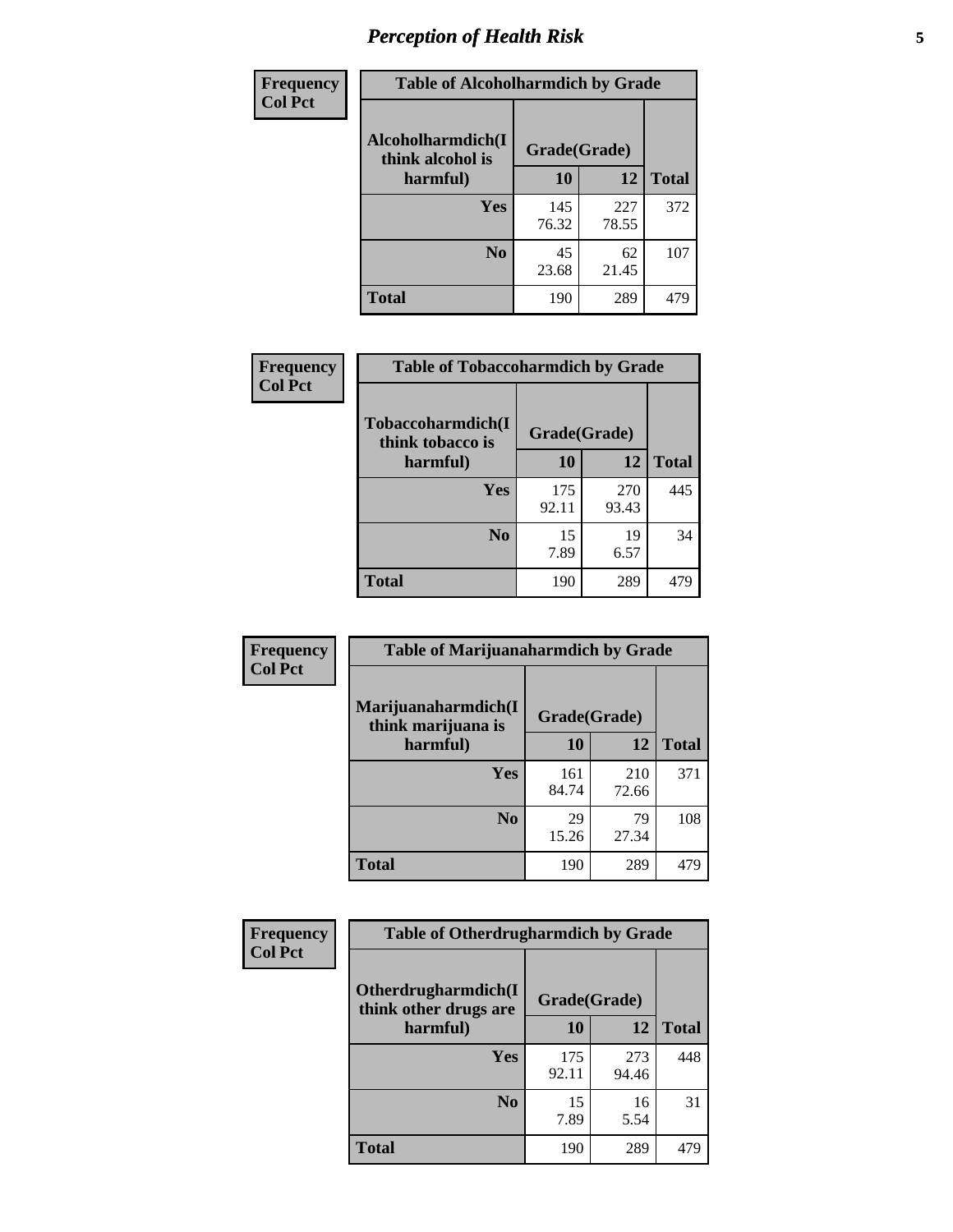# Perception of Health Risk

| Frequency<br>Col Pct | | | |
|---|---|---|---|
| **Table of Alcoholharmdich by Grade** | | | |
| **Alcoholharmdich(I think alcohol is harmful)** | **Grade(Grade)** | | **Total** |
| | **10** | **12** | |
| **Yes** | 145<br>76.32 | 227<br>78.55 | 372 |
| **No** | 45<br>23.68 | 62<br>21.45 | 107 |
| **Total** | 190 | 289 | 479 |

| Frequency<br>Col Pct | | | |
|---|---|---|---|
| **Table of Tobaccoharmdich by Grade** | | | |
| **Tobaccoharmdich(I think tobacco is harmful)** | **Grade(Grade)** | | **Total** |
| | **10** | **12** | |
| **Yes** | 175<br>92.11 | 270<br>93.43 | 445 |
| **No** | 15<br>7.89 | 19<br>6.57 | 34 |
| **Total** | 190 | 289 | 479 |

| Frequency<br>Col Pct | | | |
|---|---|---|---|
| **Table of Marijuanaharmdich by Grade** | | | |
| **Marijuanaharmdich(I think marijuana is harmful)** | **Grade(Grade)** | | **Total** |
| | **10** | **12** | |
| **Yes** | 161<br>84.74 | 210<br>72.66 | 371 |
| **No** | 29<br>15.26 | 79<br>27.34 | 108 |
| **Total** | 190 | 289 | 479 |

| Frequency<br>Col Pct | | | |
|---|---|---|---|
| **Table of Otherdrugharmdich by Grade** | | | |
| **Otherdrugharmdich(I think other drugs are harmful)** | **Grade(Grade)** | | **Total** |
| | **10** | **12** | |
| **Yes** | 175<br>92.11 | 273<br>94.46 | 448 |
| **No** | 15<br>7.89 | 16<br>5.54 | 31 |
| **Total** | 190 | 289 | 479 |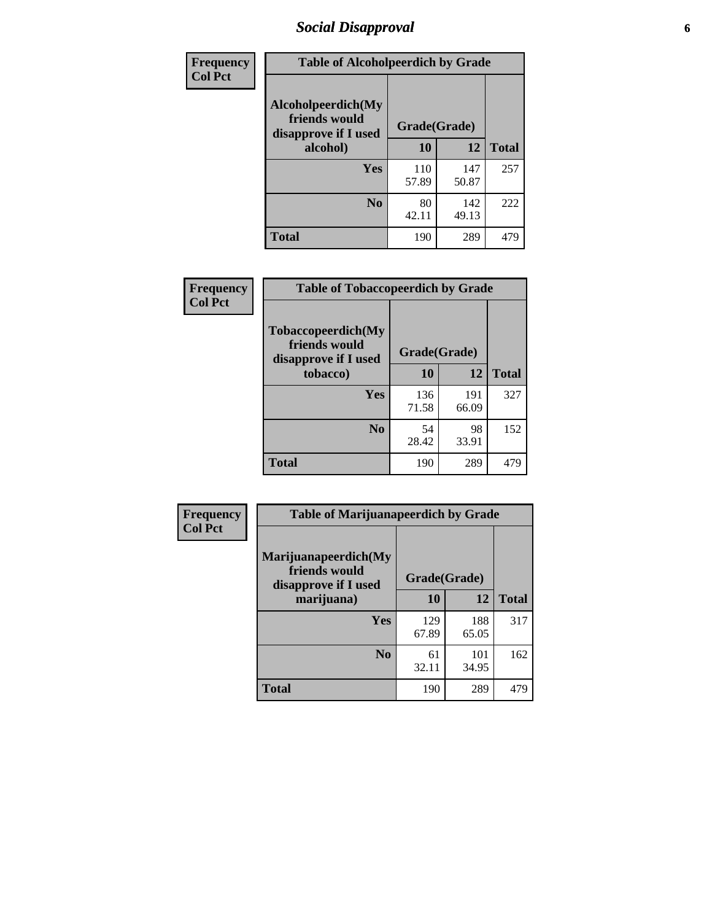# Social Disapproval

| Frequency Col Pct | Table of Alcoholpeerdich by Grade | | |
|---|---|---|---|
| Alcoholpeerdich(My friends would disapprove if I used alcohol) | Grade(Grade) | | |
| | 10 | 12 | Total |
| Yes | 110<br>57.89 | 147<br>50.87 | 257 |
| No | 80<br>42.11 | 142<br>49.13 | 222 |
| Total | 190 | 289 | 479 |

| Frequency Col Pct | Table of Tobaccopeerdich by Grade | | |
|---|---|---|---|
| Tobaccopeerdich(My friends would disapprove if I used tobacco) | Grade(Grade) | | |
| | 10 | 12 | Total |
| Yes | 136<br>71.58 | 191<br>66.09 | 327 |
| No | 54<br>28.42 | 98<br>33.91 | 152 |
| Total | 190 | 289 | 479 |

| Frequency Col Pct | Table of Marijuanapeerdich by Grade | | |
|---|---|---|---|
| Marijuanapeerdich(My friends would disapprove if I used marijuana) | Grade(Grade) | | |
| | 10 | 12 | Total |
| Yes | 129<br>67.89 | 188<br>65.05 | 317 |
| No | 61<br>32.11 | 101<br>34.95 | 162 |
| Total | 190 | 289 | 479 |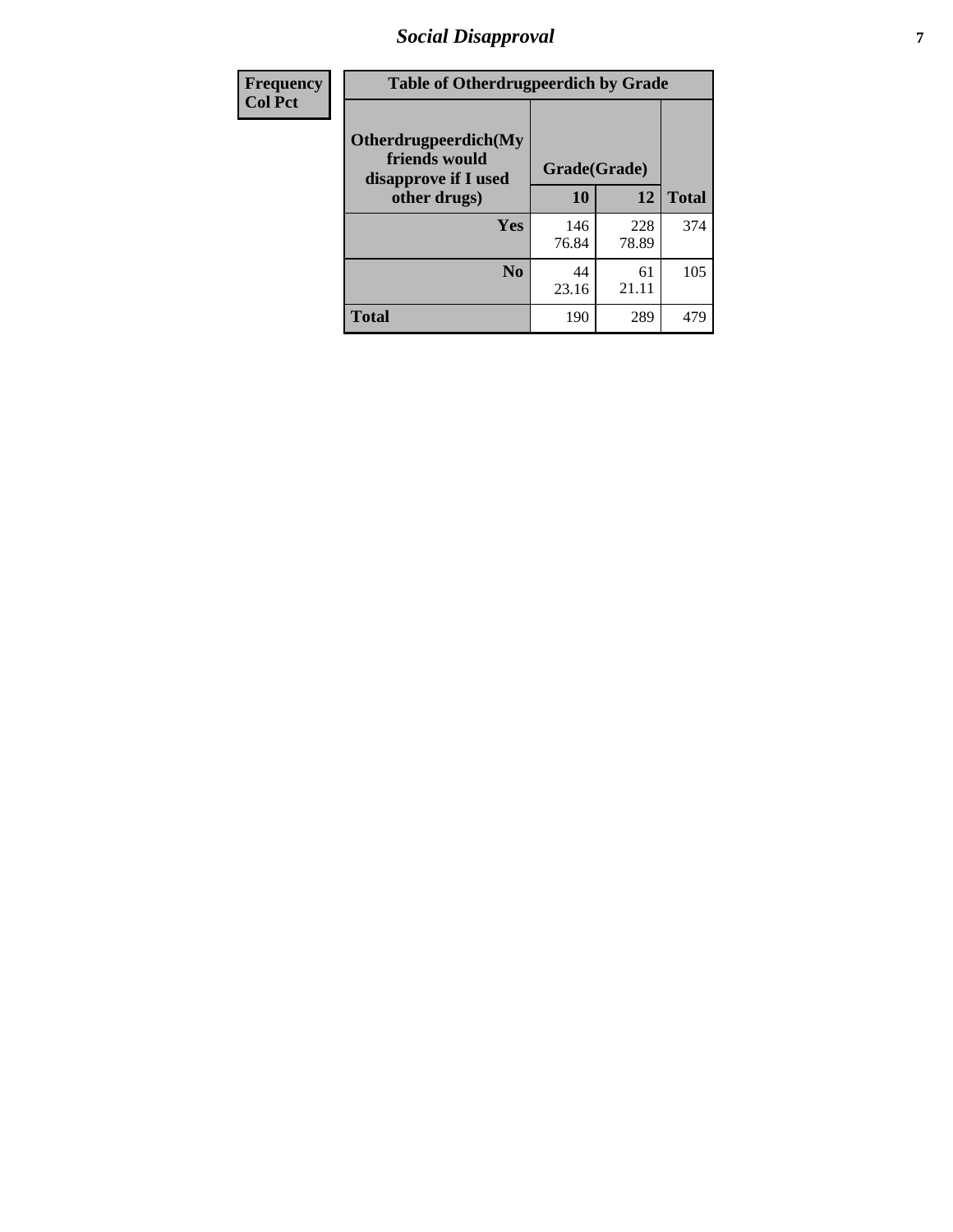| Frequency Col Pct |
|---|

**Table of Otherdrugpeerdich by Grade**

| Otherdrugpeerdich(My friends would disapprove if I used other drugs) | Grade(Grade) | | |
|---|---|---|---|
| | 10 | 12 | Total |
| Yes | 146<br>76.84 | 228<br>78.89 | 374 |
| No | 44<br>23.16 | 61<br>21.11 | 105 |
| Total | 190 | 289 | 479 |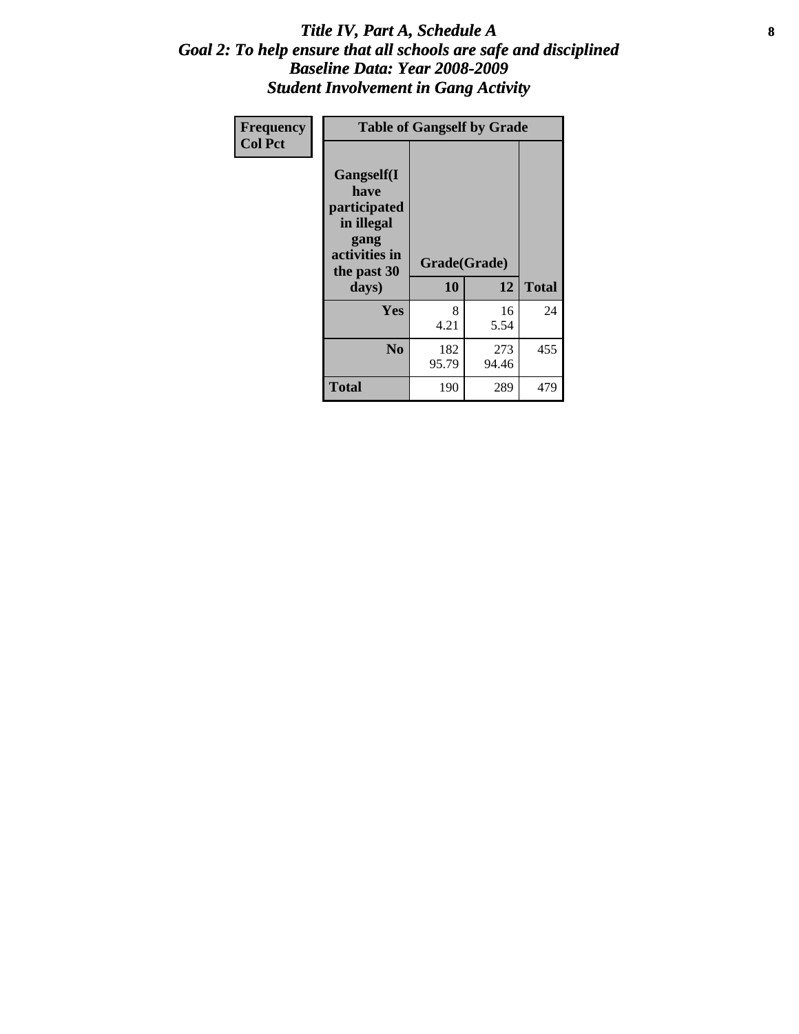# *Title IV, Part A, Schedule A*
## *Goal 2: To help ensure that all schools are safe and disciplined*
## *Baseline Data: Year 2008-2009*
## *Student Involvement in Gang Activity*

| Frequency<br>Col Pct | Table of Gangself by Grade | | |
|---|---|---|---|
| **Gangself(I have participated in illegal gang activities in the past 30 days)** | **Grade(Grade)** | | |
| | **10** | **12** | **Total** |
| **Yes** | 8<br>4.21 | 16<br>5.54 | 24 |
| **No** | 182<br>95.79 | 273<br>94.46 | 455 |
| **Total** | 190 | 289 | 479 |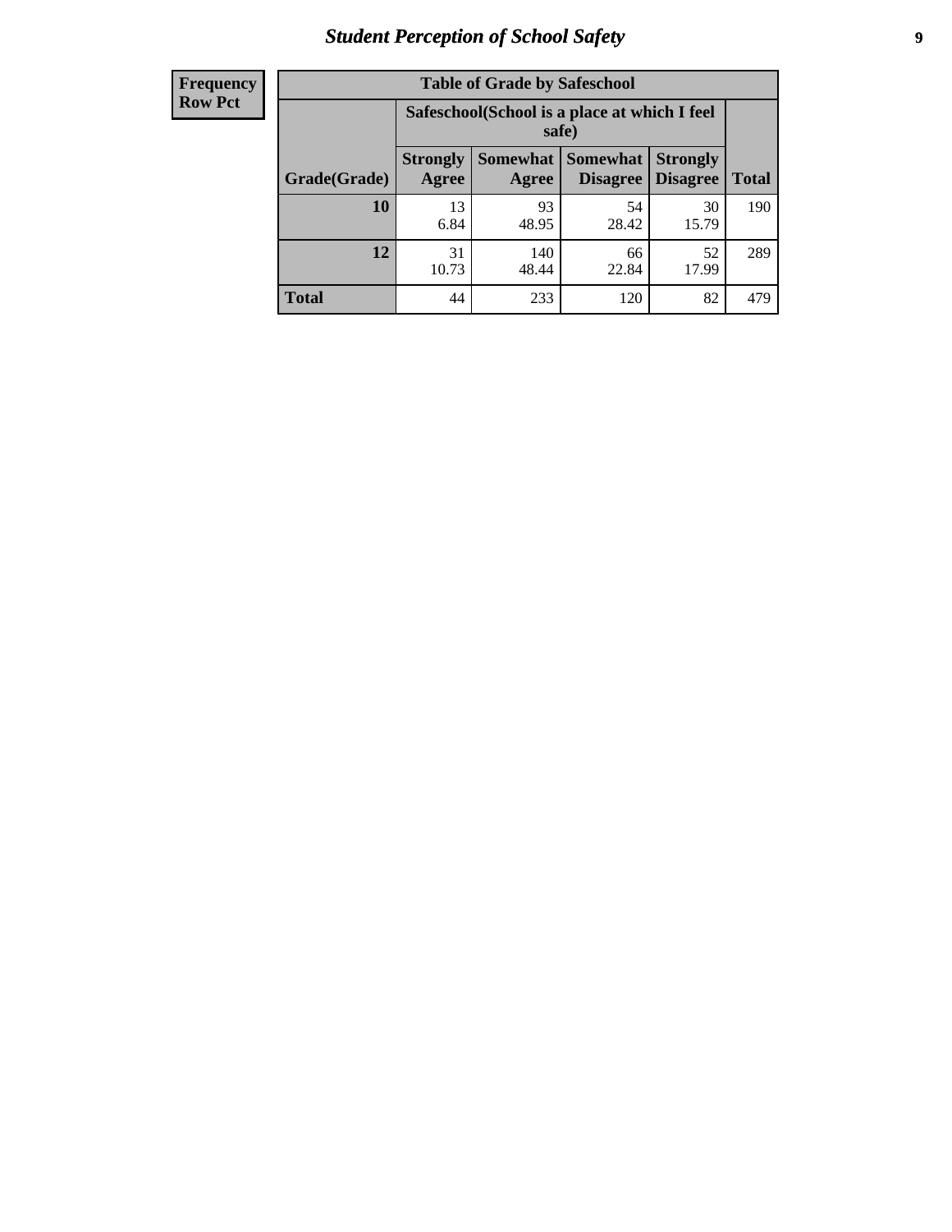**Frequency**
**Row Pct**

| Table of Grade by Safeschool | | | | | |
|---|---|---|---|---|---|
| | Safeschool(School is a place at which I feel safe) | | | | |
| Grade(Grade) | Strongly Agree | Somewhat Agree | Somewhat Disagree | Strongly Disagree | Total |
| **10** | 13<br>6.84 | 93<br>48.95 | 54<br>28.42 | 30<br>15.79 | 190 |
| **12** | 31<br>10.73 | 140<br>48.44 | 66<br>22.84 | 52<br>17.99 | 289 |
| **Total** | 44 | 233 | 120 | 82 | 479 |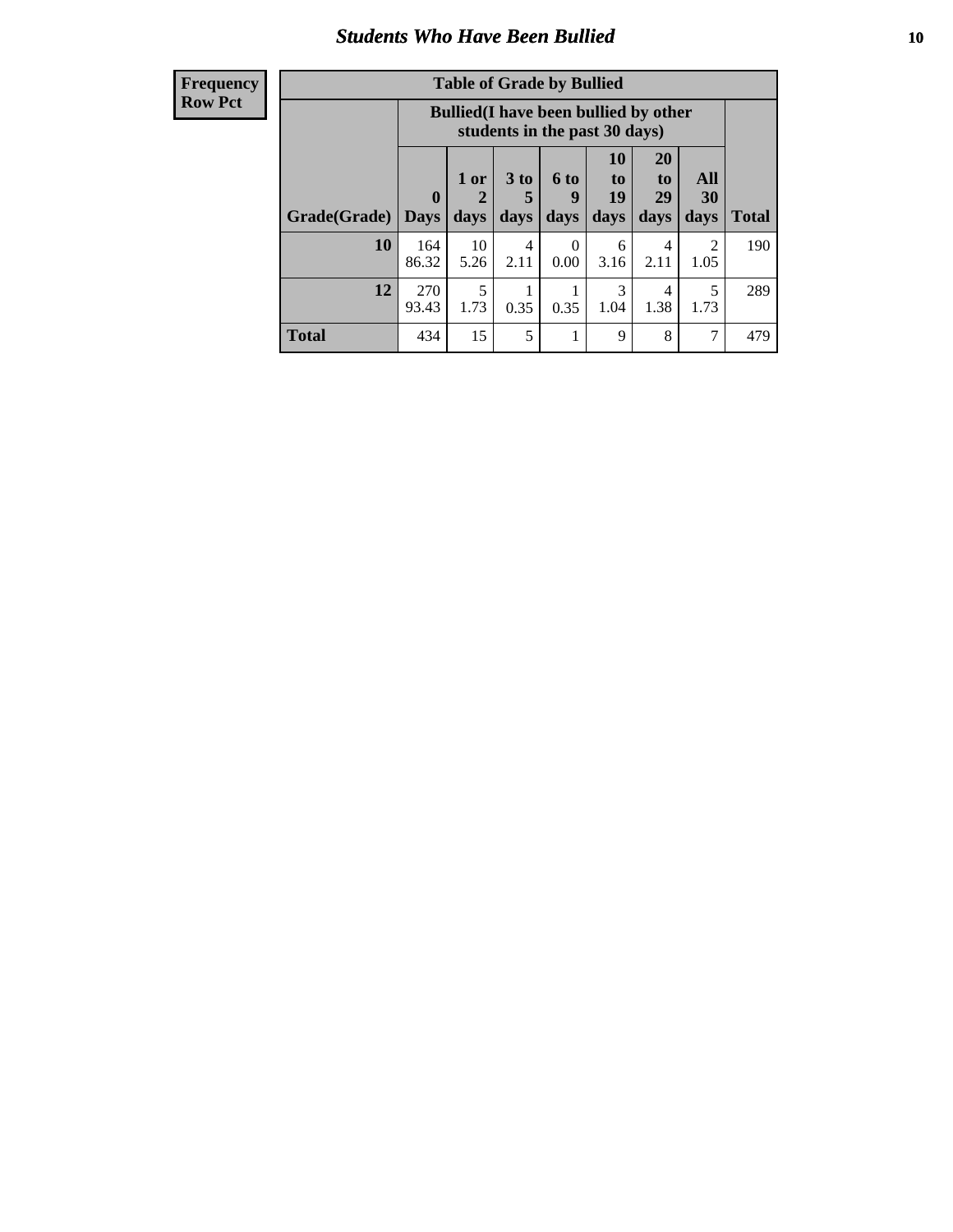## Students Who Have Been Bullied

| Frequency Row Pct |
|---|

**Table of Grade by Bullied**

| Grade(Grade) | Bullied(I have been bullied by other students in the past 30 days) 0 Days | 1 or 2 days | 3 to 5 days | 6 to 9 days | 10 to 19 days | 20 to 29 days | All 30 days | Total |
|---|---|---|---|---|---|---|---|---|
| **10** | 164<br>86.32 | 10<br>5.26 | 4<br>2.11 | 0<br>0.00 | 6<br>3.16 | 4<br>2.11 | 2<br>1.05 | 190 |
| **12** | 270<br>93.43 | 5<br>1.73 | 1<br>0.35 | 1<br>0.35 | 3<br>1.04 | 4<br>1.38 | 5<br>1.73 | 289 |
| **Total** | 434 | 15 | 5 | 1 | 9 | 8 | 7 | 479 |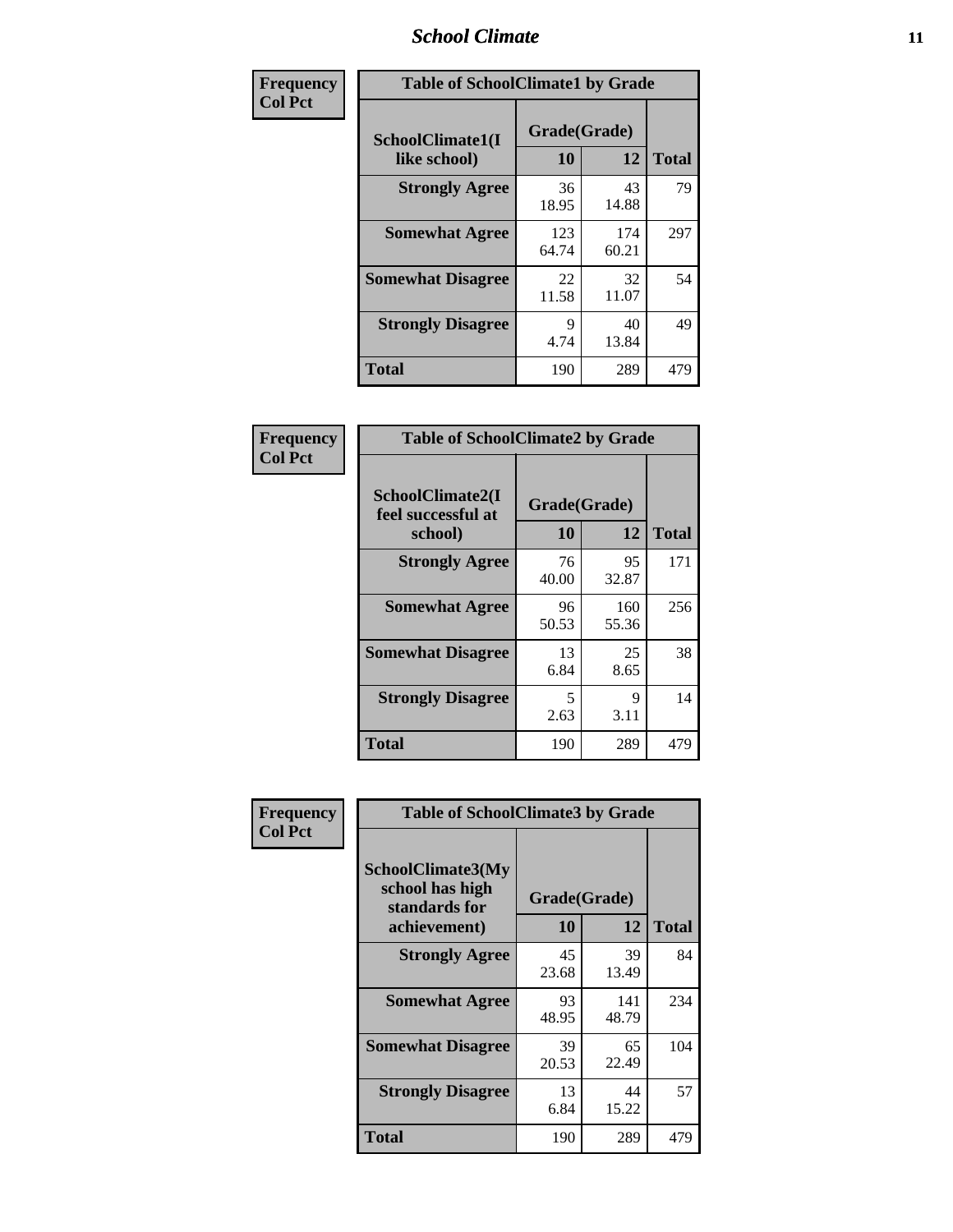**Frequency**
**Col Pct**

| Table of SchoolClimate1 by Grade | | | |
|---|---|---|---|
| SchoolClimate1(I like school) | Grade(Grade) | | Total |
| | 10 | 12 | |
| **Strongly Agree** | 36<br>18.95 | 43<br>14.88 | 79 |
| **Somewhat Agree** | 123<br>64.74 | 174<br>60.21 | 297 |
| **Somewhat Disagree** | 22<br>11.58 | 32<br>11.07 | 54 |
| **Strongly Disagree** | 9<br>4.74 | 40<br>13.84 | 49 |
| **Total** | 190 | 289 | 479 |

**Frequency**
**Col Pct**

| Table of SchoolClimate2 by Grade | | | |
|---|---|---|---|
| SchoolClimate2(I feel successful at school) | Grade(Grade) | | Total |
| | 10 | 12 | |
| **Strongly Agree** | 76<br>40.00 | 95<br>32.87 | 171 |
| **Somewhat Agree** | 96<br>50.53 | 160<br>55.36 | 256 |
| **Somewhat Disagree** | 13<br>6.84 | 25<br>8.65 | 38 |
| **Strongly Disagree** | 5<br>2.63 | 9<br>3.11 | 14 |
| **Total** | 190 | 289 | 479 |

**Frequency**
**Col Pct**

| Table of SchoolClimate3 by Grade | | | |
|---|---|---|---|
| SchoolClimate3(My school has high standards for achievement) | Grade(Grade) | | Total |
| | 10 | 12 | |
| **Strongly Agree** | 45<br>23.68 | 39<br>13.49 | 84 |
| **Somewhat Agree** | 93<br>48.95 | 141<br>48.79 | 234 |
| **Somewhat Disagree** | 39<br>20.53 | 65<br>22.49 | 104 |
| **Strongly Disagree** | 13<br>6.84 | 44<br>15.22 | 57 |
| **Total** | 190 | 289 | 479 |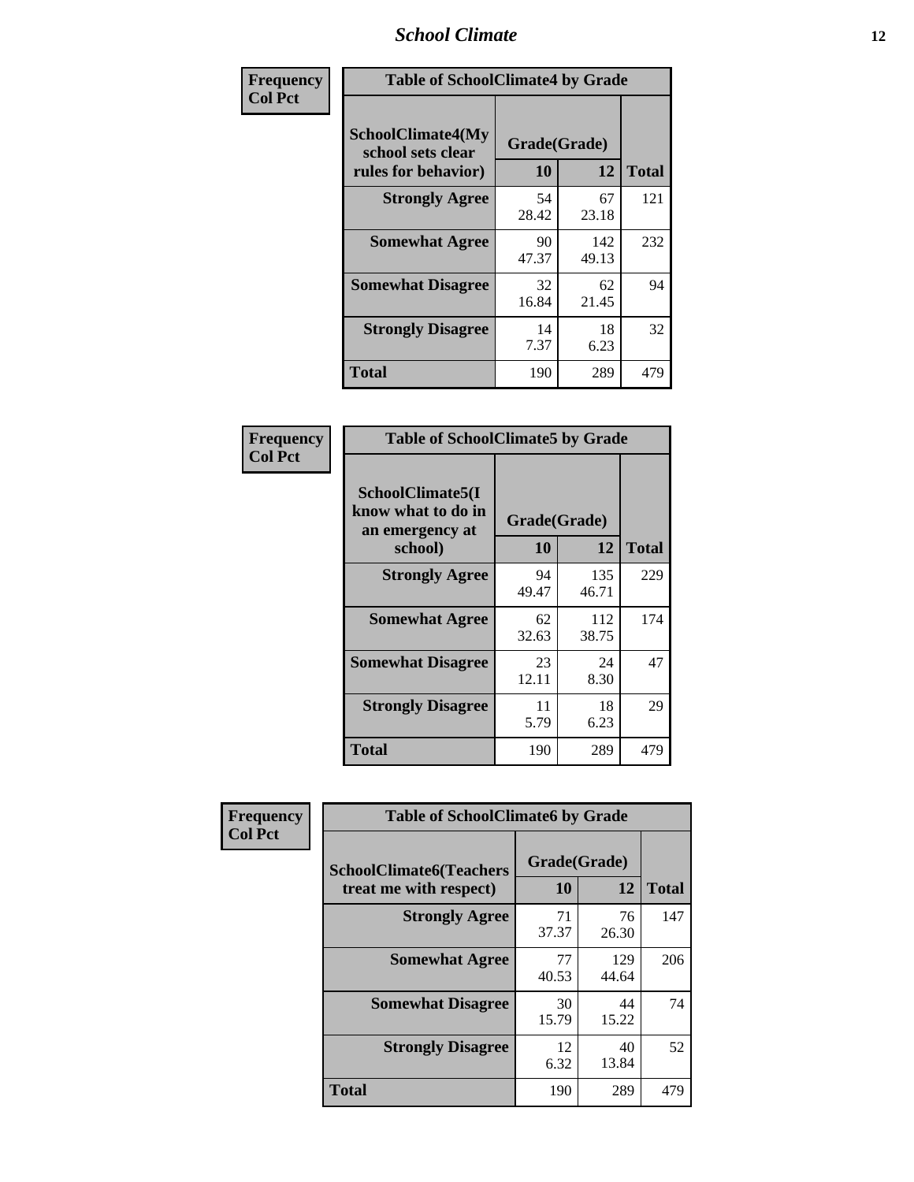**Frequency**
**Col Pct**

| Table of SchoolClimate4 by Grade | | | |
|---|---|---|---|
| SchoolClimate4(My school sets clear rules for behavior) | Grade(Grade) | | |
| | 10 | 12 | Total |
| **Strongly Agree** | 54<br>28.42 | 67<br>23.18 | 121 |
| **Somewhat Agree** | 90<br>47.37 | 142<br>49.13 | 232 |
| **Somewhat Disagree** | 32<br>16.84 | 62<br>21.45 | 94 |
| **Strongly Disagree** | 14<br>7.37 | 18<br>6.23 | 32 |
| **Total** | 190 | 289 | 479 |

**Frequency**
**Col Pct**

| Table of SchoolClimate5 by Grade | | | |
|---|---|---|---|
| SchoolClimate5(I know what to do in an emergency at school) | Grade(Grade) | | |
| | 10 | 12 | Total |
| **Strongly Agree** | 94<br>49.47 | 135<br>46.71 | 229 |
| **Somewhat Agree** | 62<br>32.63 | 112<br>38.75 | 174 |
| **Somewhat Disagree** | 23<br>12.11 | 24<br>8.30 | 47 |
| **Strongly Disagree** | 11<br>5.79 | 18<br>6.23 | 29 |
| **Total** | 190 | 289 | 479 |

**Frequency**
**Col Pct**

| Table of SchoolClimate6 by Grade | | | |
|---|---|---|---|
| SchoolClimate6(Teachers treat me with respect) | Grade(Grade) | | |
| | 10 | 12 | Total |
| **Strongly Agree** | 71<br>37.37 | 76<br>26.30 | 147 |
| **Somewhat Agree** | 77<br>40.53 | 129<br>44.64 | 206 |
| **Somewhat Disagree** | 30<br>15.79 | 44<br>15.22 | 74 |
| **Strongly Disagree** | 12<br>6.32 | 40<br>13.84 | 52 |
| **Total** | 190 | 289 | 479 |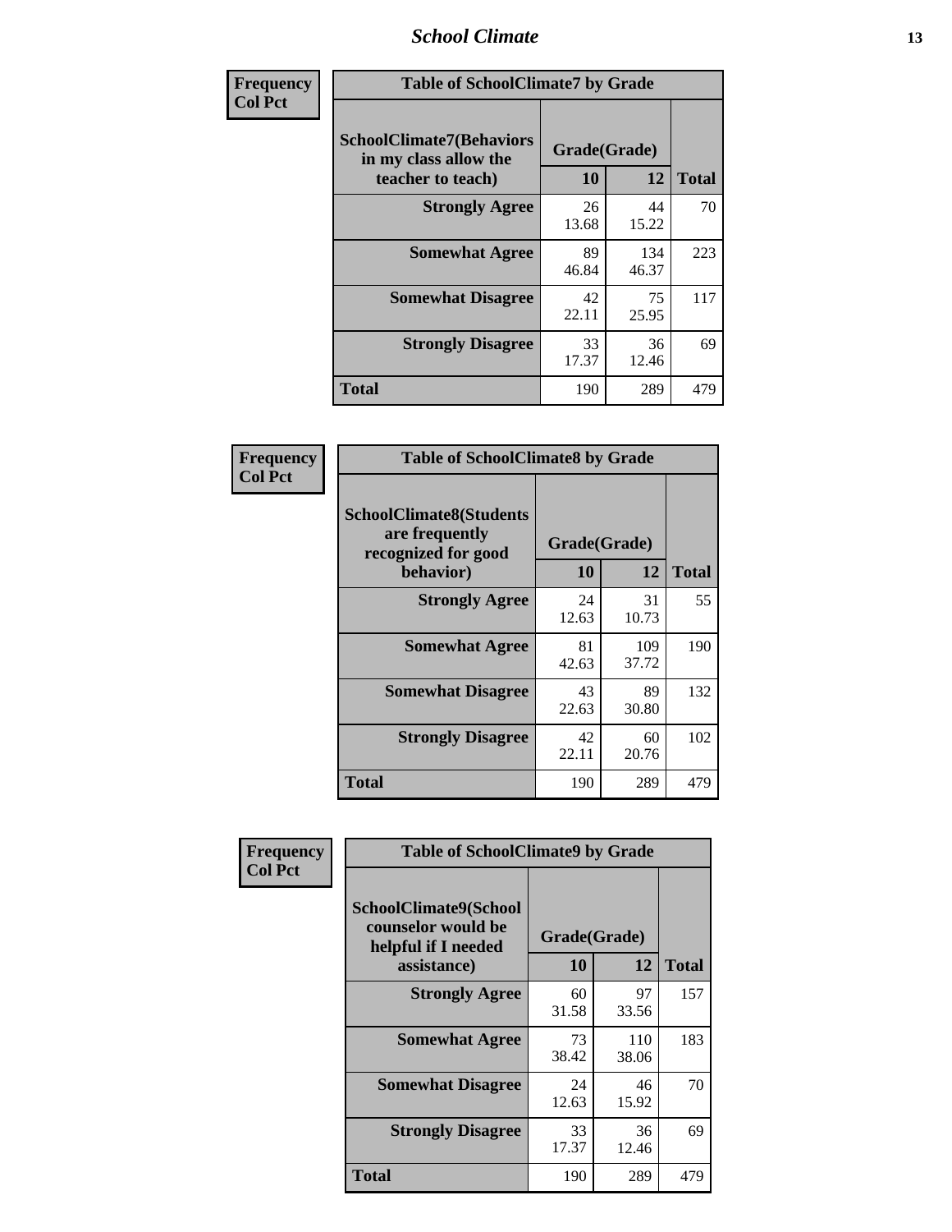**Frequency**
**Col Pct**

| Table of SchoolClimate7 by Grade | | | |
|---|---|---|---|
| **SchoolClimate7(Behaviors in my class allow the teacher to teach)** | **Grade(Grade)** | | **Total** |
| | **10** | **12** | |
| **Strongly Agree** | 26<br>13.68 | 44<br>15.22 | 70 |
| **Somewhat Agree** | 89<br>46.84 | 134<br>46.37 | 223 |
| **Somewhat Disagree** | 42<br>22.11 | 75<br>25.95 | 117 |
| **Strongly Disagree** | 33<br>17.37 | 36<br>12.46 | 69 |
| **Total** | 190 | 289 | 479 |

**Frequency**
**Col Pct**

| Table of SchoolClimate8 by Grade | | | |
|---|---|---|---|
| **SchoolClimate8(Students are frequently recognized for good behavior)** | **Grade(Grade)** | | **Total** |
| | **10** | **12** | |
| **Strongly Agree** | 24<br>12.63 | 31<br>10.73 | 55 |
| **Somewhat Agree** | 81<br>42.63 | 109<br>37.72 | 190 |
| **Somewhat Disagree** | 43<br>22.63 | 89<br>30.80 | 132 |
| **Strongly Disagree** | 42<br>22.11 | 60<br>20.76 | 102 |
| **Total** | 190 | 289 | 479 |

**Frequency**
**Col Pct**

| Table of SchoolClimate9 by Grade | | | |
|---|---|---|---|
| **SchoolClimate9(School counselor would be helpful if I needed assistance)** | **Grade(Grade)** | | **Total** |
| | **10** | **12** | |
| **Strongly Agree** | 60<br>31.58 | 97<br>33.56 | 157 |
| **Somewhat Agree** | 73<br>38.42 | 110<br>38.06 | 183 |
| **Somewhat Disagree** | 24<br>12.63 | 46<br>15.92 | 70 |
| **Strongly Disagree** | 33<br>17.37 | 36<br>12.46 | 69 |
| **Total** | 190 | 289 | 479 |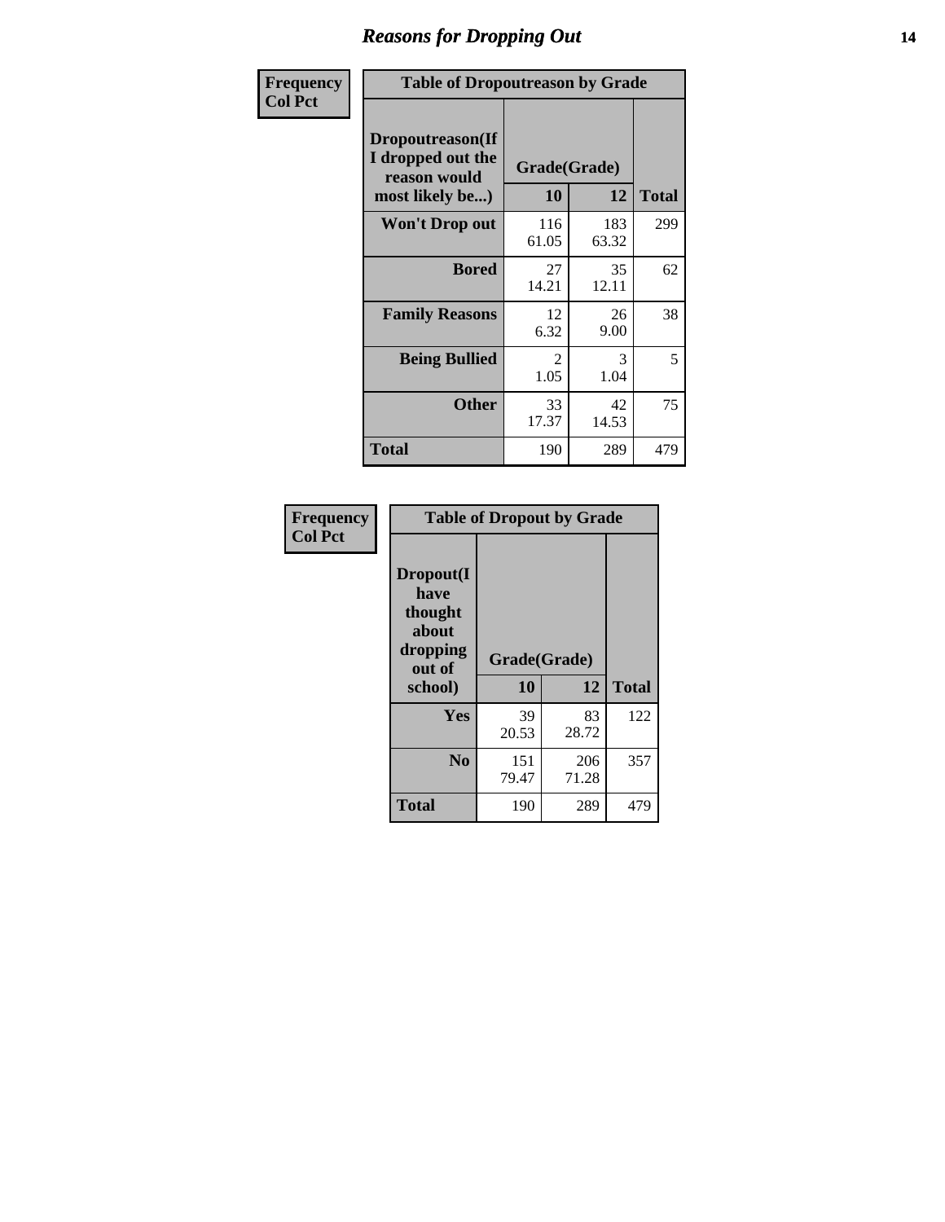| Frequency<br>Col Pct | Table of Dropoutreason by Grade | | |
|---|---|---|---|
| Dropoutreason(If I dropped out the reason would most likely be...) | Grade(Grade) | | Total |
| | 10 | 12 | |
| Won't Drop out | 116<br>61.05 | 183<br>63.32 | 299 |
| Bored | 27<br>14.21 | 35<br>12.11 | 62 |
| Family Reasons | 12<br>6.32 | 26<br>9.00 | 38 |
| Being Bullied | 2<br>1.05 | 3<br>1.04 | 5 |
| Other | 33<br>17.37 | 42<br>14.53 | 75 |
| Total | 190 | 289 | 479 |

| Frequency<br>Col Pct | Table of Dropout by Grade | | |
|---|---|---|---|
| Dropout(I have thought about dropping out of school) | Grade(Grade) | | Total |
| | 10 | 12 | |
| Yes | 39<br>20.53 | 83<br>28.72 | 122 |
| No | 151<br>79.47 | 206<br>71.28 | 357 |
| Total | 190 | 289 | 479 |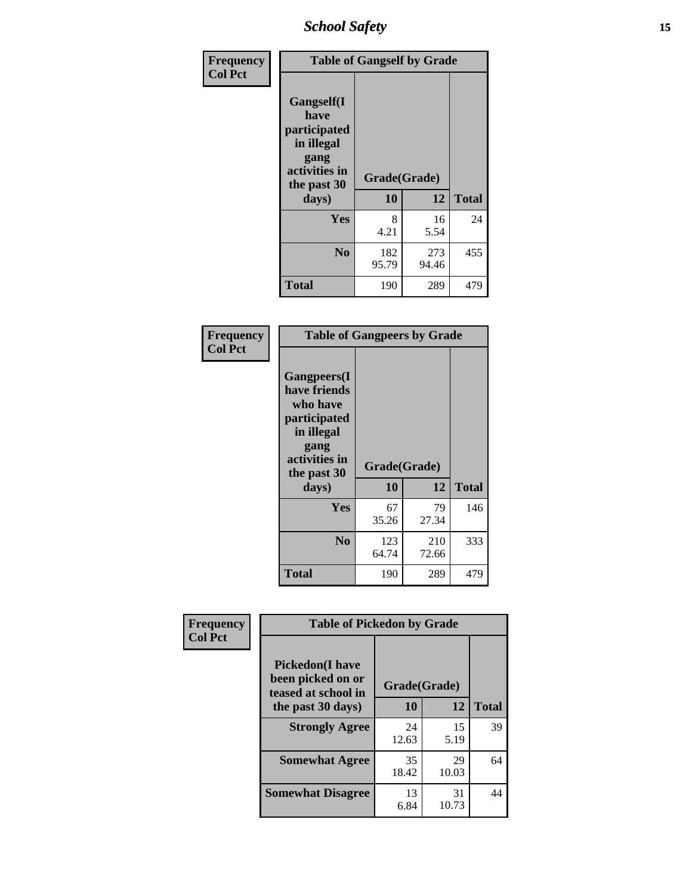| Frequency<br>Col Pct | Table of Gangself by Grade | | |
|---|---|---|---|
| Gangself(I have participated in illegal gang activities in the past 30 days) | Grade(Grade) | | |
| | 10 | 12 | Total |
| Yes | 8<br>4.21 | 16<br>5.54 | 24 |
| No | 182<br>95.79 | 273<br>94.46 | 455 |
| Total | 190 | 289 | 479 |

| Frequency<br>Col Pct | Table of Gangpeers by Grade | | |
|---|---|---|---|
| Gangpeers(I have friends who have participated in illegal gang activities in the past 30 days) | Grade(Grade) | | |
| | 10 | 12 | Total |
| Yes | 67<br>35.26 | 79<br>27.34 | 146 |
| No | 123<br>64.74 | 210<br>72.66 | 333 |
| Total | 190 | 289 | 479 |

| Frequency<br>Col Pct | Table of Pickedon by Grade | | |
|---|---|---|---|
| Pickedon(I have been picked on or teased at school in the past 30 days) | Grade(Grade) | | |
| | 10 | 12 | Total |
| Strongly Agree | 24<br>12.63 | 15<br>5.19 | 39 |
| Somewhat Agree | 35<br>18.42 | 29<br>10.03 | 64 |
| Somewhat Disagree | 13<br>6.84 | 31<br>10.73 | 44 |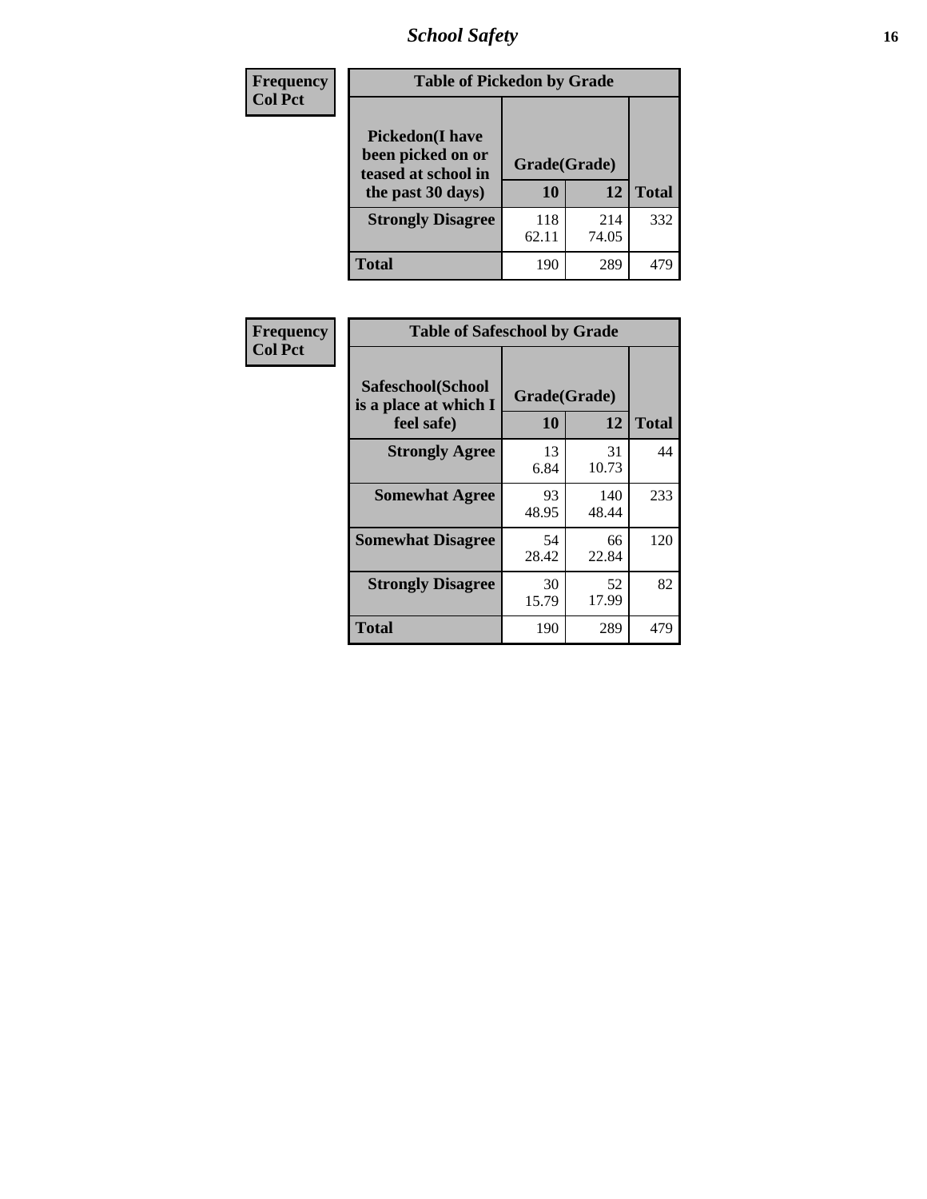| Frequency<br>Col Pct | Table of Pickedon by Grade | | |
|---|---|---|---|
| Pickedon(I have been picked on or teased at school in the past 30 days) | Grade(Grade) | | |
| | 10 | 12 | Total |
| Strongly Disagree | 118<br>62.11 | 214<br>74.05 | 332 |
| Total | 190 | 289 | 479 |

| Frequency<br>Col Pct | Table of Safeschool by Grade | | |
|---|---|---|---|
| Safeschool(School is a place at which I feel safe) | Grade(Grade) | | |
| | 10 | 12 | Total |
| Strongly Agree | 13<br>6.84 | 31<br>10.73 | 44 |
| Somewhat Agree | 93<br>48.95 | 140<br>48.44 | 233 |
| Somewhat Disagree | 54<br>28.42 | 66<br>22.84 | 120 |
| Strongly Disagree | 30<br>15.79 | 52<br>17.99 | 82 |
| Total | 190 | 289 | 479 |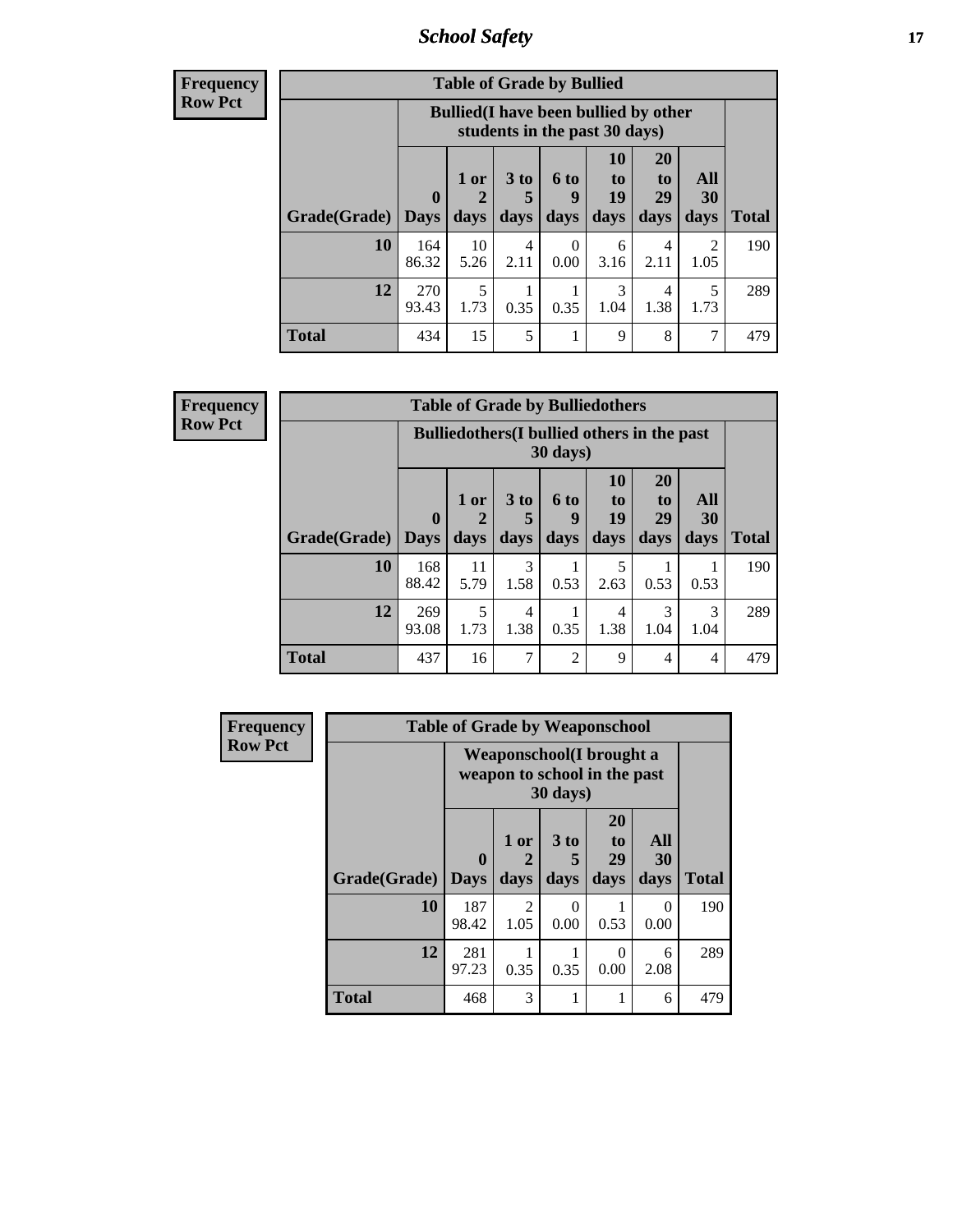| Frequency Row Pct | Table of Grade by Bullied | | | | | | | |
|---|---|---|---|---|---|---|---|---|
| | Bullied(I have been bullied by other students in the past 30 days) | | | | | | | |
| Grade(Grade) | 0 Days | 1 or 2 days | 3 to 5 days | 6 to 9 days | 10 to 19 days | 20 to 29 days | All 30 days | Total |
| 10 | 164<br>86.32 | 10<br>5.26 | 4<br>2.11 | 0<br>0.00 | 6<br>3.16 | 4<br>2.11 | 2<br>1.05 | 190 |
| 12 | 270<br>93.43 | 5<br>1.73 | 1<br>0.35 | 1<br>0.35 | 3<br>1.04 | 4<br>1.38 | 5<br>1.73 | 289 |
| Total | 434 | 15 | 5 | 1 | 9 | 8 | 7 | 479 |

| Frequency Row Pct | Table of Grade by Bulliedothers | | | | | | | |
|---|---|---|---|---|---|---|---|---|
| | Bulliedothers(I bullied others in the past 30 days) | | | | | | | |
| Grade(Grade) | 0 Days | 1 or 2 days | 3 to 5 days | 6 to 9 days | 10 to 19 days | 20 to 29 days | All 30 days | Total |
| 10 | 168<br>88.42 | 11<br>5.79 | 3<br>1.58 | 1<br>0.53 | 5<br>2.63 | 1<br>0.53 | 1<br>0.53 | 190 |
| 12 | 269<br>93.08 | 5<br>1.73 | 4<br>1.38 | 1<br>0.35 | 4<br>1.38 | 3<br>1.04 | 3<br>1.04 | 289 |
| Total | 437 | 16 | 7 | 2 | 9 | 4 | 4 | 479 |

| Frequency Row Pct | Table of Grade by Weaponschool | | | | | |
|---|---|---|---|---|---|---|
| | Weaponschool(I brought a weapon to school in the past 30 days) | | | | | |
| Grade(Grade) | 0 Days | 1 or 2 days | 3 to 5 days | 20 to 29 days | All 30 days | Total |
| 10 | 187<br>98.42 | 2<br>1.05 | 0<br>0.00 | 1<br>0.53 | 0<br>0.00 | 190 |
| 12 | 281<br>97.23 | 1<br>0.35 | 1<br>0.35 | 0<br>0.00 | 6<br>2.08 | 289 |
| Total | 468 | 3 | 1 | 1 | 6 | 479 |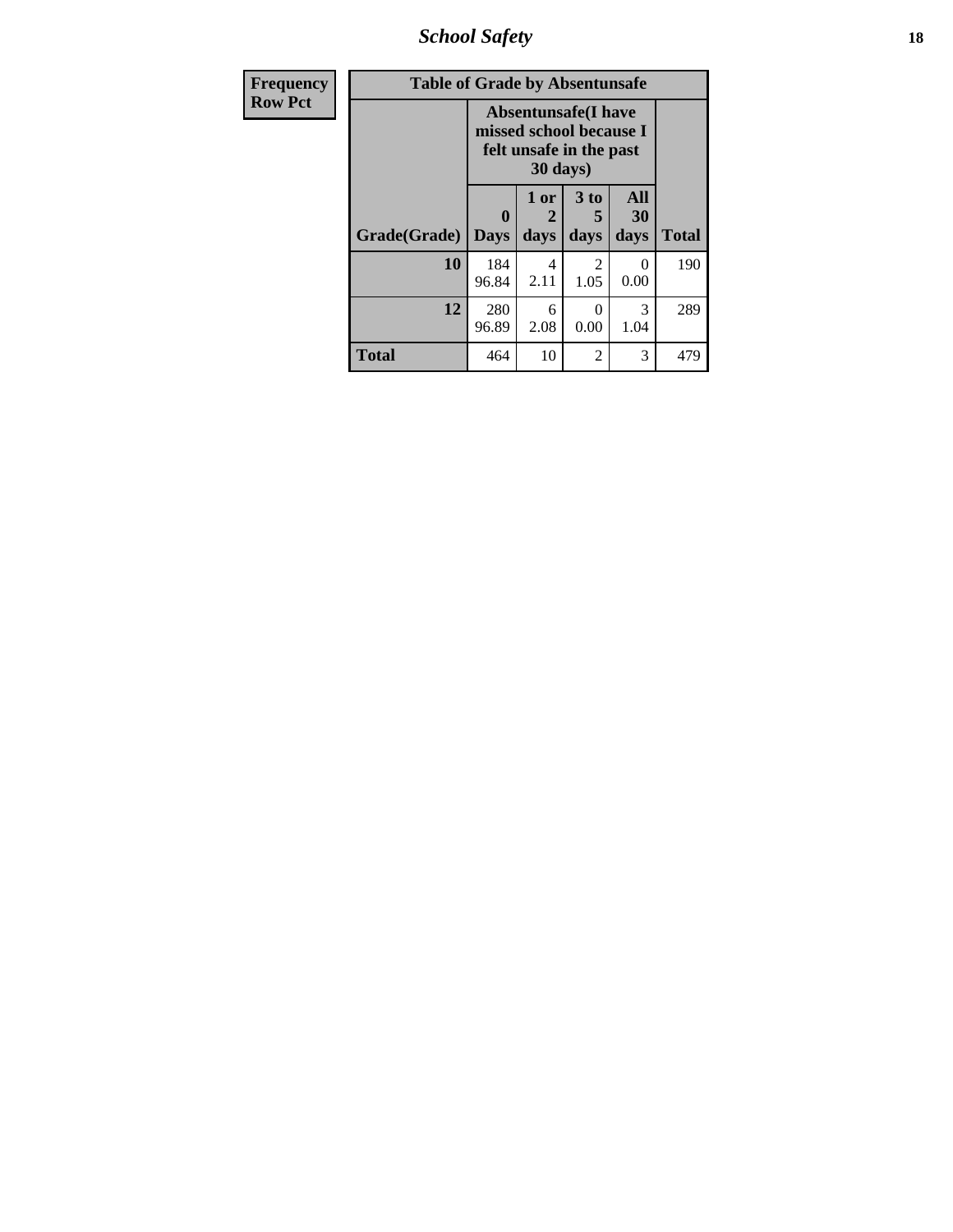| Frequency<br>Row Pct |
|---|

**Table of Grade by Absentunsafe**

| Grade(Grade) | Absentunsafe(I have missed school because I felt unsafe in the past 30 days) | | | | Total |
|---|---|---|---|---|---|
| | 0 Days | 1 or 2 days | 3 to 5 days | All 30 days | |
| **10** | 184<br>96.84 | 4<br>2.11 | 2<br>1.05 | 0<br>0.00 | 190 |
| **12** | 280<br>96.89 | 6<br>2.08 | 0<br>0.00 | 3<br>1.04 | 289 |
| **Total** | 464 | 10 | 2 | 3 | 479 |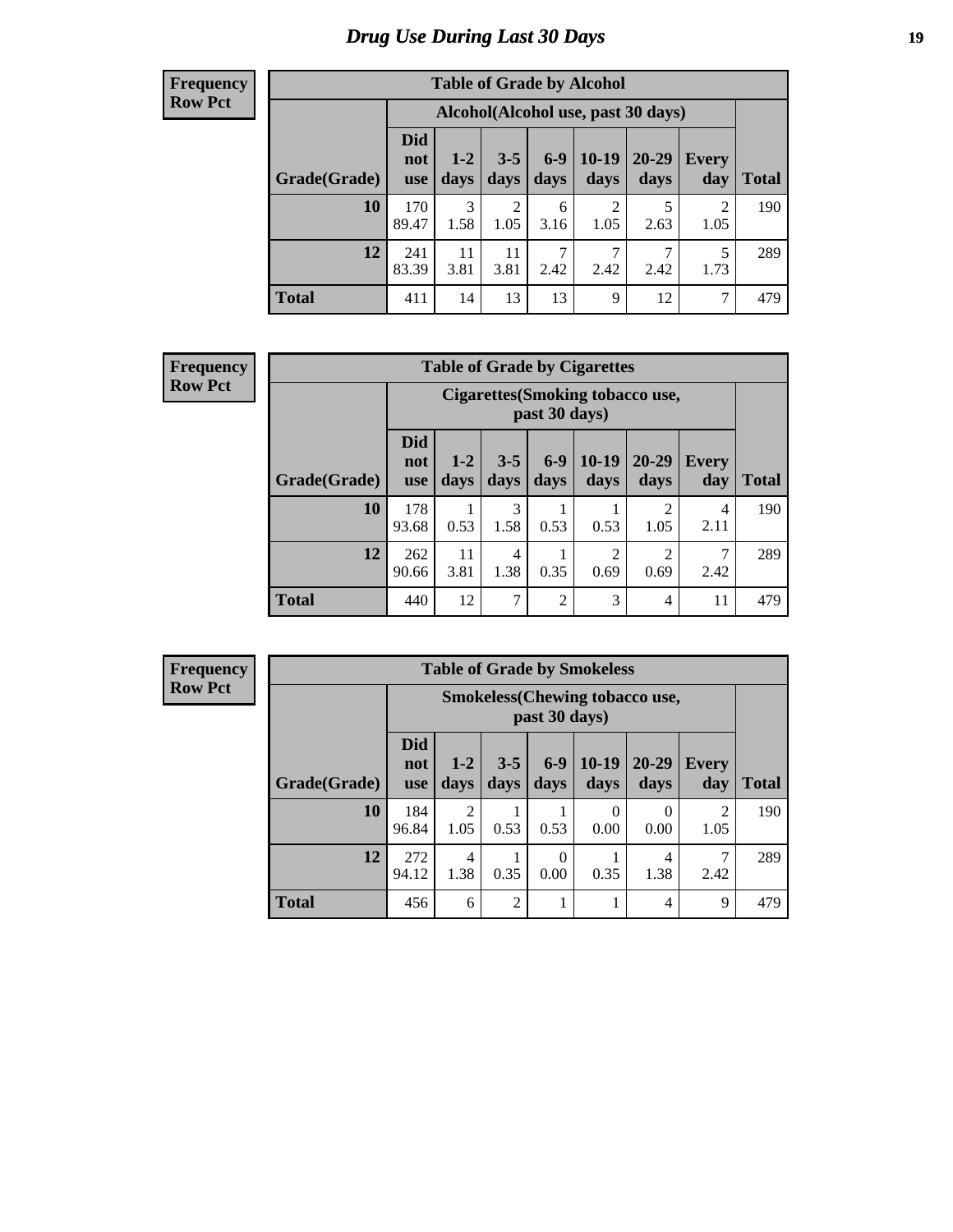# Drug Use During Last 30 Days

**Frequency**
**Row Pct**

| Table of Grade by Alcohol | | | | | | | | |
|---|---|---|---|---|---|---|---|---|
| | Alcohol(Alcohol use, past 30 days) | | | | | | | |
| Grade(Grade) | Did not use | 1-2 days | 3-5 days | 6-9 days | 10-19 days | 20-29 days | Every day | Total |
| **10** | 170<br>89.47 | 3<br>1.58 | 2<br>1.05 | 6<br>3.16 | 2<br>1.05 | 5<br>2.63 | 2<br>1.05 | 190 |
| **12** | 241<br>83.39 | 11<br>3.81 | 11<br>3.81 | 7<br>2.42 | 7<br>2.42 | 7<br>2.42 | 5<br>1.73 | 289 |
| **Total** | 411 | 14 | 13 | 13 | 9 | 12 | 7 | 479 |

**Frequency**
**Row Pct**

| Table of Grade by Cigarettes | | | | | | | | |
|---|---|---|---|---|---|---|---|---|
| | Cigarettes(Smoking tobacco use, past 30 days) | | | | | | | |
| Grade(Grade) | Did not use | 1-2 days | 3-5 days | 6-9 days | 10-19 days | 20-29 days | Every day | Total |
| **10** | 178<br>93.68 | 1<br>0.53 | 3<br>1.58 | 1<br>0.53 | 1<br>0.53 | 2<br>1.05 | 4<br>2.11 | 190 |
| **12** | 262<br>90.66 | 11<br>3.81 | 4<br>1.38 | 1<br>0.35 | 2<br>0.69 | 2<br>0.69 | 7<br>2.42 | 289 |
| **Total** | 440 | 12 | 7 | 2 | 3 | 4 | 11 | 479 |

**Frequency**
**Row Pct**

| Table of Grade by Smokeless | | | | | | | | |
|---|---|---|---|---|---|---|---|---|
| | Smokeless(Chewing tobacco use, past 30 days) | | | | | | | |
| Grade(Grade) | Did not use | 1-2 days | 3-5 days | 6-9 days | 10-19 days | 20-29 days | Every day | Total |
| **10** | 184<br>96.84 | 2<br>1.05 | 1<br>0.53 | 1<br>0.53 | 0<br>0.00 | 0<br>0.00 | 2<br>1.05 | 190 |
| **12** | 272<br>94.12 | 4<br>1.38 | 1<br>0.35 | 0<br>0.00 | 1<br>0.35 | 4<br>1.38 | 7<br>2.42 | 289 |
| **Total** | 456 | 6 | 2 | 1 | 1 | 4 | 9 | 479 |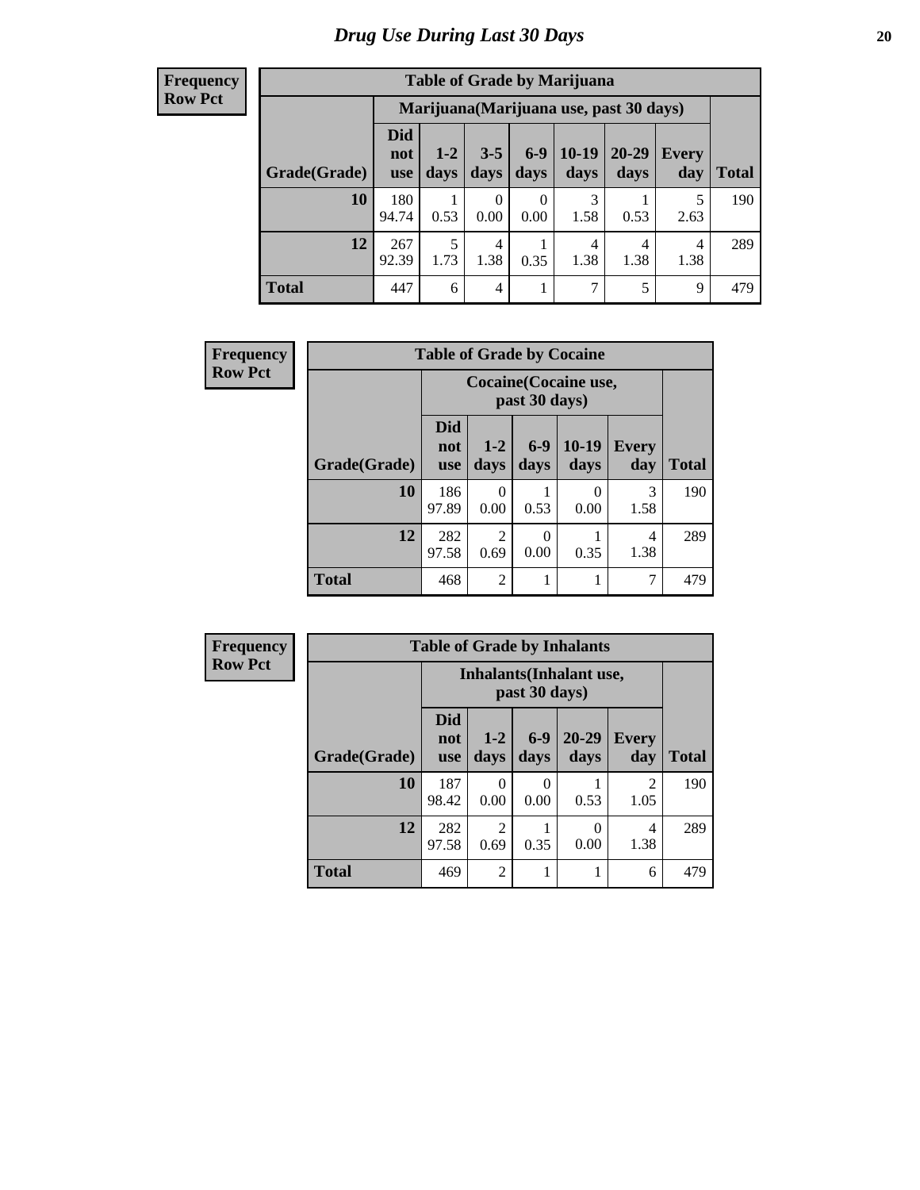# Drug Use During Last 30 Days

**Frequency**
**Row Pct**

**Table of Grade by Marijuana**

| Grade(Grade) | Marijuana(Marijuana use, past 30 days) | | | | | | | Total |
|---|---|---|---|---|---|---|---|---|
| | Did not use | 1-2 days | 3-5 days | 6-9 days | 10-19 days | 20-29 days | Every day | |
| **10** | 180<br>94.74 | 1<br>0.53 | 0<br>0.00 | 0<br>0.00 | 3<br>1.58 | 1<br>0.53 | 5<br>2.63 | 190 |
| **12** | 267<br>92.39 | 5<br>1.73 | 4<br>1.38 | 1<br>0.35 | 4<br>1.38 | 4<br>1.38 | 4<br>1.38 | 289 |
| **Total** | 447 | 6 | 4 | 1 | 7 | 5 | 9 | 479 |

**Frequency**
**Row Pct**

**Table of Grade by Cocaine**

| Grade(Grade) | Cocaine(Cocaine use, past 30 days) | | | | | Total |
|---|---|---|---|---|---|---|
| | Did not use | 1-2 days | 6-9 days | 10-19 days | Every day | |
| **10** | 186<br>97.89 | 0<br>0.00 | 1<br>0.53 | 0<br>0.00 | 3<br>1.58 | 190 |
| **12** | 282<br>97.58 | 2<br>0.69 | 0<br>0.00 | 1<br>0.35 | 4<br>1.38 | 289 |
| **Total** | 468 | 2 | 1 | 1 | 7 | 479 |

**Frequency**
**Row Pct**

**Table of Grade by Inhalants**

| Grade(Grade) | Inhalants(Inhalant use, past 30 days) | | | | | Total |
|---|---|---|---|---|---|---|
| | Did not use | 1-2 days | 6-9 days | 20-29 days | Every day | |
| **10** | 187<br>98.42 | 0<br>0.00 | 0<br>0.00 | 1<br>0.53 | 2<br>1.05 | 190 |
| **12** | 282<br>97.58 | 2<br>0.69 | 1<br>0.35 | 0<br>0.00 | 4<br>1.38 | 289 |
| **Total** | 469 | 2 | 1 | 1 | 6 | 479 |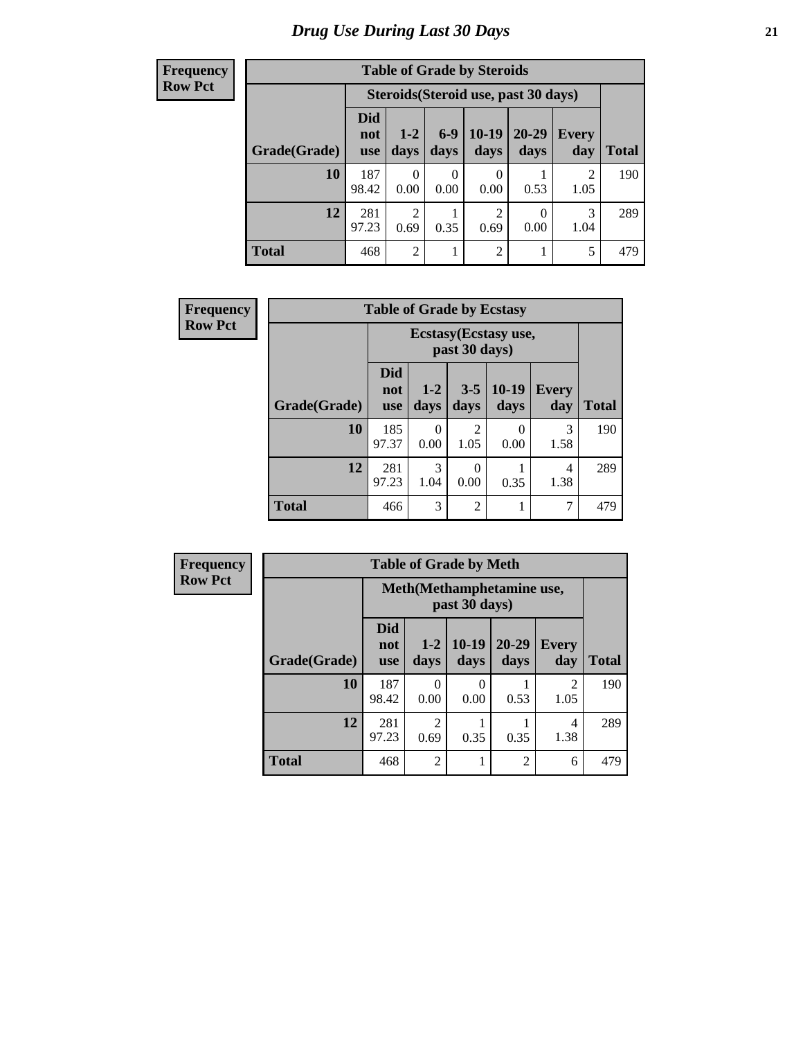# Drug Use During Last 30 Days

**Frequency**
**Row Pct**

| Table of Grade by Steroids | | | | | | | |
|---|---|---|---|---|---|---|---|
| | Steroids(Steroid use, past 30 days) | | | | | | |
| Grade(Grade) | Did not use | 1-2 days | 6-9 days | 10-19 days | 20-29 days | Every day | Total |
| **10** | 187<br>98.42 | 0<br>0.00 | 0<br>0.00 | 0<br>0.00 | 1<br>0.53 | 2<br>1.05 | 190 |
| **12** | 281<br>97.23 | 2<br>0.69 | 1<br>0.35 | 2<br>0.69 | 0<br>0.00 | 3<br>1.04 | 289 |
| **Total** | 468 | 2 | 1 | 2 | 1 | 5 | 479 |

**Frequency**
**Row Pct**

| Table of Grade by Ecstasy | | | | | | |
|---|---|---|---|---|---|---|
| | Ecstasy(Ecstasy use, past 30 days) | | | | | |
| Grade(Grade) | Did not use | 1-2 days | 3-5 days | 10-19 days | Every day | Total |
| **10** | 185<br>97.37 | 0<br>0.00 | 2<br>1.05 | 0<br>0.00 | 3<br>1.58 | 190 |
| **12** | 281<br>97.23 | 3<br>1.04 | 0<br>0.00 | 1<br>0.35 | 4<br>1.38 | 289 |
| **Total** | 466 | 3 | 2 | 1 | 7 | 479 |

**Frequency**
**Row Pct**

| Table of Grade by Meth | | | | | | |
|---|---|---|---|---|---|---|
| | Meth(Methamphetamine use, past 30 days) | | | | | |
| Grade(Grade) | Did not use | 1-2 days | 10-19 days | 20-29 days | Every day | Total |
| **10** | 187<br>98.42 | 0<br>0.00 | 0<br>0.00 | 1<br>0.53 | 2<br>1.05 | 190 |
| **12** | 281<br>97.23 | 2<br>0.69 | 1<br>0.35 | 1<br>0.35 | 4<br>1.38 | 289 |
| **Total** | 468 | 2 | 1 | 2 | 6 | 479 |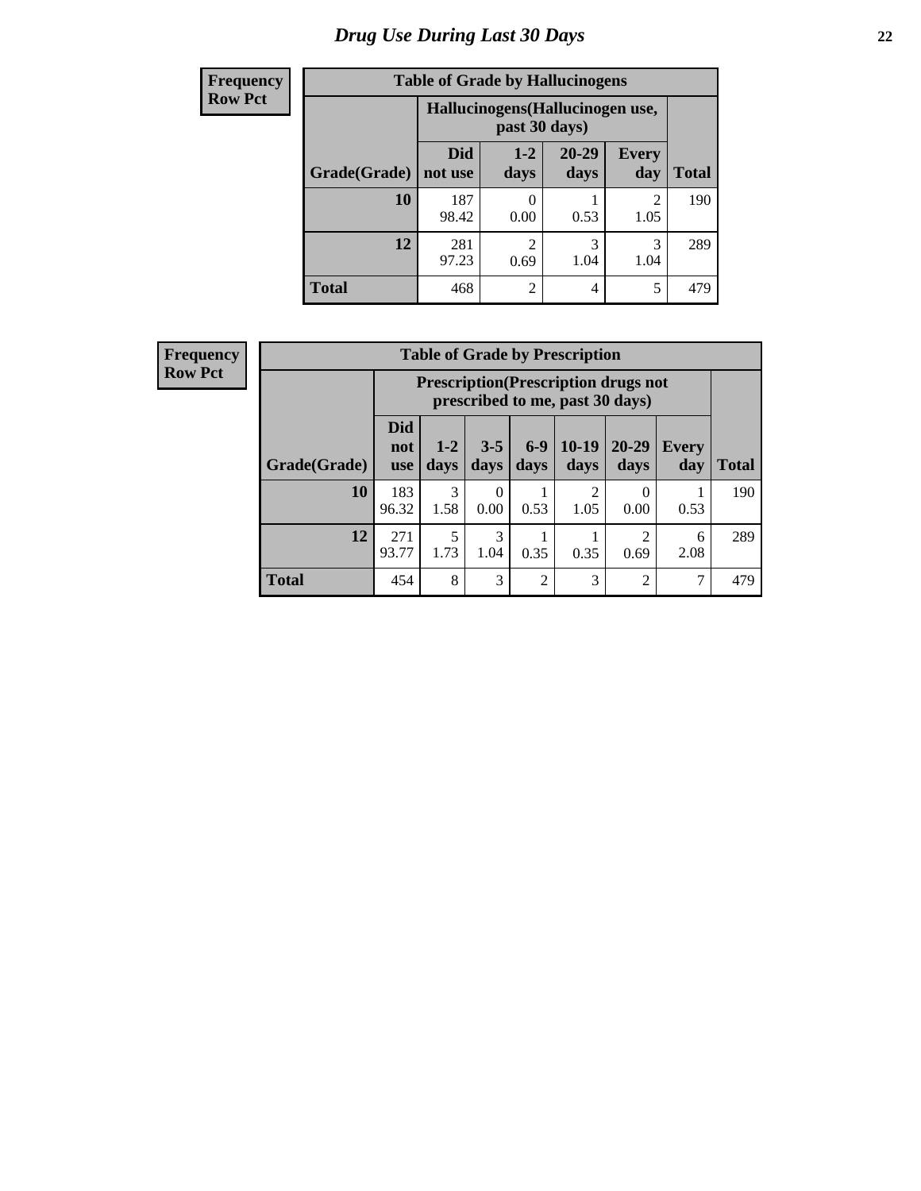# Drug Use During Last 30 Days

| Frequency<br>Row Pct | Table of Grade by Hallucinogens | | | | |
|---|---|---|---|---|---|
| | Hallucinogens(Hallucinogen use, past 30 days) | | | | |
| Grade(Grade) | Did not use | 1-2 days | 20-29 days | Every day | Total |
| 10 | 187<br>98.42 | 0<br>0.00 | 1<br>0.53 | 2<br>1.05 | 190 |
| 12 | 281<br>97.23 | 2<br>0.69 | 3<br>1.04 | 3<br>1.04 | 289 |
| Total | 468 | 2 | 4 | 5 | 479 |

| Frequency<br>Row Pct | Table of Grade by Prescription | | | | | | | |
|---|---|---|---|---|---|---|---|---|
| | Prescription(Prescription drugs not prescribed to me, past 30 days) | | | | | | | |
| Grade(Grade) | Did not use | 1-2 days | 3-5 days | 6-9 days | 10-19 days | 20-29 days | Every day | Total |
| 10 | 183<br>96.32 | 3<br>1.58 | 0<br>0.00 | 1<br>0.53 | 2<br>1.05 | 0<br>0.00 | 1<br>0.53 | 190 |
| 12 | 271<br>93.77 | 5<br>1.73 | 3<br>1.04 | 1<br>0.35 | 1<br>0.35 | 2<br>0.69 | 6<br>2.08 | 289 |
| Total | 454 | 8 | 3 | 2 | 3 | 2 | 7 | 479 |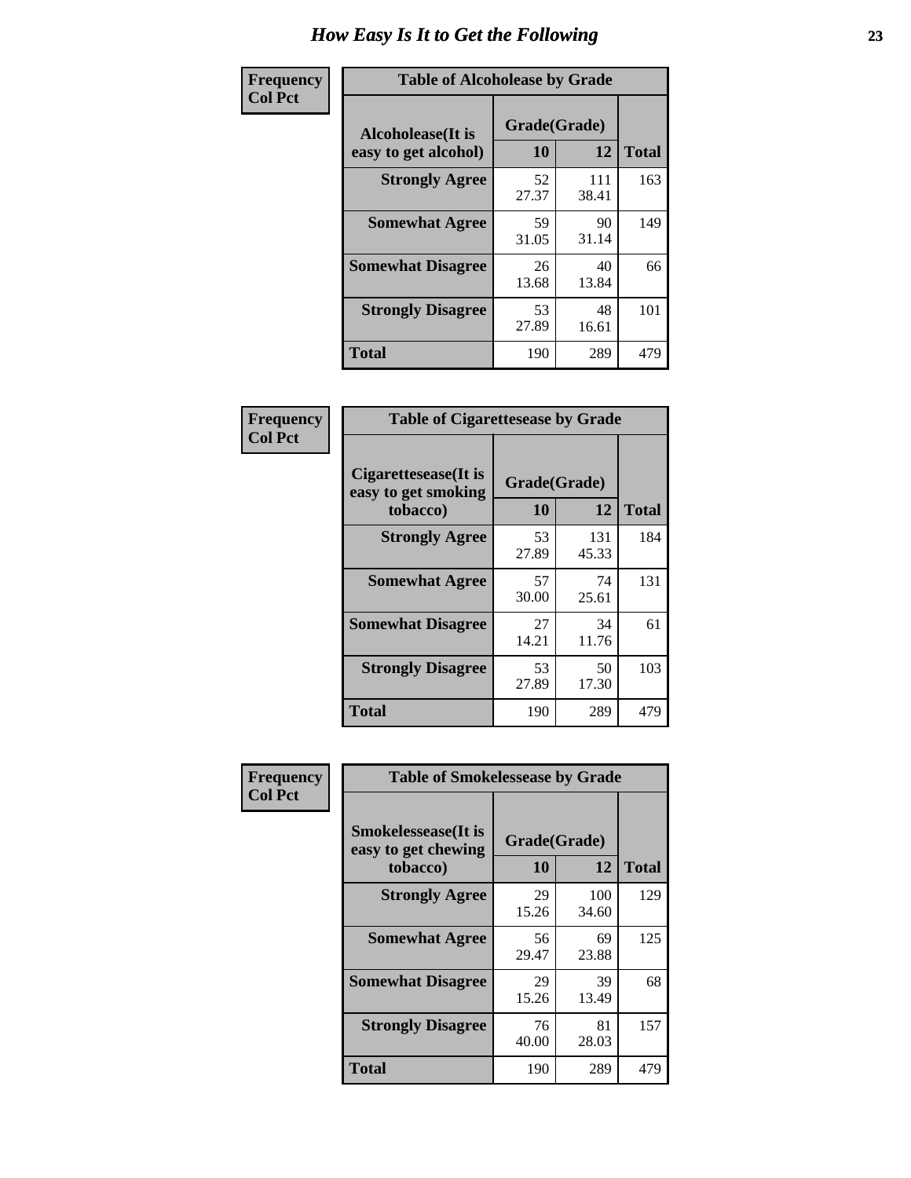# How Easy Is It to Get the Following

**Frequency**
**Col Pct**

| Table of Alcoholease by Grade | | | |
|---|---|---|---|
| Alcoholease(It is easy to get alcohol) | Grade(Grade) | | Total |
| | 10 | 12 | |
| Strongly Agree | 52<br>27.37 | 111<br>38.41 | 163 |
| Somewhat Agree | 59<br>31.05 | 90<br>31.14 | 149 |
| Somewhat Disagree | 26<br>13.68 | 40<br>13.84 | 66 |
| Strongly Disagree | 53<br>27.89 | 48<br>16.61 | 101 |
| Total | 190 | 289 | 479 |

**Frequency**
**Col Pct**

| Table of Cigarettesease by Grade | | | |
|---|---|---|---|
| Cigarettesease(It is easy to get smoking tobacco) | Grade(Grade) | | Total |
| | 10 | 12 | |
| Strongly Agree | 53<br>27.89 | 131<br>45.33 | 184 |
| Somewhat Agree | 57<br>30.00 | 74<br>25.61 | 131 |
| Somewhat Disagree | 27<br>14.21 | 34<br>11.76 | 61 |
| Strongly Disagree | 53<br>27.89 | 50<br>17.30 | 103 |
| Total | 190 | 289 | 479 |

**Frequency**
**Col Pct**

| Table of Smokelessease by Grade | | | |
|---|---|---|---|
| Smokelessease(It is easy to get chewing tobacco) | Grade(Grade) | | Total |
| | 10 | 12 | |
| Strongly Agree | 29<br>15.26 | 100<br>34.60 | 129 |
| Somewhat Agree | 56<br>29.47 | 69<br>23.88 | 125 |
| Somewhat Disagree | 29<br>15.26 | 39<br>13.49 | 68 |
| Strongly Disagree | 76<br>40.00 | 81<br>28.03 | 157 |
| Total | 190 | 289 | 479 |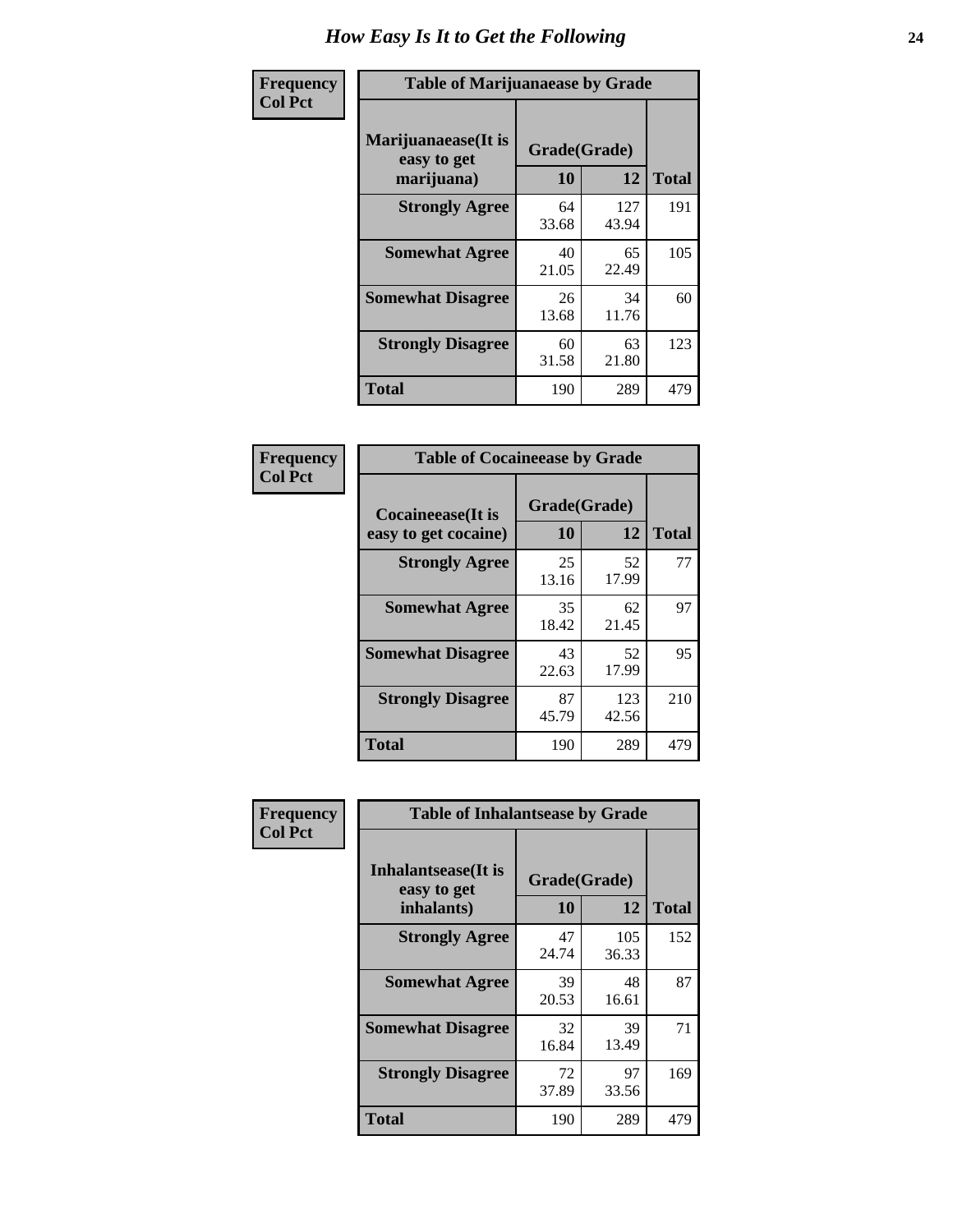# How Easy Is It to Get the Following

**Frequency**
**Col Pct**

| Table of Marijuanaease by Grade | | | |
|---|---|---|---|
| **Marijuanaease(It is easy to get marijuana)** | **Grade(Grade)** | | **Total** |
| | **10** | **12** | |
| **Strongly Agree** | 64<br>33.68 | 127<br>43.94 | 191 |
| **Somewhat Agree** | 40<br>21.05 | 65<br>22.49 | 105 |
| **Somewhat Disagree** | 26<br>13.68 | 34<br>11.76 | 60 |
| **Strongly Disagree** | 60<br>31.58 | 63<br>21.80 | 123 |
| **Total** | 190 | 289 | 479 |

**Frequency**
**Col Pct**

| Table of Cocaineease by Grade | | | |
|---|---|---|---|
| **Cocaineease(It is easy to get cocaine)** | **Grade(Grade)** | | **Total** |
| | **10** | **12** | |
| **Strongly Agree** | 25<br>13.16 | 52<br>17.99 | 77 |
| **Somewhat Agree** | 35<br>18.42 | 62<br>21.45 | 97 |
| **Somewhat Disagree** | 43<br>22.63 | 52<br>17.99 | 95 |
| **Strongly Disagree** | 87<br>45.79 | 123<br>42.56 | 210 |
| **Total** | 190 | 289 | 479 |

**Frequency**
**Col Pct**

| Table of Inhalantsease by Grade | | | |
|---|---|---|---|
| **Inhalantsease(It is easy to get inhalants)** | **Grade(Grade)** | | **Total** |
| | **10** | **12** | |
| **Strongly Agree** | 47<br>24.74 | 105<br>36.33 | 152 |
| **Somewhat Agree** | 39<br>20.53 | 48<br>16.61 | 87 |
| **Somewhat Disagree** | 32<br>16.84 | 39<br>13.49 | 71 |
| **Strongly Disagree** | 72<br>37.89 | 97<br>33.56 | 169 |
| **Total** | 190 | 289 | 479 |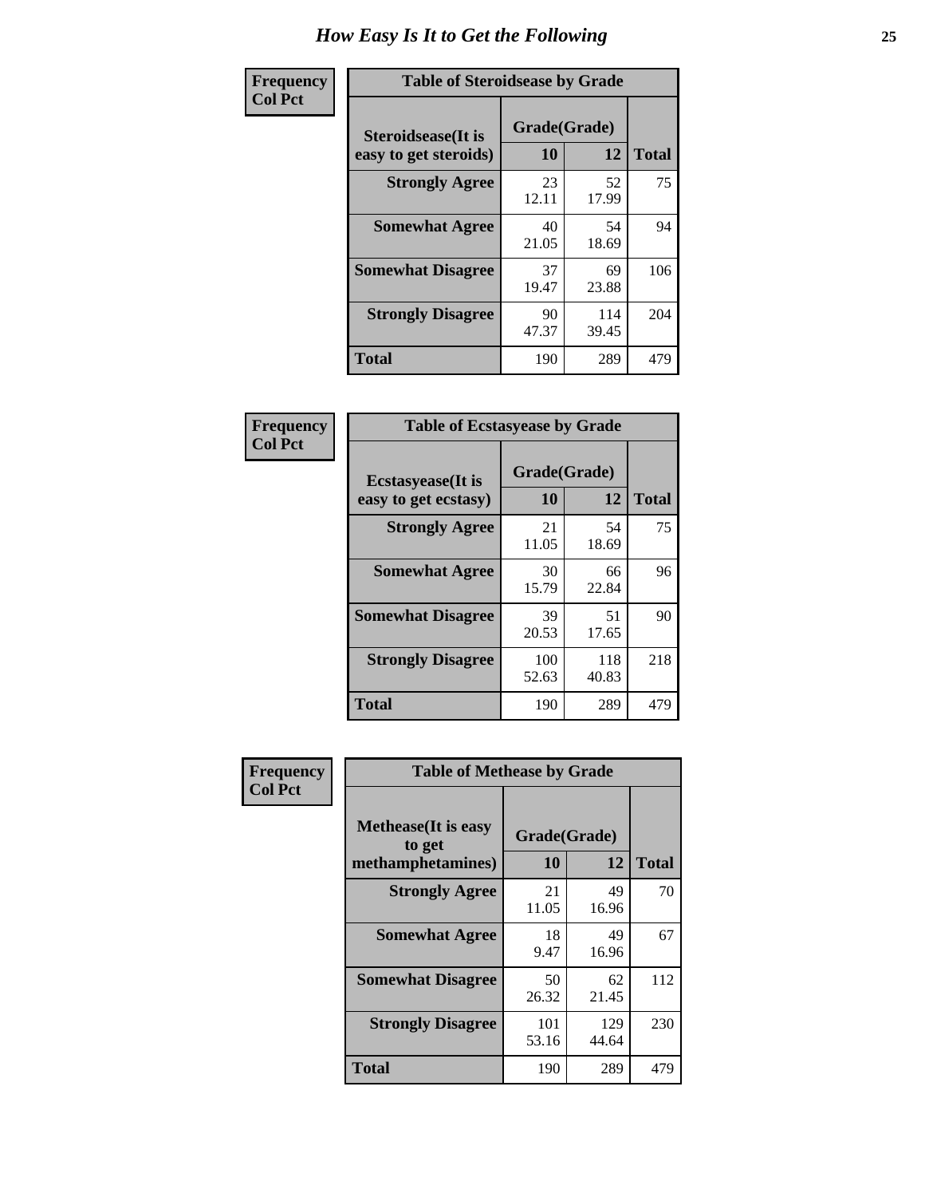# How Easy Is It to Get the Following

**Frequency**
**Col Pct**

**Table of Steroidsease by Grade**

| Steroidsease(It is easy to get steroids) | Grade(Grade) | | Total |
|---|---|---|---|
| | 10 | 12 | |
| **Strongly Agree** | 23<br>12.11 | 52<br>17.99 | 75 |
| **Somewhat Agree** | 40<br>21.05 | 54<br>18.69 | 94 |
| **Somewhat Disagree** | 37<br>19.47 | 69<br>23.88 | 106 |
| **Strongly Disagree** | 90<br>47.37 | 114<br>39.45 | 204 |
| **Total** | 190 | 289 | 479 |

**Frequency**
**Col Pct**

**Table of Ecstasyease by Grade**

| Ecstasyease(It is easy to get ecstasy) | Grade(Grade) | | Total |
|---|---|---|---|
| | 10 | 12 | |
| **Strongly Agree** | 21<br>11.05 | 54<br>18.69 | 75 |
| **Somewhat Agree** | 30<br>15.79 | 66<br>22.84 | 96 |
| **Somewhat Disagree** | 39<br>20.53 | 51<br>17.65 | 90 |
| **Strongly Disagree** | 100<br>52.63 | 118<br>40.83 | 218 |
| **Total** | 190 | 289 | 479 |

**Frequency**
**Col Pct**

**Table of Methease by Grade**

| Methease(It is easy to get methamphetamines) | Grade(Grade) | | Total |
|---|---|---|---|
| | 10 | 12 | |
| **Strongly Agree** | 21<br>11.05 | 49<br>16.96 | 70 |
| **Somewhat Agree** | 18<br>9.47 | 49<br>16.96 | 67 |
| **Somewhat Disagree** | 50<br>26.32 | 62<br>21.45 | 112 |
| **Strongly Disagree** | 101<br>53.16 | 129<br>44.64 | 230 |
| **Total** | 190 | 289 | 479 |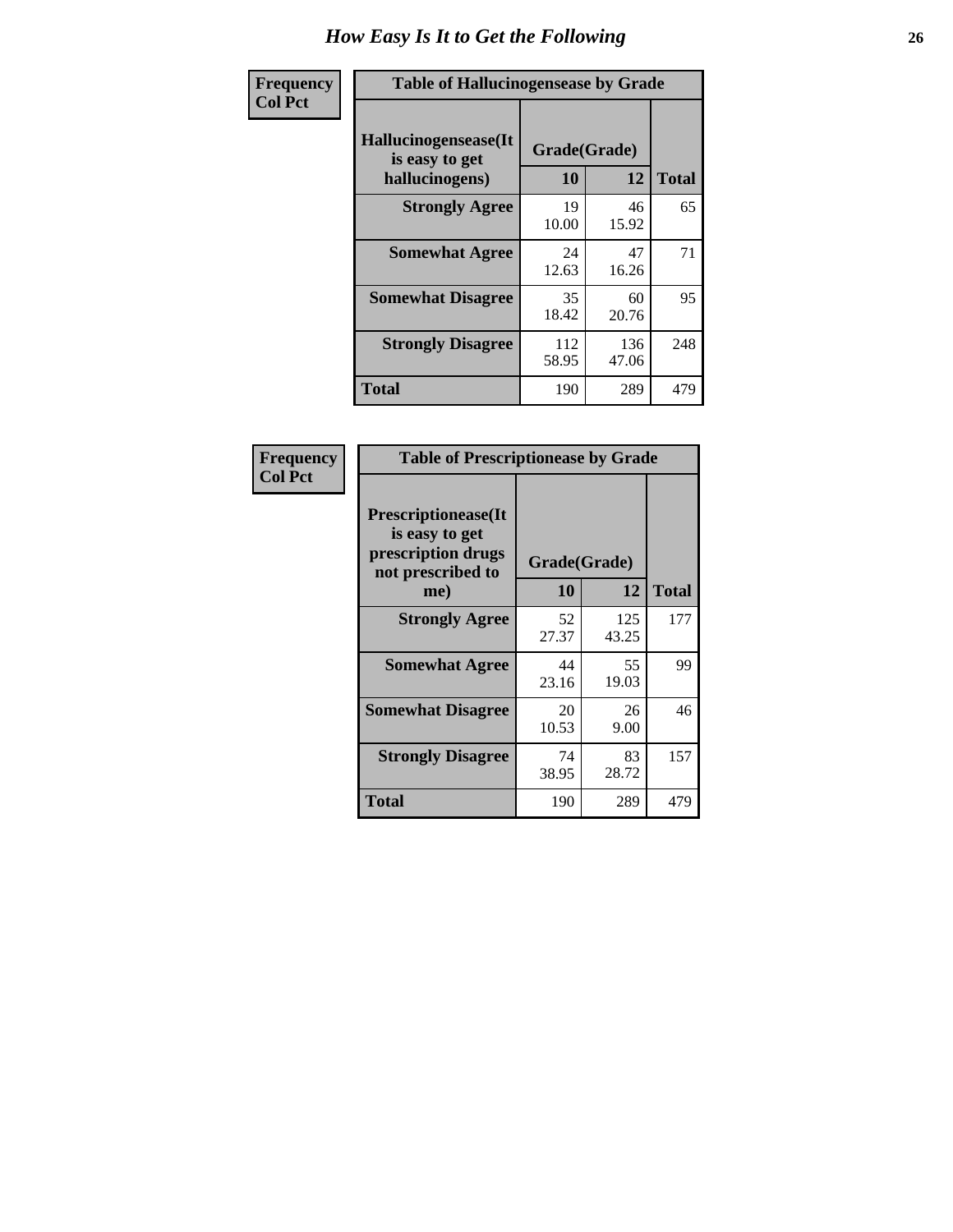# How Easy Is It to Get the Following

**Frequency / Col Pct**

**Table of Hallucinogensease by Grade**

| Hallucinogensease(It is easy to get hallucinogens) | Grade(Grade) 10 | 12 | Total |
|---|---|---|---|
| **Strongly Agree** | 19<br>10.00 | 46<br>15.92 | 65 |
| **Somewhat Agree** | 24<br>12.63 | 47<br>16.26 | 71 |
| **Somewhat Disagree** | 35<br>18.42 | 60<br>20.76 | 95 |
| **Strongly Disagree** | 112<br>58.95 | 136<br>47.06 | 248 |
| **Total** | 190 | 289 | 479 |

**Frequency / Col Pct**

**Table of Prescriptionease by Grade**

| Prescriptionease(It is easy to get prescription drugs not prescribed to me) | Grade(Grade) 10 | 12 | Total |
|---|---|---|---|
| **Strongly Agree** | 52<br>27.37 | 125<br>43.25 | 177 |
| **Somewhat Agree** | 44<br>23.16 | 55<br>19.03 | 99 |
| **Somewhat Disagree** | 20<br>10.53 | 26<br>9.00 | 46 |
| **Strongly Disagree** | 74<br>38.95 | 83<br>28.72 | 157 |
| **Total** | 190 | 289 | 479 |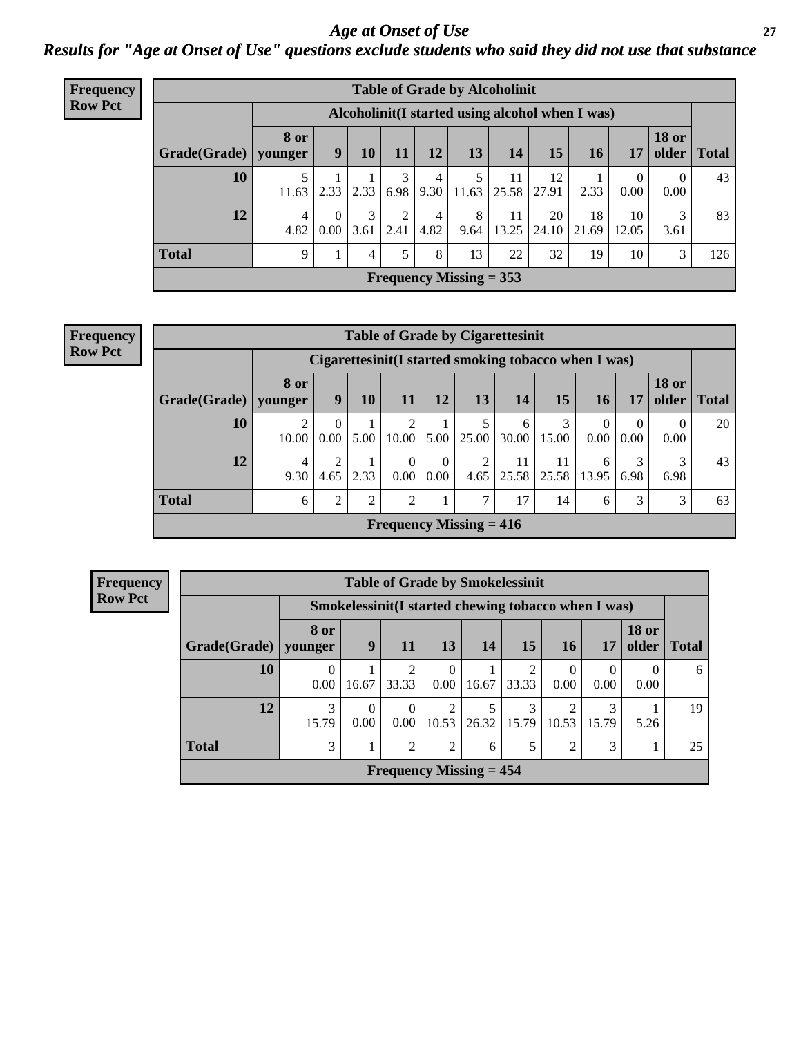# *Age at Onset of Use*

## *Results for "Age at Onset of Use" questions exclude students who said they did not use that substance*

**Frequency Row Pct**

| Table of Grade by Alcoholinit | | | | | | | | | | | | |
|---|---|---|---|---|---|---|---|---|---|---|---|---|
| | Alcoholinit(I started using alcohol when I was) | | | | | | | | | | | |
| Grade(Grade) | 8 or younger | 9 | 10 | 11 | 12 | 13 | 14 | 15 | 16 | 17 | 18 or older | Total |
| 10 | 5<br>11.63 | 1<br>2.33 | 1<br>2.33 | 3<br>6.98 | 4<br>9.30 | 5<br>11.63 | 11<br>25.58 | 12<br>27.91 | 1<br>2.33 | 0<br>0.00 | 0<br>0.00 | 43 |
| 12 | 4<br>4.82 | 0<br>0.00 | 3<br>3.61 | 2<br>2.41 | 4<br>4.82 | 8<br>9.64 | 11<br>13.25 | 20<br>24.10 | 18<br>21.69 | 10<br>12.05 | 3<br>3.61 | 83 |
| Total | 9 | 1 | 4 | 5 | 8 | 13 | 22 | 32 | 19 | 10 | 3 | 126 |
| Frequency Missing = 353 | | | | | | | | | | | | |

**Frequency Row Pct**

| Table of Grade by Cigarettesinit | | | | | | | | | | | | |
|---|---|---|---|---|---|---|---|---|---|---|---|---|
| | Cigarettesinit(I started smoking tobacco when I was) | | | | | | | | | | | |
| Grade(Grade) | 8 or younger | 9 | 10 | 11 | 12 | 13 | 14 | 15 | 16 | 17 | 18 or older | Total |
| 10 | 2<br>10.00 | 0<br>0.00 | 1<br>5.00 | 2<br>10.00 | 1<br>5.00 | 5<br>25.00 | 6<br>30.00 | 3<br>15.00 | 0<br>0.00 | 0<br>0.00 | 0<br>0.00 | 20 |
| 12 | 4<br>9.30 | 2<br>4.65 | 1<br>2.33 | 0<br>0.00 | 0<br>0.00 | 2<br>4.65 | 11<br>25.58 | 11<br>25.58 | 6<br>13.95 | 3<br>6.98 | 3<br>6.98 | 43 |
| Total | 6 | 2 | 2 | 2 | 1 | 7 | 17 | 14 | 6 | 3 | 3 | 63 |
| Frequency Missing = 416 | | | | | | | | | | | | |

**Frequency Row Pct**

| Table of Grade by Smokelessinit | | | | | | | | | | |
|---|---|---|---|---|---|---|---|---|---|---|
| | Smokelessinit(I started chewing tobacco when I was) | | | | | | | | | |
| Grade(Grade) | 8 or younger | 9 | 11 | 13 | 14 | 15 | 16 | 17 | 18 or older | Total |
| 10 | 0<br>0.00 | 1<br>16.67 | 2<br>33.33 | 0<br>0.00 | 1<br>16.67 | 2<br>33.33 | 0<br>0.00 | 0<br>0.00 | 0<br>0.00 | 6 |
| 12 | 3<br>15.79 | 0<br>0.00 | 0<br>0.00 | 2<br>10.53 | 5<br>26.32 | 3<br>15.79 | 2<br>10.53 | 3<br>15.79 | 1<br>5.26 | 19 |
| Total | 3 | 1 | 2 | 2 | 6 | 5 | 2 | 3 | 1 | 25 |
| Frequency Missing = 454 | | | | | | | | | | |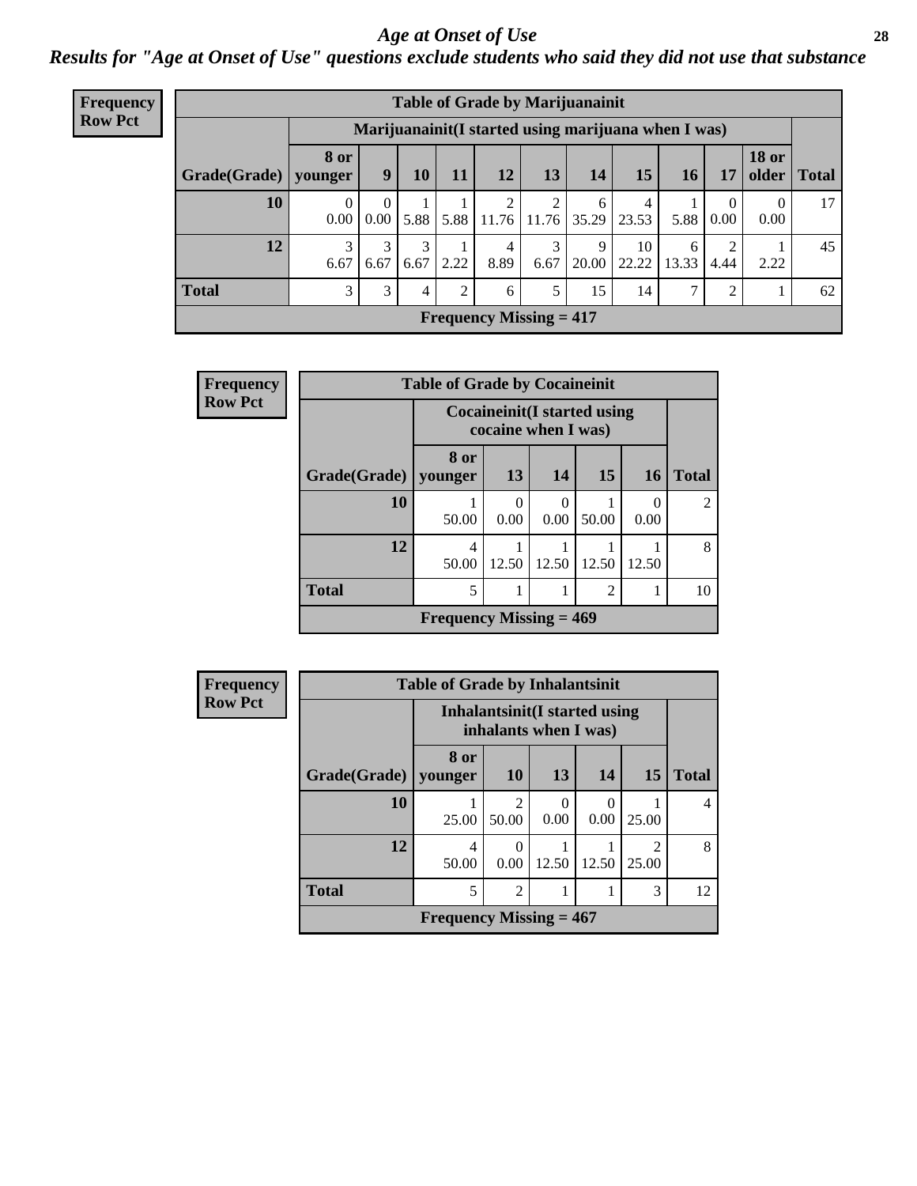# *Age at Onset of Use*

## *Results for "Age at Onset of Use" questions exclude students who said they did not use that substance*

**Frequency**
**Row Pct**

| Table of Grade by Marijuanainit | | | | | | | | | | | | |
|---|---|---|---|---|---|---|---|---|---|---|---|---|
| | Marijuanainit(I started using marijuana when I was) | | | | | | | | | | | |
| Grade(Grade) | 8 or younger | 9 | 10 | 11 | 12 | 13 | 14 | 15 | 16 | 17 | 18 or older | Total |
| 10 | 0<br>0.00 | 0<br>0.00 | 1<br>5.88 | 1<br>5.88 | 2<br>11.76 | 2<br>11.76 | 6<br>35.29 | 4<br>23.53 | 1<br>5.88 | 0<br>0.00 | 0<br>0.00 | 17 |
| 12 | 3<br>6.67 | 3<br>6.67 | 3<br>6.67 | 1<br>2.22 | 4<br>8.89 | 3<br>6.67 | 9<br>20.00 | 10<br>22.22 | 6<br>13.33 | 2<br>4.44 | 1<br>2.22 | 45 |
| Total | 3 | 3 | 4 | 2 | 6 | 5 | 15 | 14 | 7 | 2 | 1 | 62 |
| Frequency Missing = 417 | | | | | | | | | | | | |

**Frequency**
**Row Pct**

| Table of Grade by Cocaineinit | | | | | | |
|---|---|---|---|---|---|---|
| | Cocaineinit(I started using cocaine when I was) | | | | | |
| Grade(Grade) | 8 or younger | 13 | 14 | 15 | 16 | Total |
| 10 | 1<br>50.00 | 0<br>0.00 | 0<br>0.00 | 1<br>50.00 | 0<br>0.00 | 2 |
| 12 | 4<br>50.00 | 1<br>12.50 | 1<br>12.50 | 1<br>12.50 | 1<br>12.50 | 8 |
| Total | 5 | 1 | 1 | 2 | 1 | 10 |
| Frequency Missing = 469 | | | | | | |

**Frequency**
**Row Pct**

| Table of Grade by Inhalantsinit | | | | | | |
|---|---|---|---|---|---|---|
| | Inhalantsinit(I started using inhalants when I was) | | | | | |
| Grade(Grade) | 8 or younger | 10 | 13 | 14 | 15 | Total |
| 10 | 1<br>25.00 | 2<br>50.00 | 0<br>0.00 | 0<br>0.00 | 1<br>25.00 | 4 |
| 12 | 4<br>50.00 | 0<br>0.00 | 1<br>12.50 | 1<br>12.50 | 2<br>25.00 | 8 |
| Total | 5 | 2 | 1 | 1 | 3 | 12 |
| Frequency Missing = 467 | | | | | | |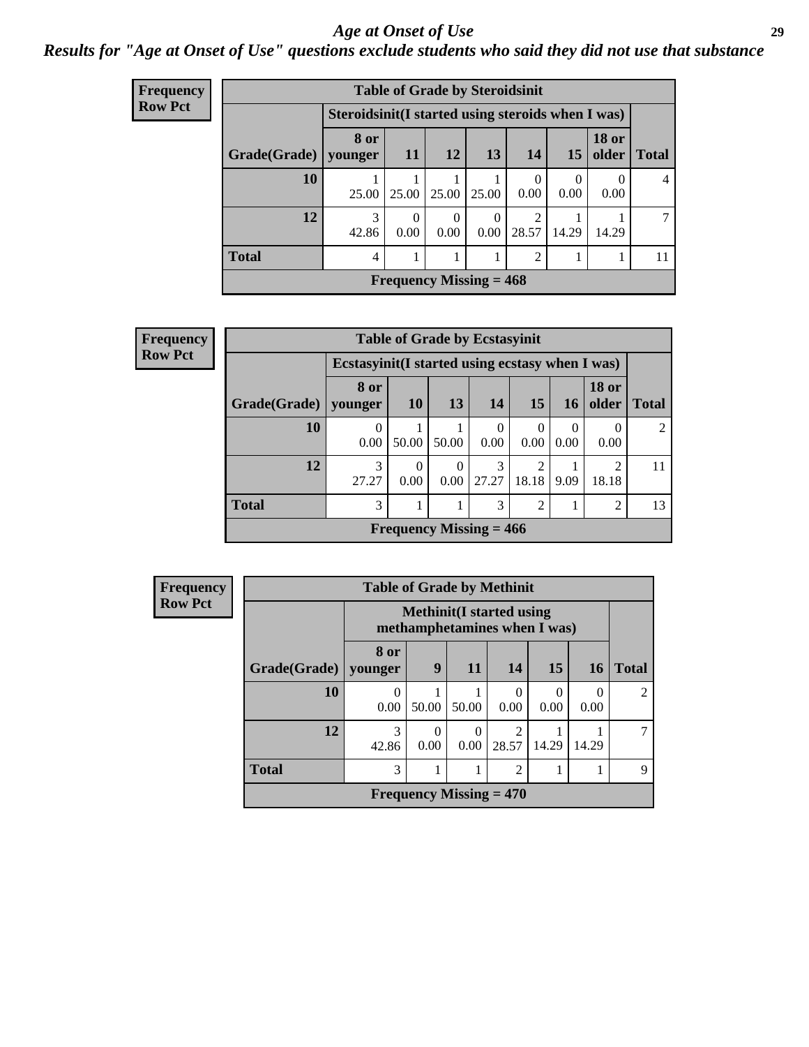# *Age at Onset of Use*

## *Results for "Age at Onset of Use" questions exclude students who said they did not use that substance*

**Frequency**
**Row Pct**

| Table of Grade by Steroidsinit | | | | | | | | |
|---|---|---|---|---|---|---|---|---|
| | Steroidsinit(I started using steroids when I was) | | | | | | | |
| Grade(Grade) | 8 or younger | 11 | 12 | 13 | 14 | 15 | 18 or older | Total |
| 10 | 1<br>25.00 | 1<br>25.00 | 1<br>25.00 | 1<br>25.00 | 0<br>0.00 | 0<br>0.00 | 0<br>0.00 | 4 |
| 12 | 3<br>42.86 | 0<br>0.00 | 0<br>0.00 | 0<br>0.00 | 2<br>28.57 | 1<br>14.29 | 1<br>14.29 | 7 |
| Total | 4 | 1 | 1 | 1 | 2 | 1 | 1 | 11 |
| Frequency Missing = 468 | | | | | | | | |

**Frequency**
**Row Pct**

| Table of Grade by Ecstasyinit | | | | | | | | |
|---|---|---|---|---|---|---|---|---|
| | Ecstasyinit(I started using ecstasy when I was) | | | | | | | |
| Grade(Grade) | 8 or younger | 10 | 13 | 14 | 15 | 16 | 18 or older | Total |
| 10 | 0<br>0.00 | 1<br>50.00 | 1<br>50.00 | 0<br>0.00 | 0<br>0.00 | 0<br>0.00 | 0<br>0.00 | 2 |
| 12 | 3<br>27.27 | 0<br>0.00 | 0<br>0.00 | 3<br>27.27 | 2<br>18.18 | 1<br>9.09 | 2<br>18.18 | 11 |
| Total | 3 | 1 | 1 | 3 | 2 | 1 | 2 | 13 |
| Frequency Missing = 466 | | | | | | | | |

**Frequency**
**Row Pct**

| Table of Grade by Methinit | | | | | | | |
|---|---|---|---|---|---|---|---|
| | Methinit(I started using methamphetamines when I was) | | | | | | |
| Grade(Grade) | 8 or younger | 9 | 11 | 14 | 15 | 16 | Total |
| 10 | 0<br>0.00 | 1<br>50.00 | 1<br>50.00 | 0<br>0.00 | 0<br>0.00 | 0<br>0.00 | 2 |
| 12 | 3<br>42.86 | 0<br>0.00 | 0<br>0.00 | 2<br>28.57 | 1<br>14.29 | 1<br>14.29 | 7 |
| Total | 3 | 1 | 1 | 2 | 1 | 1 | 9 |
| Frequency Missing = 470 | | | | | | | |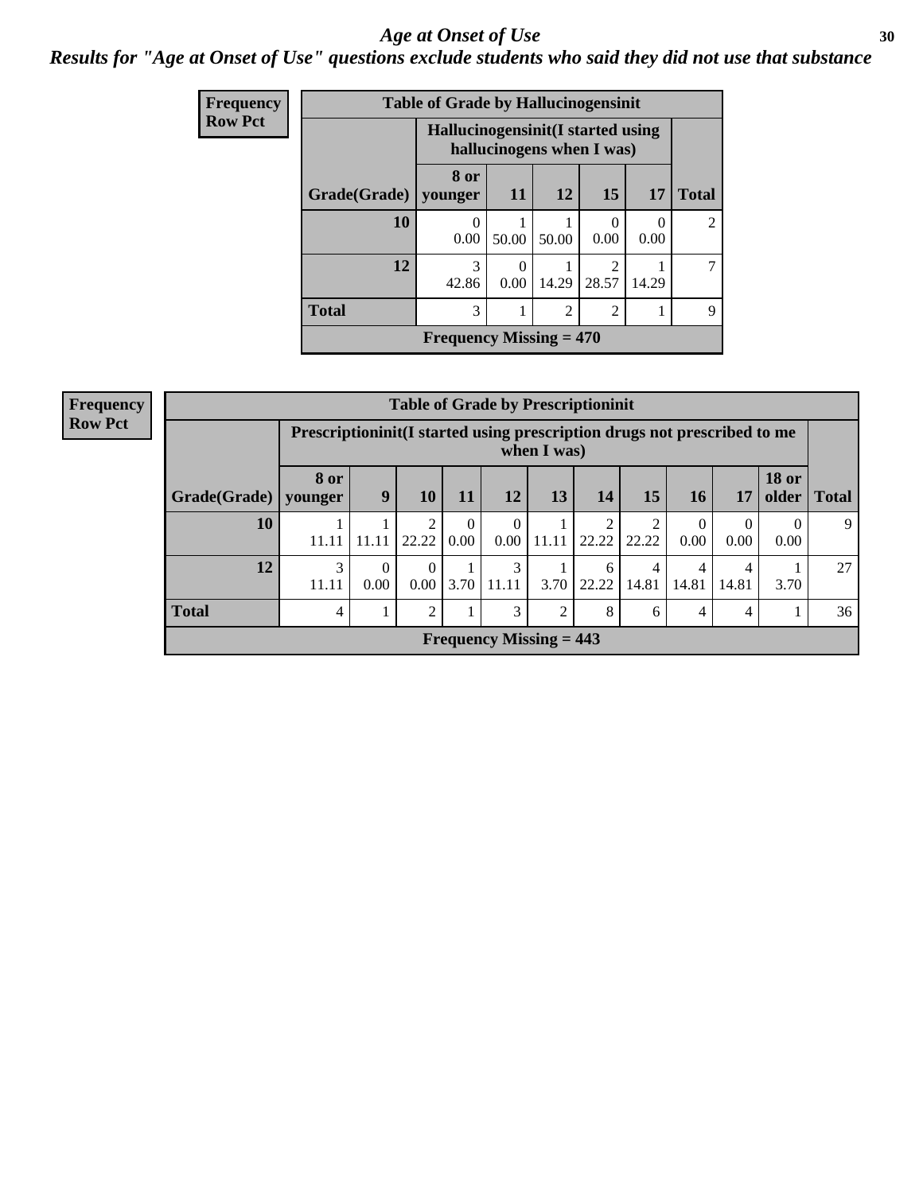# *Age at Onset of Use*

## *Results for "Age at Onset of Use" questions exclude students who said they did not use that substance*

**Frequency**
**Row Pct**

| Table of Grade by Hallucinogensinit | | | | | | |
|---|---|---|---|---|---|---|
| | Hallucinogensinit(I started using hallucinogens when I was) | | | | | |
| Grade(Grade) | 8 or younger | 11 | 12 | 15 | 17 | Total |
| 10 | 0<br>0.00 | 1<br>50.00 | 1<br>50.00 | 0<br>0.00 | 0<br>0.00 | 2 |
| 12 | 3<br>42.86 | 0<br>0.00 | 1<br>14.29 | 2<br>28.57 | 1<br>14.29 | 7 |
| Total | 3 | 1 | 2 | 2 | 1 | 9 |
| Frequency Missing = 470 | | | | | | |

**Frequency**
**Row Pct**

| Table of Grade by Prescriptioninit | | | | | | | | | | | | |
|---|---|---|---|---|---|---|---|---|---|---|---|---|
| | Prescriptioninit(I started using prescription drugs not prescribed to me when I was) | | | | | | | | | | | |
| Grade(Grade) | 8 or younger | 9 | 10 | 11 | 12 | 13 | 14 | 15 | 16 | 17 | 18 or older | Total |
| 10 | 1<br>11.11 | 1<br>11.11 | 2<br>22.22 | 0<br>0.00 | 0<br>0.00 | 1<br>11.11 | 2<br>22.22 | 2<br>22.22 | 0<br>0.00 | 0<br>0.00 | 0<br>0.00 | 9 |
| 12 | 3<br>11.11 | 0<br>0.00 | 0<br>0.00 | 1<br>3.70 | 3<br>11.11 | 1<br>3.70 | 6<br>22.22 | 4<br>14.81 | 4<br>14.81 | 4<br>14.81 | 1<br>3.70 | 27 |
| Total | 4 | 1 | 2 | 1 | 3 | 2 | 8 | 6 | 4 | 4 | 1 | 36 |
| Frequency Missing = 443 | | | | | | | | | | | | |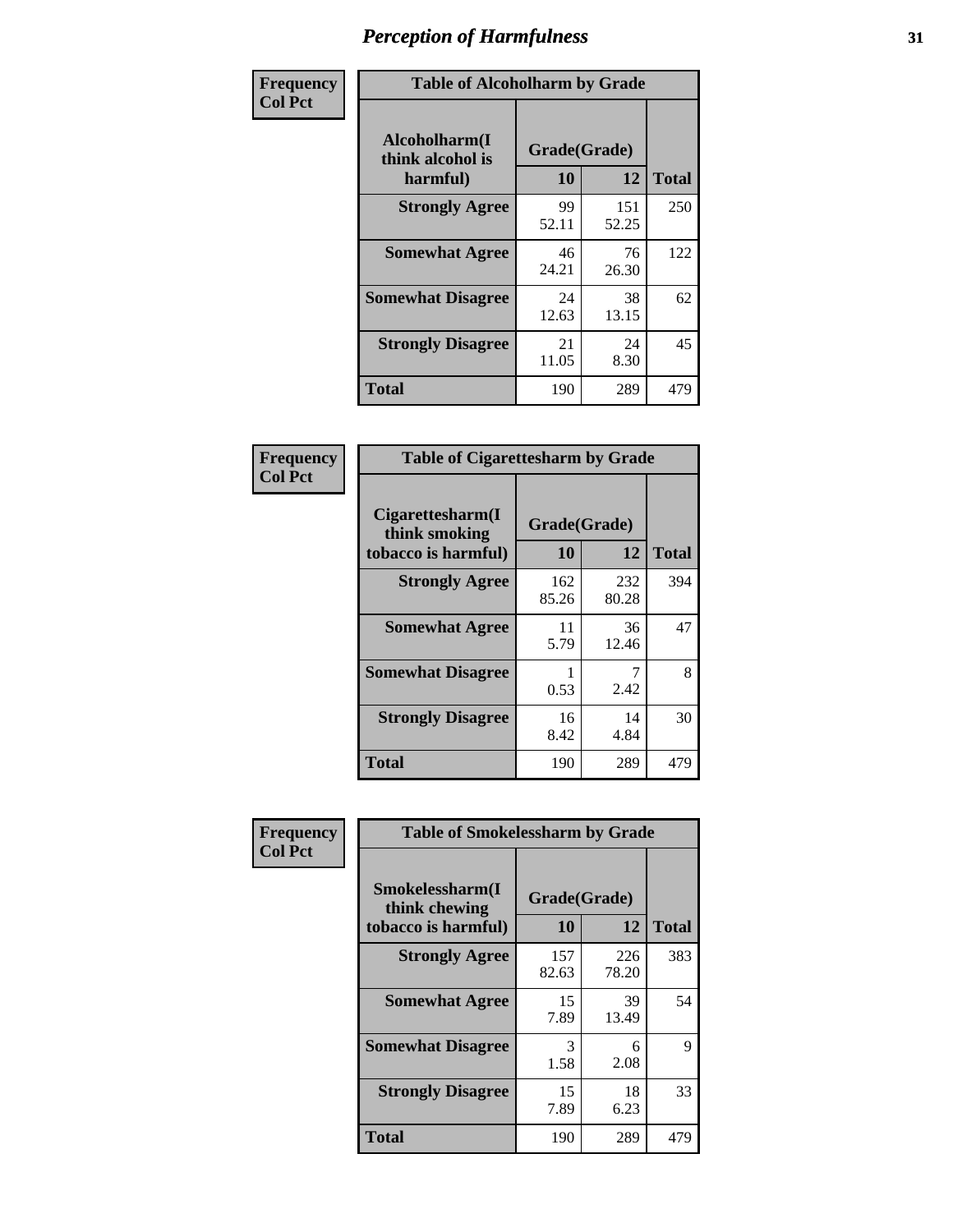# Perception of Harmfulness

| Frequency Col Pct |
|---|

**Table of Alcoholharm by Grade**

| Alcoholharm(I think alcohol is harmful) | Grade(Grade) 10 | 12 | Total |
|---|---|---|---|
| **Strongly Agree** | 99<br>52.11 | 151<br>52.25 | 250 |
| **Somewhat Agree** | 46<br>24.21 | 76<br>26.30 | 122 |
| **Somewhat Disagree** | 24<br>12.63 | 38<br>13.15 | 62 |
| **Strongly Disagree** | 21<br>11.05 | 24<br>8.30 | 45 |
| **Total** | 190 | 289 | 479 |

| Frequency Col Pct |
|---|

**Table of Cigarettesharm by Grade**

| Cigarettesharm(I think smoking tobacco is harmful) | Grade(Grade) 10 | 12 | Total |
|---|---|---|---|
| **Strongly Agree** | 162<br>85.26 | 232<br>80.28 | 394 |
| **Somewhat Agree** | 11<br>5.79 | 36<br>12.46 | 47 |
| **Somewhat Disagree** | 1<br>0.53 | 7<br>2.42 | 8 |
| **Strongly Disagree** | 16<br>8.42 | 14<br>4.84 | 30 |
| **Total** | 190 | 289 | 479 |

| Frequency Col Pct |
|---|

**Table of Smokelessharm by Grade**

| Smokelessharm(I think chewing tobacco is harmful) | Grade(Grade) 10 | 12 | Total |
|---|---|---|---|
| **Strongly Agree** | 157<br>82.63 | 226<br>78.20 | 383 |
| **Somewhat Agree** | 15<br>7.89 | 39<br>13.49 | 54 |
| **Somewhat Disagree** | 3<br>1.58 | 6<br>2.08 | 9 |
| **Strongly Disagree** | 15<br>7.89 | 18<br>6.23 | 33 |
| **Total** | 190 | 289 | 479 |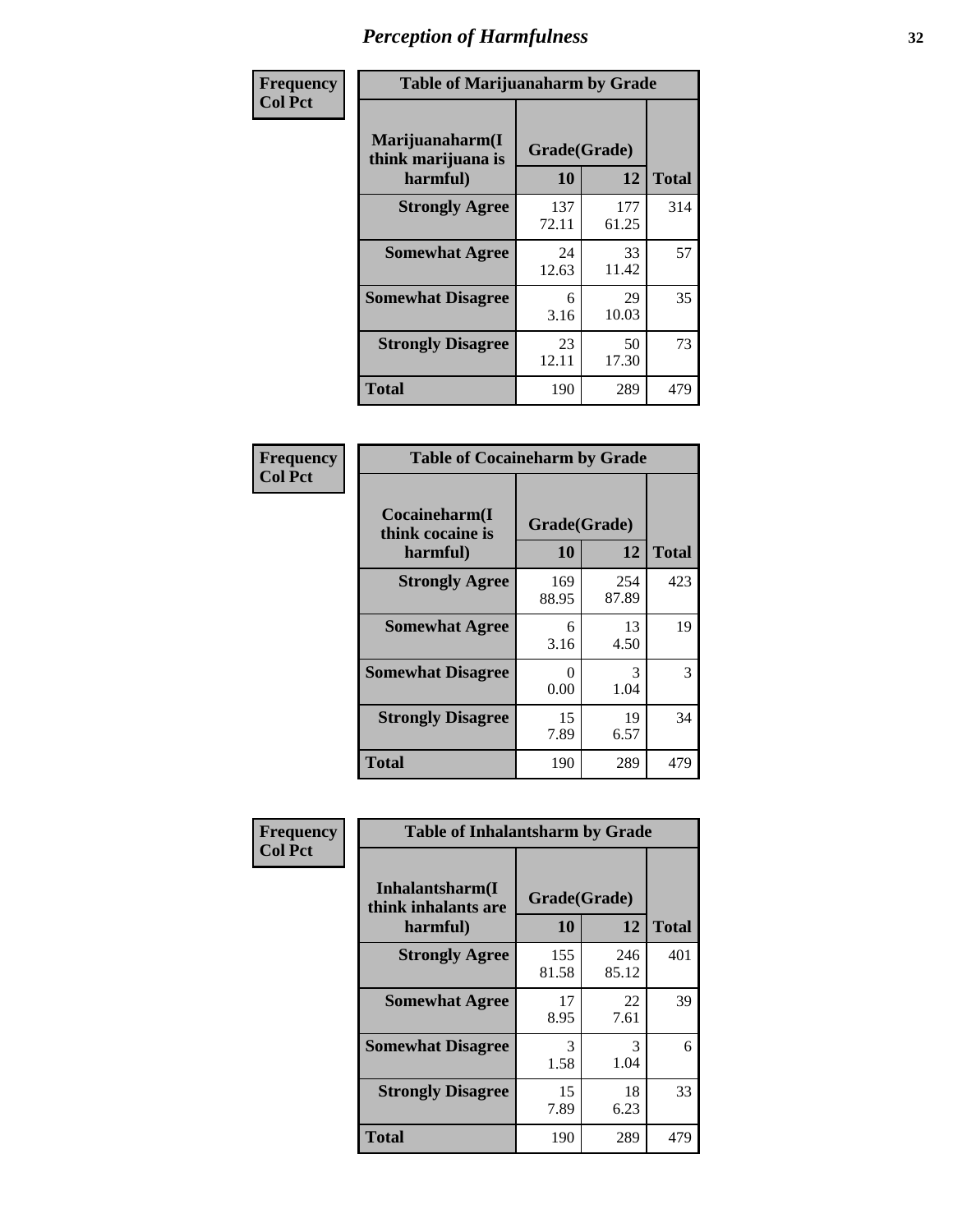# Perception of Harmfulness

**Frequency**
**Col Pct**

| Table of Marijuanaharm by Grade | | | |
|---|---|---|---|
| **Marijuanaharm(I think marijuana is harmful)** | **Grade(Grade)** | | **Total** |
| | **10** | **12** | |
| **Strongly Agree** | 137<br>72.11 | 177<br>61.25 | 314 |
| **Somewhat Agree** | 24<br>12.63 | 33<br>11.42 | 57 |
| **Somewhat Disagree** | 6<br>3.16 | 29<br>10.03 | 35 |
| **Strongly Disagree** | 23<br>12.11 | 50<br>17.30 | 73 |
| **Total** | 190 | 289 | 479 |

**Frequency**
**Col Pct**

| Table of Cocaineharm by Grade | | | |
|---|---|---|---|
| **Cocaineharm(I think cocaine is harmful)** | **Grade(Grade)** | | **Total** |
| | **10** | **12** | |
| **Strongly Agree** | 169<br>88.95 | 254<br>87.89 | 423 |
| **Somewhat Agree** | 6<br>3.16 | 13<br>4.50 | 19 |
| **Somewhat Disagree** | 0<br>0.00 | 3<br>1.04 | 3 |
| **Strongly Disagree** | 15<br>7.89 | 19<br>6.57 | 34 |
| **Total** | 190 | 289 | 479 |

**Frequency**
**Col Pct**

| Table of Inhalantsharm by Grade | | | |
|---|---|---|---|
| **Inhalantsharm(I think inhalants are harmful)** | **Grade(Grade)** | | **Total** |
| | **10** | **12** | |
| **Strongly Agree** | 155<br>81.58 | 246<br>85.12 | 401 |
| **Somewhat Agree** | 17<br>8.95 | 22<br>7.61 | 39 |
| **Somewhat Disagree** | 3<br>1.58 | 3<br>1.04 | 6 |
| **Strongly Disagree** | 15<br>7.89 | 18<br>6.23 | 33 |
| **Total** | 190 | 289 | 479 |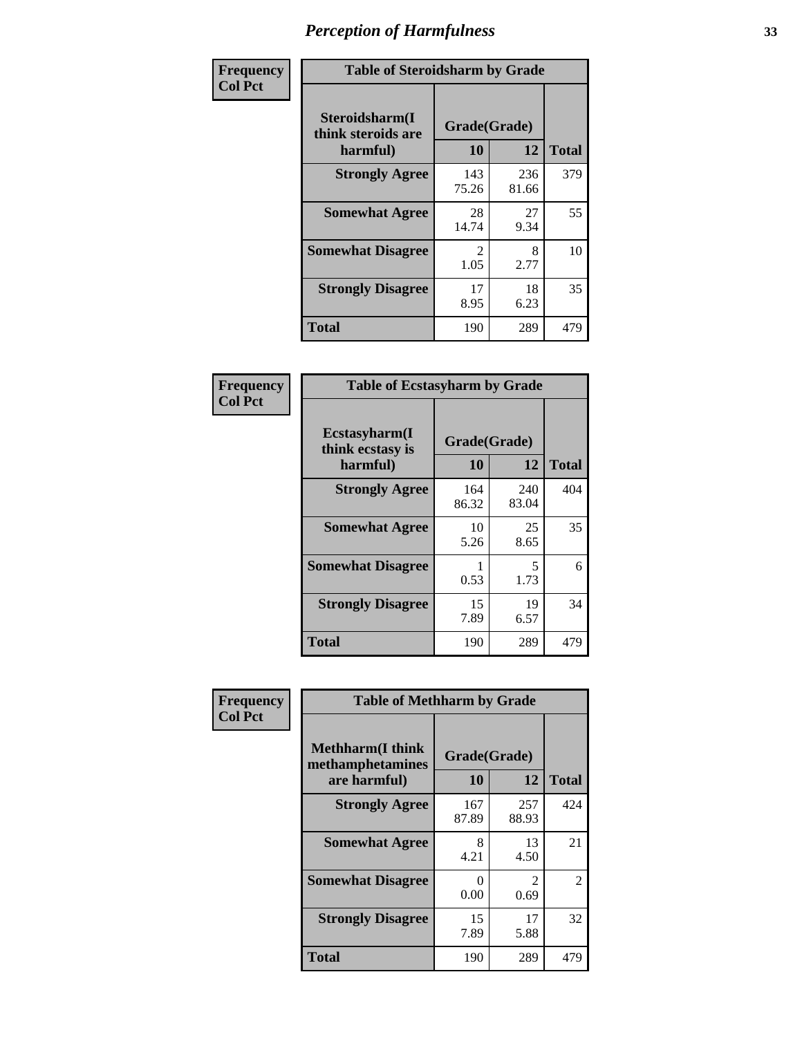| Frequency<br>Col Pct | Table of Steroidsharm by Grade | | |
|---|---|---|---|
| Steroidsharm(I think steroids are harmful) | Grade(Grade) 10 | 12 | Total |
| Strongly Agree | 143<br>75.26 | 236<br>81.66 | 379 |
| Somewhat Agree | 28<br>14.74 | 27<br>9.34 | 55 |
| Somewhat Disagree | 2<br>1.05 | 8<br>2.77 | 10 |
| Strongly Disagree | 17<br>8.95 | 18<br>6.23 | 35 |
| Total | 190 | 289 | 479 |

| Frequency<br>Col Pct | Table of Ecstasyharm by Grade | | |
|---|---|---|---|
| Ecstasyharm(I think ecstasy is harmful) | Grade(Grade) 10 | 12 | Total |
| Strongly Agree | 164<br>86.32 | 240<br>83.04 | 404 |
| Somewhat Agree | 10<br>5.26 | 25<br>8.65 | 35 |
| Somewhat Disagree | 1<br>0.53 | 5<br>1.73 | 6 |
| Strongly Disagree | 15<br>7.89 | 19<br>6.57 | 34 |
| Total | 190 | 289 | 479 |

| Frequency<br>Col Pct | Table of Methharm by Grade | | |
|---|---|---|---|
| Methharm(I think methamphetamines are harmful) | Grade(Grade) 10 | 12 | Total |
| Strongly Agree | 167<br>87.89 | 257<br>88.93 | 424 |
| Somewhat Agree | 8<br>4.21 | 13<br>4.50 | 21 |
| Somewhat Disagree | 0<br>0.00 | 2<br>0.69 | 2 |
| Strongly Disagree | 15<br>7.89 | 17<br>5.88 | 32 |
| Total | 190 | 289 | 479 |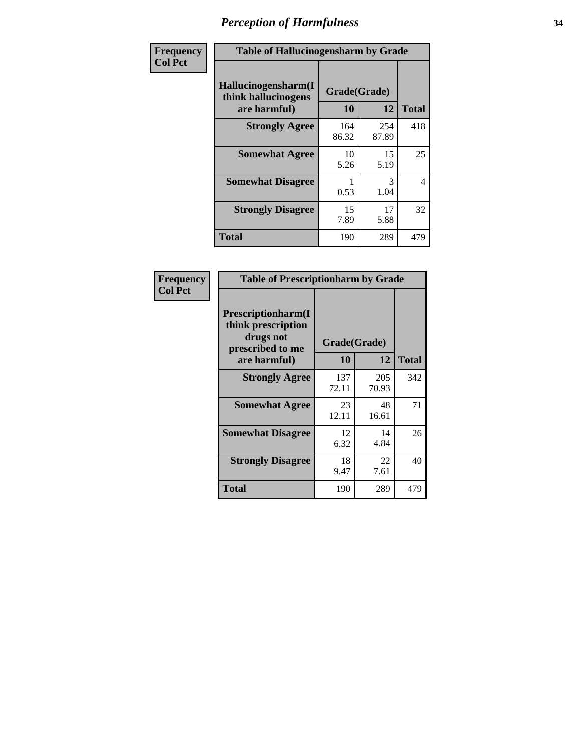# Perception of Harmfulness

| Frequency<br>Col Pct | Table of Hallucinogensharm by Grade | | |
|---|---|---|---|
| Hallucinogensharm(I think hallucinogens are harmful) | Grade(Grade) | | |
| | 10 | 12 | Total |
| Strongly Agree | 164<br>86.32 | 254<br>87.89 | 418 |
| Somewhat Agree | 10<br>5.26 | 15<br>5.19 | 25 |
| Somewhat Disagree | 1<br>0.53 | 3<br>1.04 | 4 |
| Strongly Disagree | 15<br>7.89 | 17<br>5.88 | 32 |
| Total | 190 | 289 | 479 |

| Frequency<br>Col Pct | Table of Prescriptionharm by Grade | | |
|---|---|---|---|
| Prescriptionharm(I think prescription drugs not prescribed to me are harmful) | Grade(Grade) | | |
| | 10 | 12 | Total |
| Strongly Agree | 137<br>72.11 | 205<br>70.93 | 342 |
| Somewhat Agree | 23<br>12.11 | 48<br>16.61 | 71 |
| Somewhat Disagree | 12<br>6.32 | 14<br>4.84 | 26 |
| Strongly Disagree | 18<br>9.47 | 22<br>7.61 | 40 |
| Total | 190 | 289 | 479 |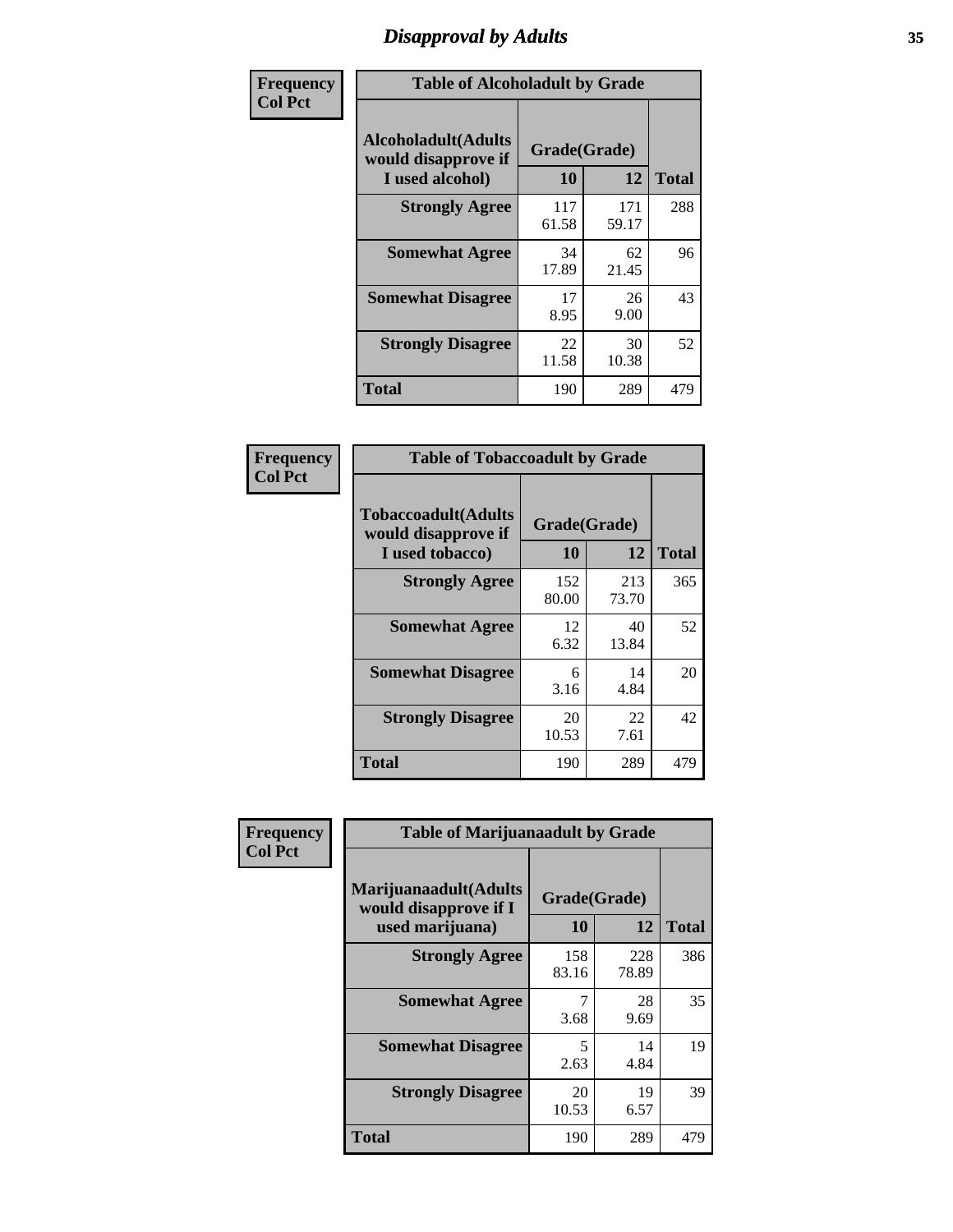# Disapproval by Adults

**Frequency**
**Col Pct**

**Table of Alcoholadult by Grade**

| Alcoholadult(Adults would disapprove if I used alcohol) | Grade(Grade) | | Total |
|---|---|---|---|
| | 10 | 12 | |
| **Strongly Agree** | 117<br>61.58 | 171<br>59.17 | 288 |
| **Somewhat Agree** | 34<br>17.89 | 62<br>21.45 | 96 |
| **Somewhat Disagree** | 17<br>8.95 | 26<br>9.00 | 43 |
| **Strongly Disagree** | 22<br>11.58 | 30<br>10.38 | 52 |
| **Total** | 190 | 289 | 479 |

**Frequency**
**Col Pct**

**Table of Tobaccoadult by Grade**

| Tobaccoadult(Adults would disapprove if I used tobacco) | Grade(Grade) | | Total |
|---|---|---|---|
| | 10 | 12 | |
| **Strongly Agree** | 152<br>80.00 | 213<br>73.70 | 365 |
| **Somewhat Agree** | 12<br>6.32 | 40<br>13.84 | 52 |
| **Somewhat Disagree** | 6<br>3.16 | 14<br>4.84 | 20 |
| **Strongly Disagree** | 20<br>10.53 | 22<br>7.61 | 42 |
| **Total** | 190 | 289 | 479 |

**Frequency**
**Col Pct**

**Table of Marijuanaadult by Grade**

| Marijuanaadult(Adults would disapprove if I used marijuana) | Grade(Grade) | | Total |
|---|---|---|---|
| | 10 | 12 | |
| **Strongly Agree** | 158<br>83.16 | 228<br>78.89 | 386 |
| **Somewhat Agree** | 7<br>3.68 | 28<br>9.69 | 35 |
| **Somewhat Disagree** | 5<br>2.63 | 14<br>4.84 | 19 |
| **Strongly Disagree** | 20<br>10.53 | 19<br>6.57 | 39 |
| **Total** | 190 | 289 | 479 |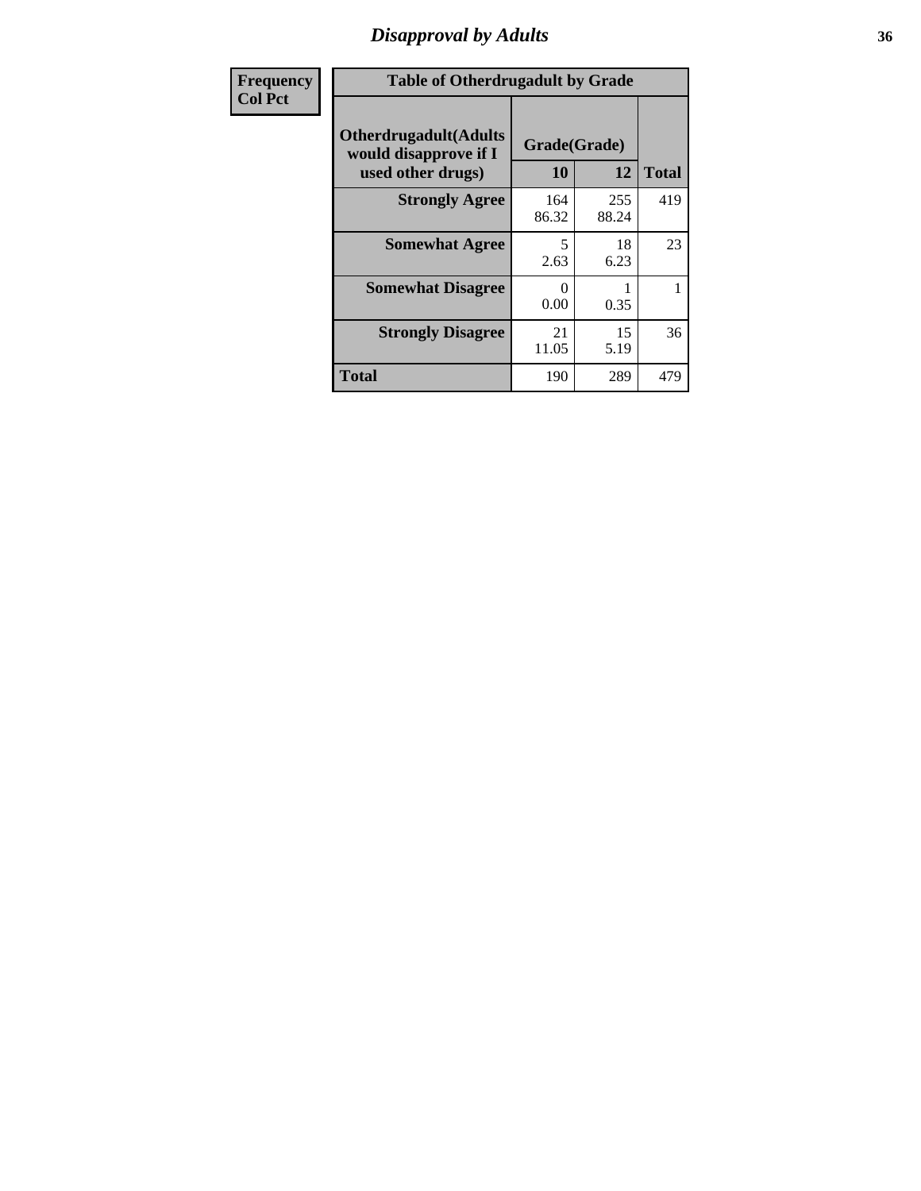# Disapproval by Adults

| Frequency<br>Col Pct |
|---|

**Table of Otherdrugadult by Grade**

| Otherdrugadult(Adults would disapprove if I used other drugs) | Grade(Grade) | | Total |
|---|---|---|---|
| | 10 | 12 | |
| **Strongly Agree** | 164<br>86.32 | 255<br>88.24 | 419 |
| **Somewhat Agree** | 5<br>2.63 | 18<br>6.23 | 23 |
| **Somewhat Disagree** | 0<br>0.00 | 1<br>0.35 | 1 |
| **Strongly Disagree** | 21<br>11.05 | 15<br>5.19 | 36 |
| **Total** | 190 | 289 | 479 |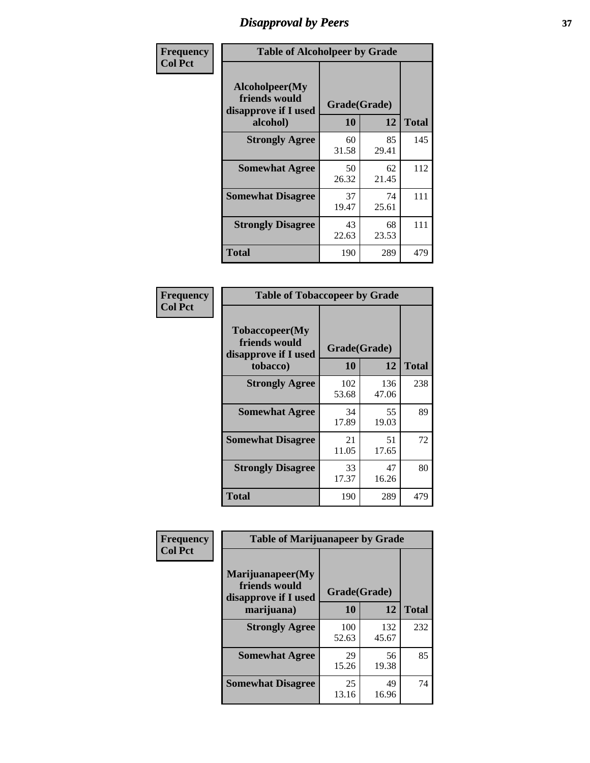# Disapproval by Peers

| Frequency<br>Col Pct | Table of Alcoholpeer by Grade | | |
|---|---|---|---|
| Alcoholpeer(My friends would disapprove if I used alcohol) | Grade(Grade) | | |
| | 10 | 12 | Total |
| Strongly Agree | 60<br>31.58 | 85<br>29.41 | 145 |
| Somewhat Agree | 50<br>26.32 | 62<br>21.45 | 112 |
| Somewhat Disagree | 37<br>19.47 | 74<br>25.61 | 111 |
| Strongly Disagree | 43<br>22.63 | 68<br>23.53 | 111 |
| Total | 190 | 289 | 479 |

| Frequency<br>Col Pct | Table of Tobaccopeer by Grade | | |
|---|---|---|---|
| Tobaccopeer(My friends would disapprove if I used tobacco) | Grade(Grade) | | |
| | 10 | 12 | Total |
| Strongly Agree | 102<br>53.68 | 136<br>47.06 | 238 |
| Somewhat Agree | 34<br>17.89 | 55<br>19.03 | 89 |
| Somewhat Disagree | 21<br>11.05 | 51<br>17.65 | 72 |
| Strongly Disagree | 33<br>17.37 | 47<br>16.26 | 80 |
| Total | 190 | 289 | 479 |

| Frequency<br>Col Pct | Table of Marijuanapeer by Grade | | |
|---|---|---|---|
| Marijuanapeer(My friends would disapprove if I used marijuana) | Grade(Grade) | | |
| | 10 | 12 | Total |
| Strongly Agree | 100<br>52.63 | 132<br>45.67 | 232 |
| Somewhat Agree | 29<br>15.26 | 56<br>19.38 | 85 |
| Somewhat Disagree | 25<br>13.16 | 49<br>16.96 | 74 |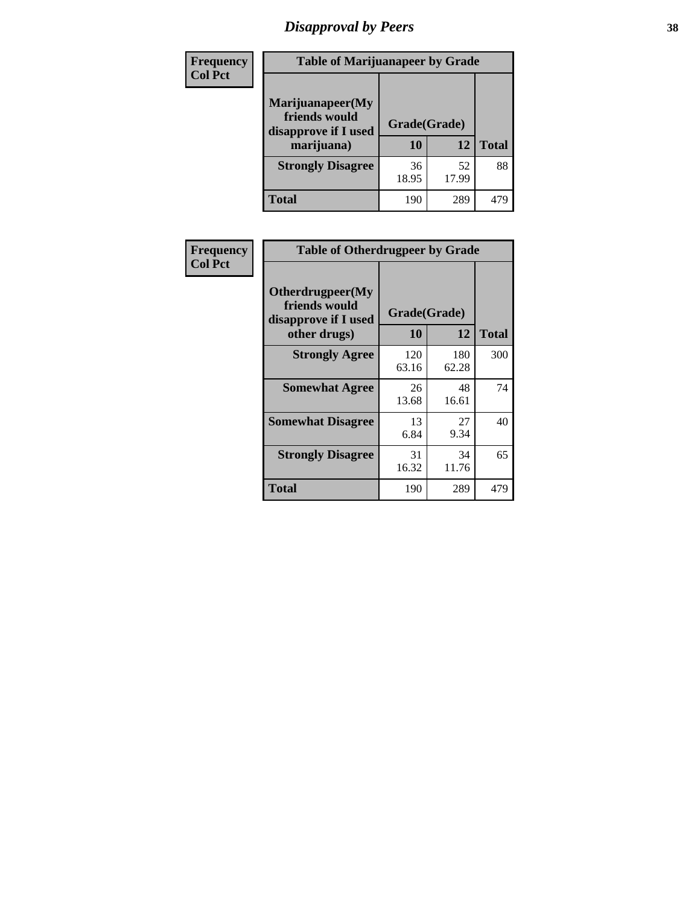# Disapproval by Peers

| Frequency Col Pct | Table of Marijuanapeer by Grade | | |
|---|---|---|---|
| Marijuanapeer(My friends would disapprove if I used marijuana) | Grade(Grade) | | |
| | 10 | 12 | Total |
| Strongly Disagree | 36<br>18.95 | 52<br>17.99 | 88 |
| Total | 190 | 289 | 479 |

| Frequency Col Pct | Table of Otherdrugpeer by Grade | | |
|---|---|---|---|
| Otherdrugpeer(My friends would disapprove if I used other drugs) | Grade(Grade) | | |
| | 10 | 12 | Total |
| Strongly Agree | 120<br>63.16 | 180<br>62.28 | 300 |
| Somewhat Agree | 26<br>13.68 | 48<br>16.61 | 74 |
| Somewhat Disagree | 13<br>6.84 | 27<br>9.34 | 40 |
| Strongly Disagree | 31<br>16.32 | 34<br>11.76 | 65 |
| Total | 190 | 289 | 479 |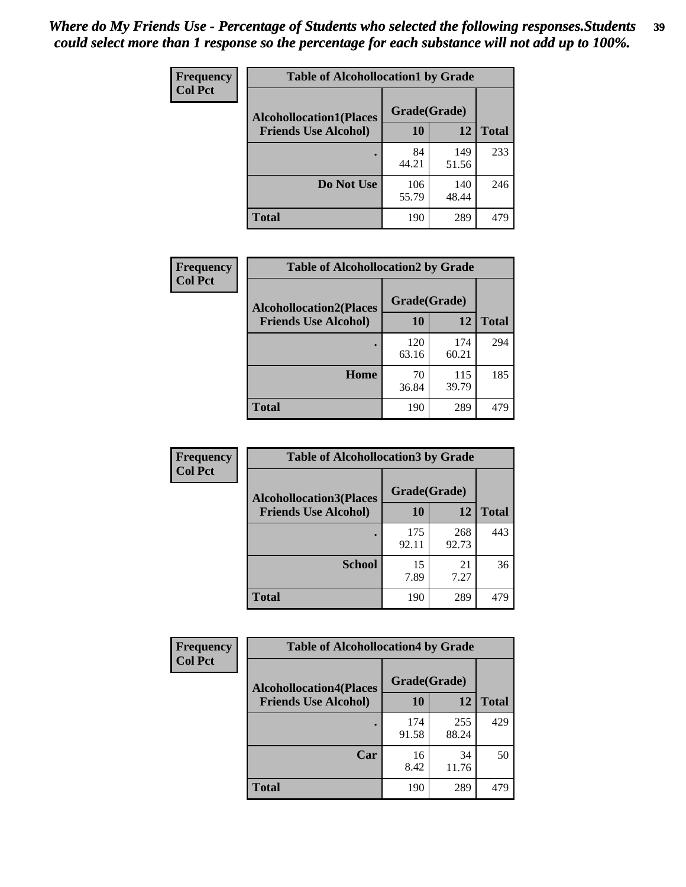***Where do My Friends Use - Percentage of Students who selected the following responses.Students could select more than 1 response so the percentage for each substance will not add up to 100%.***

**Frequency**
**Col Pct**

**Table of Alcohollocation1 by Grade**

| Alcohollocation1(Places Friends Use Alcohol) | Grade(Grade) 10 | 12 | Total |
|---|---|---|---|
| . | 84<br>44.21 | 149<br>51.56 | 233 |
| Do Not Use | 106<br>55.79 | 140<br>48.44 | 246 |
| Total | 190 | 289 | 479 |

**Frequency**
**Col Pct**

**Table of Alcohollocation2 by Grade**

| Alcohollocation2(Places Friends Use Alcohol) | Grade(Grade) 10 | 12 | Total |
|---|---|---|---|
| . | 120<br>63.16 | 174<br>60.21 | 294 |
| Home | 70<br>36.84 | 115<br>39.79 | 185 |
| Total | 190 | 289 | 479 |

**Frequency**
**Col Pct**

**Table of Alcohollocation3 by Grade**

| Alcohollocation3(Places Friends Use Alcohol) | Grade(Grade) 10 | 12 | Total |
|---|---|---|---|
| . | 175<br>92.11 | 268<br>92.73 | 443 |
| School | 15<br>7.89 | 21<br>7.27 | 36 |
| Total | 190 | 289 | 479 |

**Frequency**
**Col Pct**

**Table of Alcohollocation4 by Grade**

| Alcohollocation4(Places Friends Use Alcohol) | Grade(Grade) 10 | 12 | Total |
|---|---|---|---|
| . | 174<br>91.58 | 255<br>88.24 | 429 |
| Car | 16<br>8.42 | 34<br>11.76 | 50 |
| Total | 190 | 289 | 479 |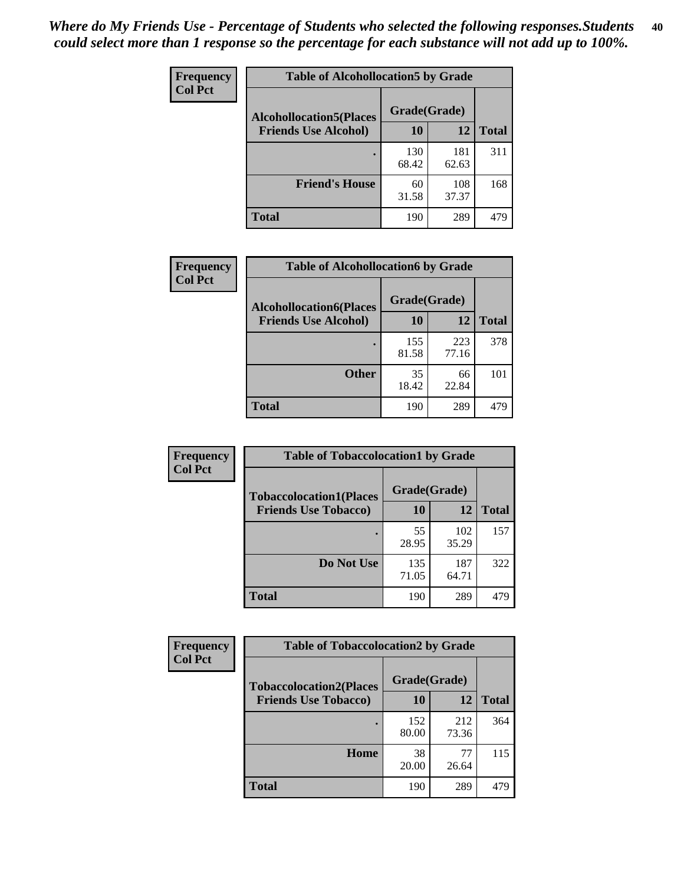*Where do My Friends Use - Percentage of Students who selected the following responses.Students could select more than 1 response so the percentage for each substance will not add up to 100%.*

**Frequency**
**Col Pct**

| Table of Alcohollocation5 by Grade | | | |
|---|---|---|---|
| **Alcohollocation5(Places Friends Use Alcohol)** | **Grade(Grade)** | | **Total** |
| | **10** | **12** | |
| **.** | 130<br>68.42 | 181<br>62.63 | 311 |
| **Friend's House** | 60<br>31.58 | 108<br>37.37 | 168 |
| **Total** | 190 | 289 | 479 |

**Frequency**
**Col Pct**

| Table of Alcohollocation6 by Grade | | | |
|---|---|---|---|
| **Alcohollocation6(Places Friends Use Alcohol)** | **Grade(Grade)** | | **Total** |
| | **10** | **12** | |
| **.** | 155<br>81.58 | 223<br>77.16 | 378 |
| **Other** | 35<br>18.42 | 66<br>22.84 | 101 |
| **Total** | 190 | 289 | 479 |

**Frequency**
**Col Pct**

| Table of Tobaccolocation1 by Grade | | | |
|---|---|---|---|
| **Tobaccolocation1(Places Friends Use Tobacco)** | **Grade(Grade)** | | **Total** |
| | **10** | **12** | |
| **.** | 55<br>28.95 | 102<br>35.29 | 157 |
| **Do Not Use** | 135<br>71.05 | 187<br>64.71 | 322 |
| **Total** | 190 | 289 | 479 |

**Frequency**
**Col Pct**

| Table of Tobaccolocation2 by Grade | | | |
|---|---|---|---|
| **Tobaccolocation2(Places Friends Use Tobacco)** | **Grade(Grade)** | | **Total** |
| | **10** | **12** | |
| **.** | 152<br>80.00 | 212<br>73.36 | 364 |
| **Home** | 38<br>20.00 | 77<br>26.64 | 115 |
| **Total** | 190 | 289 | 479 |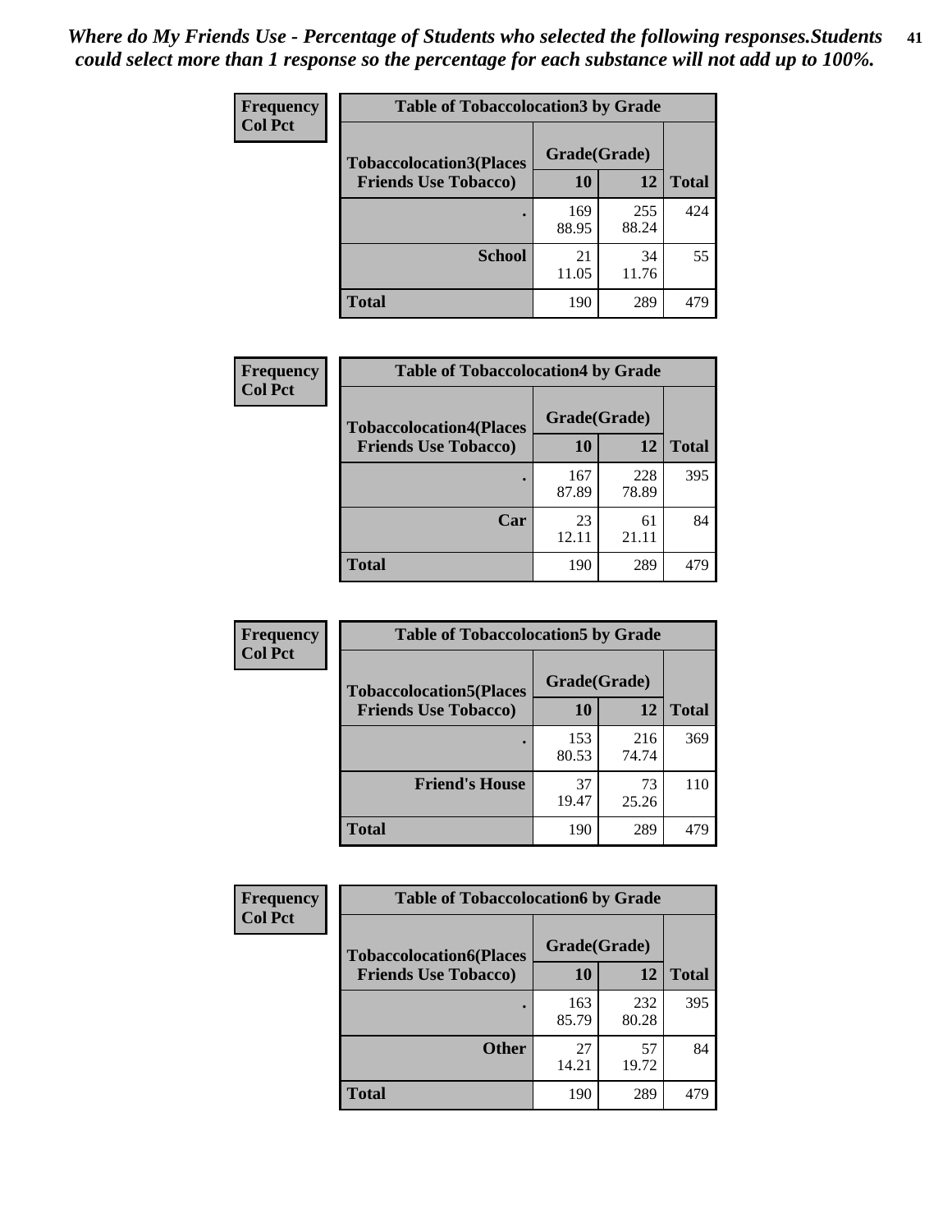*Where do My Friends Use - Percentage of Students who selected the following responses.Students could select more than 1 response so the percentage for each substance will not add up to 100%.*

**Frequency**
**Col Pct**

| Table of Tobaccolocation3 by Grade | | | |
|---|---|---|---|
| **Tobaccolocation3(Places Friends Use Tobacco)** | **Grade(Grade)** | | **Total** |
| | **10** | **12** | |
| **.** | 169<br>88.95 | 255<br>88.24 | 424 |
| **School** | 21<br>11.05 | 34<br>11.76 | 55 |
| **Total** | 190 | 289 | 479 |

**Frequency**
**Col Pct**

| Table of Tobaccolocation4 by Grade | | | |
|---|---|---|---|
| **Tobaccolocation4(Places Friends Use Tobacco)** | **Grade(Grade)** | | **Total** |
| | **10** | **12** | |
| **.** | 167<br>87.89 | 228<br>78.89 | 395 |
| **Car** | 23<br>12.11 | 61<br>21.11 | 84 |
| **Total** | 190 | 289 | 479 |

**Frequency**
**Col Pct**

| Table of Tobaccolocation5 by Grade | | | |
|---|---|---|---|
| **Tobaccolocation5(Places Friends Use Tobacco)** | **Grade(Grade)** | | **Total** |
| | **10** | **12** | |
| **.** | 153<br>80.53 | 216<br>74.74 | 369 |
| **Friend's House** | 37<br>19.47 | 73<br>25.26 | 110 |
| **Total** | 190 | 289 | 479 |

**Frequency**
**Col Pct**

| Table of Tobaccolocation6 by Grade | | | |
|---|---|---|---|
| **Tobaccolocation6(Places Friends Use Tobacco)** | **Grade(Grade)** | | **Total** |
| | **10** | **12** | |
| **.** | 163<br>85.79 | 232<br>80.28 | 395 |
| **Other** | 27<br>14.21 | 57<br>19.72 | 84 |
| **Total** | 190 | 289 | 479 |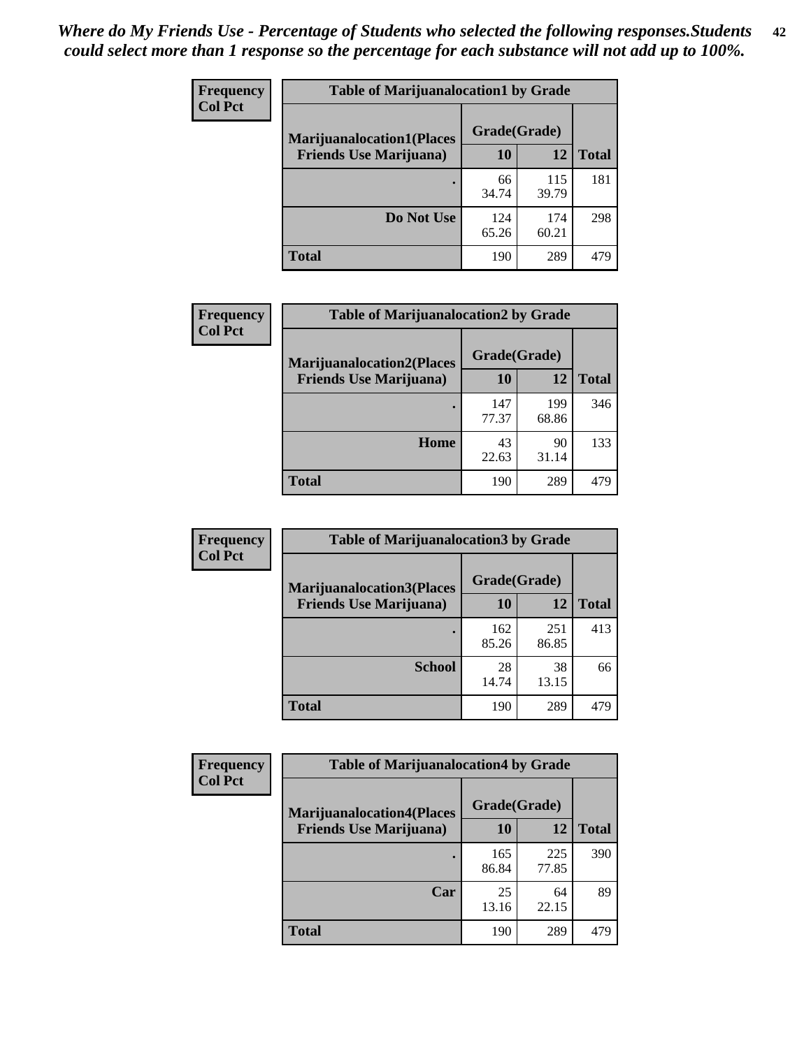*Where do My Friends Use - Percentage of Students who selected the following responses.Students could select more than 1 response so the percentage for each substance will not add up to 100%.*

**Frequency**
**Col Pct**

**Table of Marijuanalocation1 by Grade**

| Marijuanalocation1(Places Friends Use Marijuana) | Grade(Grade) 10 | 12 | Total |
|---|---|---|---|
| . | 66<br>34.74 | 115<br>39.79 | 181 |
| Do Not Use | 124<br>65.26 | 174<br>60.21 | 298 |
| Total | 190 | 289 | 479 |

**Frequency**
**Col Pct**

**Table of Marijuanalocation2 by Grade**

| Marijuanalocation2(Places Friends Use Marijuana) | Grade(Grade) 10 | 12 | Total |
|---|---|---|---|
| . | 147<br>77.37 | 199<br>68.86 | 346 |
| Home | 43<br>22.63 | 90<br>31.14 | 133 |
| Total | 190 | 289 | 479 |

**Frequency**
**Col Pct**

**Table of Marijuanalocation3 by Grade**

| Marijuanalocation3(Places Friends Use Marijuana) | Grade(Grade) 10 | 12 | Total |
|---|---|---|---|
| . | 162<br>85.26 | 251<br>86.85 | 413 |
| School | 28<br>14.74 | 38<br>13.15 | 66 |
| Total | 190 | 289 | 479 |

**Frequency**
**Col Pct**

**Table of Marijuanalocation4 by Grade**

| Marijuanalocation4(Places Friends Use Marijuana) | Grade(Grade) 10 | 12 | Total |
|---|---|---|---|
| . | 165<br>86.84 | 225<br>77.85 | 390 |
| Car | 25<br>13.16 | 64<br>22.15 | 89 |
| Total | 190 | 289 | 479 |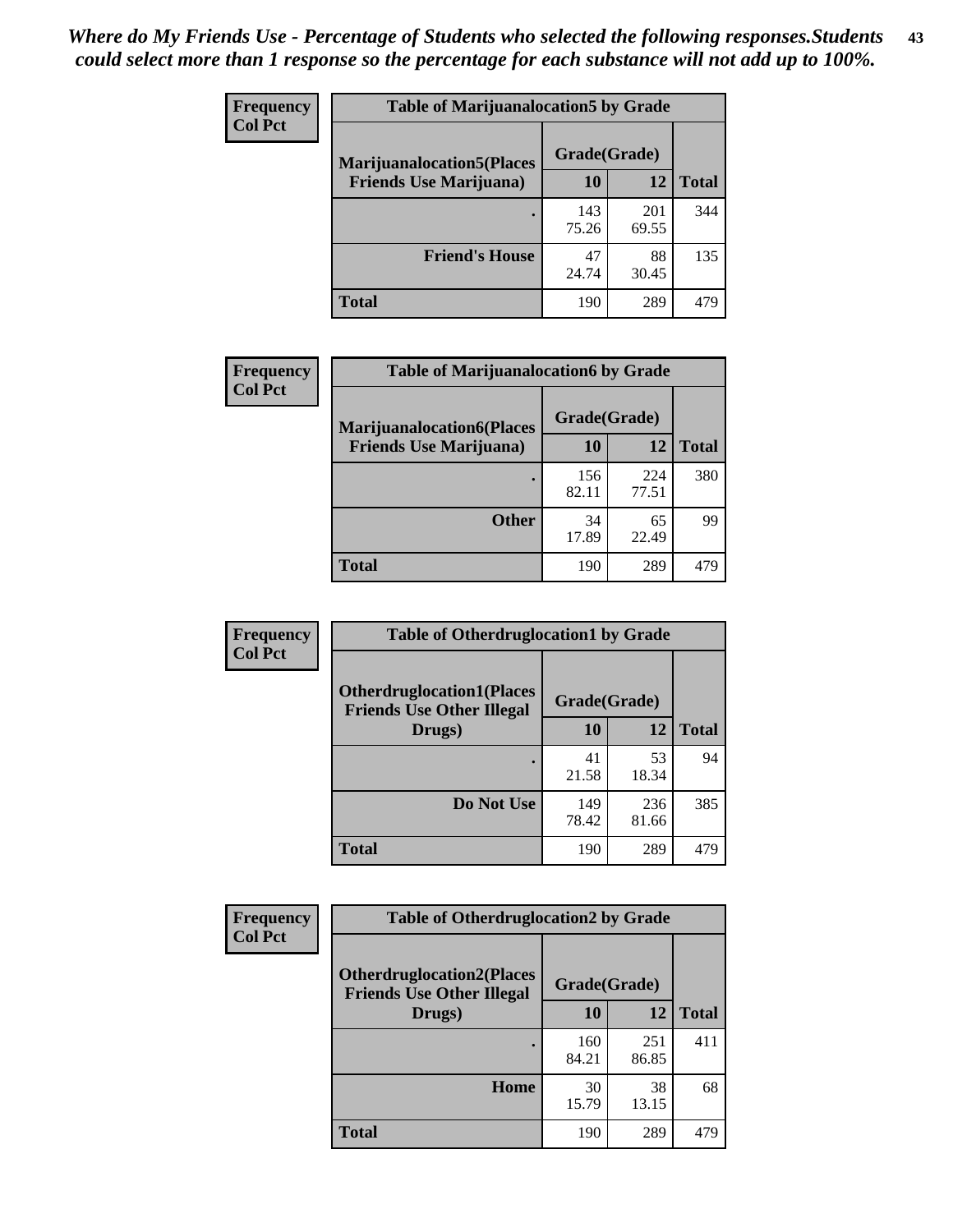*Where do My Friends Use - Percentage of Students who selected the following responses.Students could select more than 1 response so the percentage for each substance will not add up to 100%.*

**Frequency Col Pct**

| Table of Marijuanalocation5 by Grade | | | |
|---|---|---|---|
| **Marijuanalocation5(Places Friends Use Marijuana)** | **Grade(Grade)** | | **Total** |
| | **10** | **12** | |
| **.** | 143<br>75.26 | 201<br>69.55 | 344 |
| **Friend's House** | 47<br>24.74 | 88<br>30.45 | 135 |
| **Total** | 190 | 289 | 479 |

**Frequency Col Pct**

| Table of Marijuanalocation6 by Grade | | | |
|---|---|---|---|
| **Marijuanalocation6(Places Friends Use Marijuana)** | **Grade(Grade)** | | **Total** |
| | **10** | **12** | |
| **.** | 156<br>82.11 | 224<br>77.51 | 380 |
| **Other** | 34<br>17.89 | 65<br>22.49 | 99 |
| **Total** | 190 | 289 | 479 |

**Frequency Col Pct**

| Table of Otherdruglocation1 by Grade | | | |
|---|---|---|---|
| **Otherdruglocation1(Places Friends Use Other Illegal Drugs)** | **Grade(Grade)** | | **Total** |
| | **10** | **12** | |
| **.** | 41<br>21.58 | 53<br>18.34 | 94 |
| **Do Not Use** | 149<br>78.42 | 236<br>81.66 | 385 |
| **Total** | 190 | 289 | 479 |

**Frequency Col Pct**

| Table of Otherdruglocation2 by Grade | | | |
|---|---|---|---|
| **Otherdruglocation2(Places Friends Use Other Illegal Drugs)** | **Grade(Grade)** | | **Total** |
| | **10** | **12** | |
| **.** | 160<br>84.21 | 251<br>86.85 | 411 |
| **Home** | 30<br>15.79 | 38<br>13.15 | 68 |
| **Total** | 190 | 289 | 479 |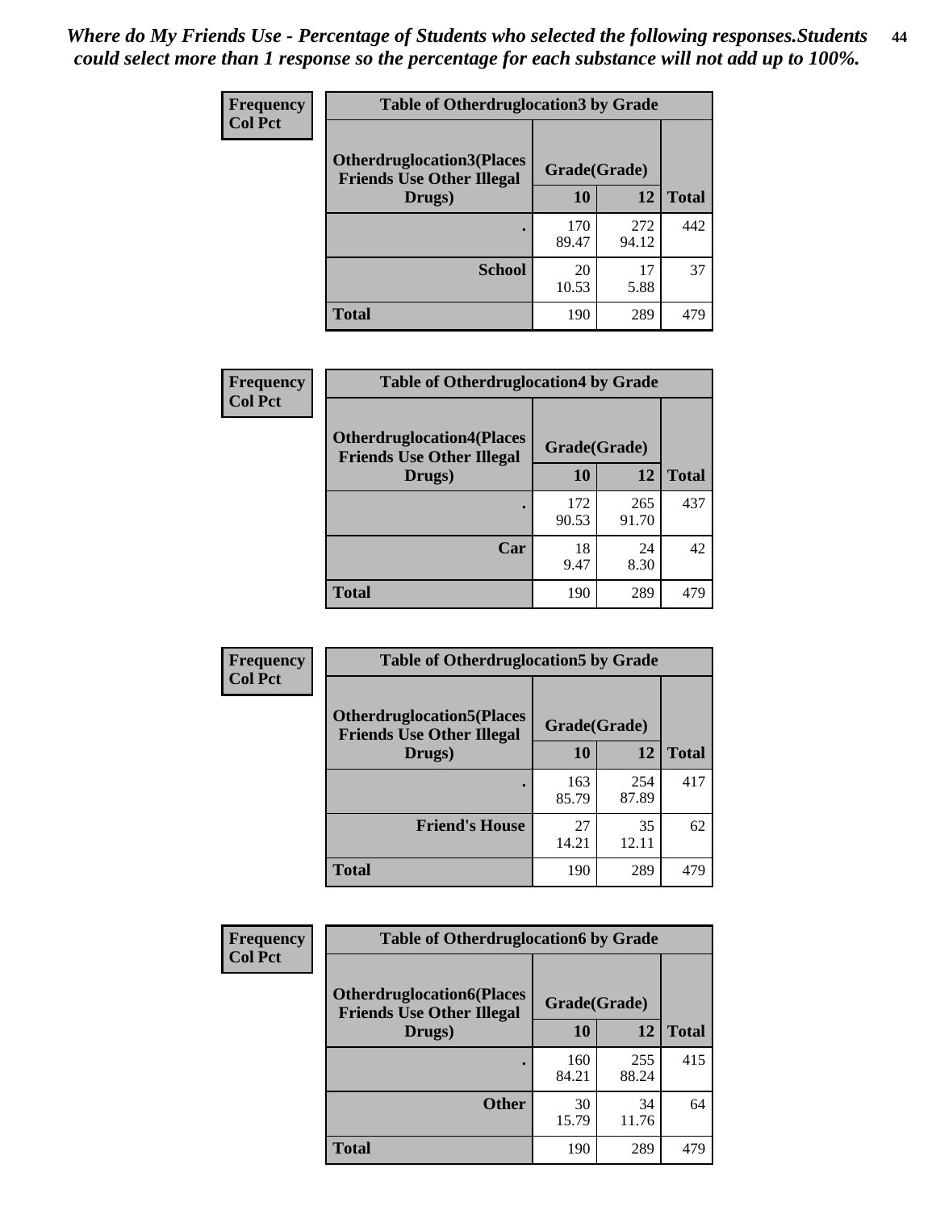*Where do My Friends Use - Percentage of Students who selected the following responses.Students could select more than 1 response so the percentage for each substance will not add up to 100%.*

**Frequency**
**Col Pct**

| Table of Otherdruglocation3 by Grade | | | |
|---|---|---|---|
| **Otherdruglocation3(Places Friends Use Other Illegal Drugs)** | **Grade(Grade)** | | |
| | **10** | **12** | **Total** |
| **.** | 170<br>89.47 | 272<br>94.12 | 442 |
| **School** | 20<br>10.53 | 17<br>5.88 | 37 |
| **Total** | 190 | 289 | 479 |

**Frequency**
**Col Pct**

| Table of Otherdruglocation4 by Grade | | | |
|---|---|---|---|
| **Otherdruglocation4(Places Friends Use Other Illegal Drugs)** | **Grade(Grade)** | | |
| | **10** | **12** | **Total** |
| **.** | 172<br>90.53 | 265<br>91.70 | 437 |
| **Car** | 18<br>9.47 | 24<br>8.30 | 42 |
| **Total** | 190 | 289 | 479 |

**Frequency**
**Col Pct**

| Table of Otherdruglocation5 by Grade | | | |
|---|---|---|---|
| **Otherdruglocation5(Places Friends Use Other Illegal Drugs)** | **Grade(Grade)** | | |
| | **10** | **12** | **Total** |
| **.** | 163<br>85.79 | 254<br>87.89 | 417 |
| **Friend's House** | 27<br>14.21 | 35<br>12.11 | 62 |
| **Total** | 190 | 289 | 479 |

**Frequency**
**Col Pct**

| Table of Otherdruglocation6 by Grade | | | |
|---|---|---|---|
| **Otherdruglocation6(Places Friends Use Other Illegal Drugs)** | **Grade(Grade)** | | |
| | **10** | **12** | **Total** |
| **.** | 160<br>84.21 | 255<br>88.24 | 415 |
| **Other** | 30<br>15.79 | 34<br>11.76 | 64 |
| **Total** | 190 | 289 | 479 |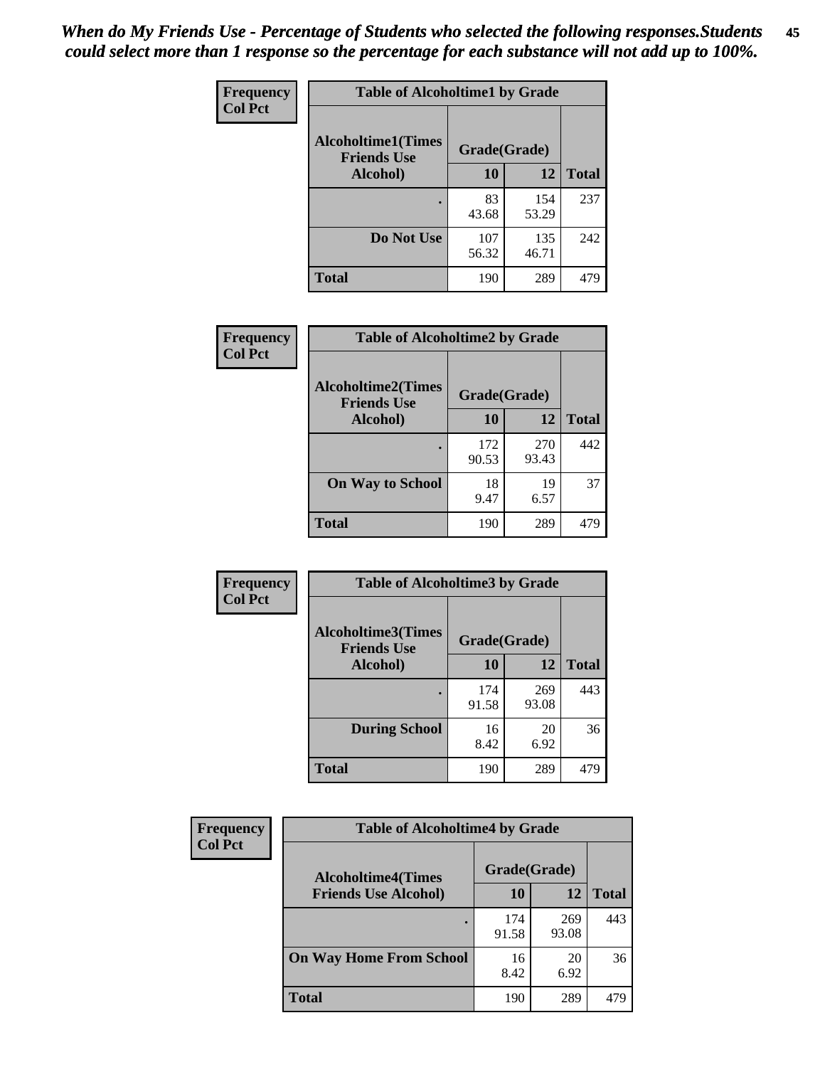*When do My Friends Use - Percentage of Students who selected the following responses.Students could select more than 1 response so the percentage for each substance will not add up to 100%.*

**Frequency**
**Col Pct**

**Table of Alcoholtime1 by Grade**

| Alcoholtime1(Times Friends Use Alcohol) | Grade(Grade) | | Total |
|---|---|---|---|
| | 10 | 12 | |
| . | 83<br>43.68 | 154<br>53.29 | 237 |
| Do Not Use | 107<br>56.32 | 135<br>46.71 | 242 |
| Total | 190 | 289 | 479 |

**Frequency**
**Col Pct**

**Table of Alcoholtime2 by Grade**

| Alcoholtime2(Times Friends Use Alcohol) | Grade(Grade) | | Total |
|---|---|---|---|
| | 10 | 12 | |
| . | 172<br>90.53 | 270<br>93.43 | 442 |
| On Way to School | 18<br>9.47 | 19<br>6.57 | 37 |
| Total | 190 | 289 | 479 |

**Frequency**
**Col Pct**

**Table of Alcoholtime3 by Grade**

| Alcoholtime3(Times Friends Use Alcohol) | Grade(Grade) | | Total |
|---|---|---|---|
| | 10 | 12 | |
| . | 174<br>91.58 | 269<br>93.08 | 443 |
| During School | 16<br>8.42 | 20<br>6.92 | 36 |
| Total | 190 | 289 | 479 |

**Frequency**
**Col Pct**

**Table of Alcoholtime4 by Grade**

| Alcoholtime4(Times Friends Use Alcohol) | Grade(Grade) | | Total |
|---|---|---|---|
| | 10 | 12 | |
| . | 174<br>91.58 | 269<br>93.08 | 443 |
| On Way Home From School | 16<br>8.42 | 20<br>6.92 | 36 |
| Total | 190 | 289 | 479 |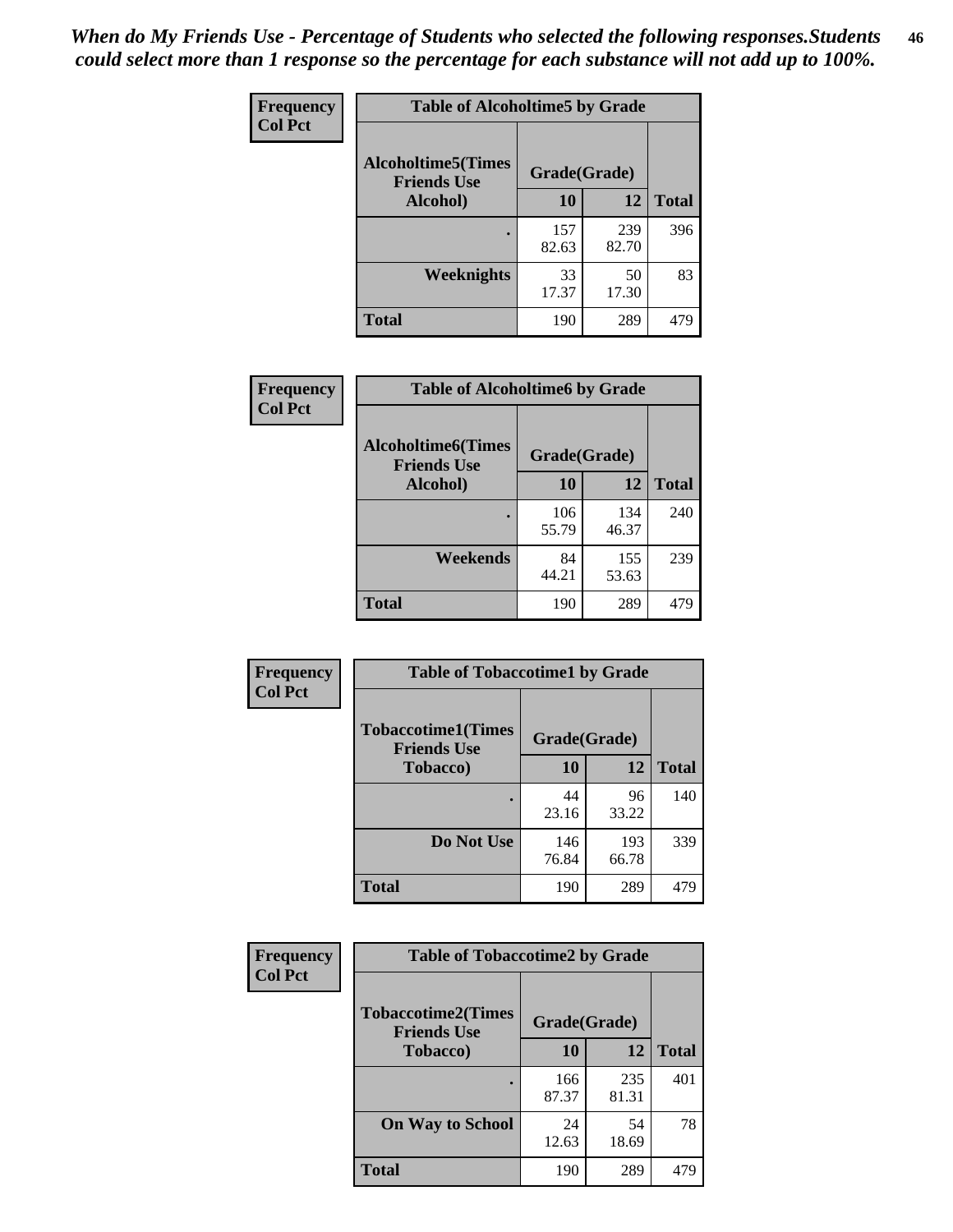*When do My Friends Use - Percentage of Students who selected the following responses.Students could select more than 1 response so the percentage for each substance will not add up to 100%.*

**Frequency**
**Col Pct**

| Table of Alcoholtime5 by Grade | | | |
|---|---|---|---|
| **Alcoholtime5(Times Friends Use Alcohol)** | **Grade(Grade)** | | **Total** |
| | **10** | **12** | |
| **.** | 157<br>82.63 | 239<br>82.70 | 396 |
| **Weeknights** | 33<br>17.37 | 50<br>17.30 | 83 |
| **Total** | 190 | 289 | 479 |

**Frequency**
**Col Pct**

| Table of Alcoholtime6 by Grade | | | |
|---|---|---|---|
| **Alcoholtime6(Times Friends Use Alcohol)** | **Grade(Grade)** | | **Total** |
| | **10** | **12** | |
| **.** | 106<br>55.79 | 134<br>46.37 | 240 |
| **Weekends** | 84<br>44.21 | 155<br>53.63 | 239 |
| **Total** | 190 | 289 | 479 |

**Frequency**
**Col Pct**

| Table of Tobaccotime1 by Grade | | | |
|---|---|---|---|
| **Tobaccotime1(Times Friends Use Tobacco)** | **Grade(Grade)** | | **Total** |
| | **10** | **12** | |
| **.** | 44<br>23.16 | 96<br>33.22 | 140 |
| **Do Not Use** | 146<br>76.84 | 193<br>66.78 | 339 |
| **Total** | 190 | 289 | 479 |

**Frequency**
**Col Pct**

| Table of Tobaccotime2 by Grade | | | |
|---|---|---|---|
| **Tobaccotime2(Times Friends Use Tobacco)** | **Grade(Grade)** | | **Total** |
| | **10** | **12** | |
| **.** | 166<br>87.37 | 235<br>81.31 | 401 |
| **On Way to School** | 24<br>12.63 | 54<br>18.69 | 78 |
| **Total** | 190 | 289 | 479 |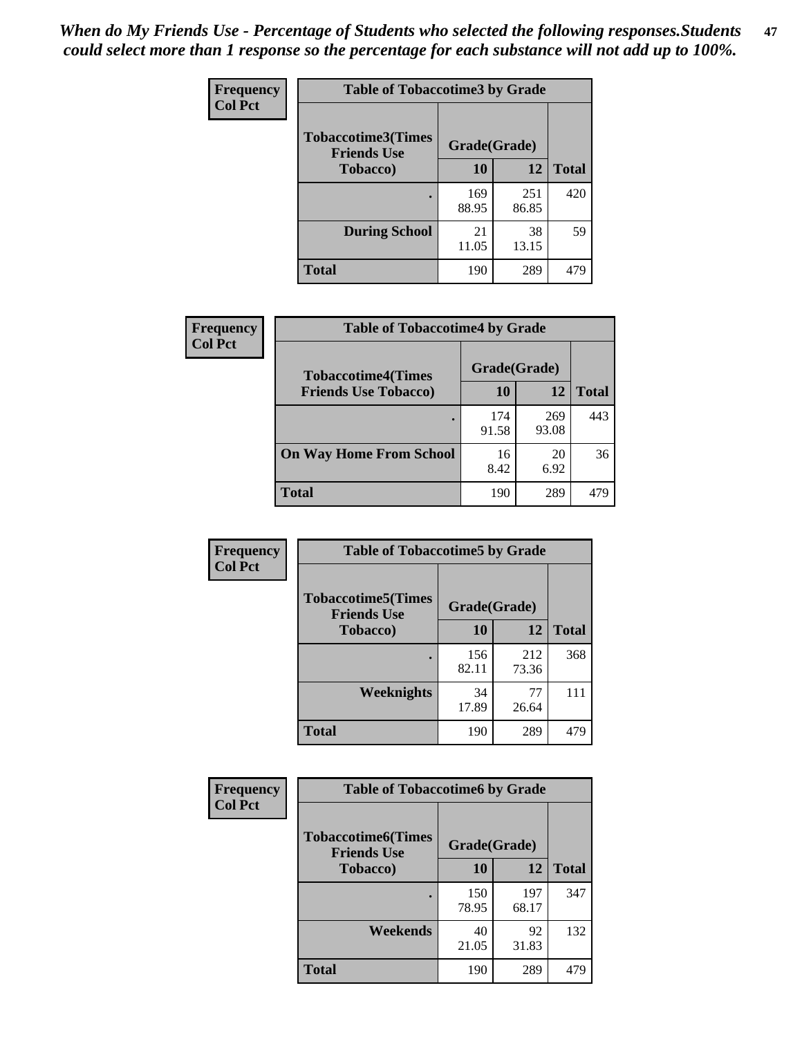*When do My Friends Use - Percentage of Students who selected the following responses.Students could select more than 1 response so the percentage for each substance will not add up to 100%.*

**Frequency**
**Col Pct**

| Table of Tobaccotime3 by Grade | | | |
|---|---|---|---|
| **Tobaccotime3(Times Friends Use Tobacco)** | **Grade(Grade)** | | **Total** |
| | **10** | **12** | |
| **.** | 169<br>88.95 | 251<br>86.85 | 420 |
| **During School** | 21<br>11.05 | 38<br>13.15 | 59 |
| **Total** | 190 | 289 | 479 |

**Frequency**
**Col Pct**

| Table of Tobaccotime4 by Grade | | | |
|---|---|---|---|
| **Tobaccotime4(Times Friends Use Tobacco)** | **Grade(Grade)** | | **Total** |
| | **10** | **12** | |
| **.** | 174<br>91.58 | 269<br>93.08 | 443 |
| **On Way Home From School** | 16<br>8.42 | 20<br>6.92 | 36 |
| **Total** | 190 | 289 | 479 |

**Frequency**
**Col Pct**

| Table of Tobaccotime5 by Grade | | | |
|---|---|---|---|
| **Tobaccotime5(Times Friends Use Tobacco)** | **Grade(Grade)** | | **Total** |
| | **10** | **12** | |
| **.** | 156<br>82.11 | 212<br>73.36 | 368 |
| **Weeknights** | 34<br>17.89 | 77<br>26.64 | 111 |
| **Total** | 190 | 289 | 479 |

**Frequency**
**Col Pct**

| Table of Tobaccotime6 by Grade | | | |
|---|---|---|---|
| **Tobaccotime6(Times Friends Use Tobacco)** | **Grade(Grade)** | | **Total** |
| | **10** | **12** | |
| **.** | 150<br>78.95 | 197<br>68.17 | 347 |
| **Weekends** | 40<br>21.05 | 92<br>31.83 | 132 |
| **Total** | 190 | 289 | 479 |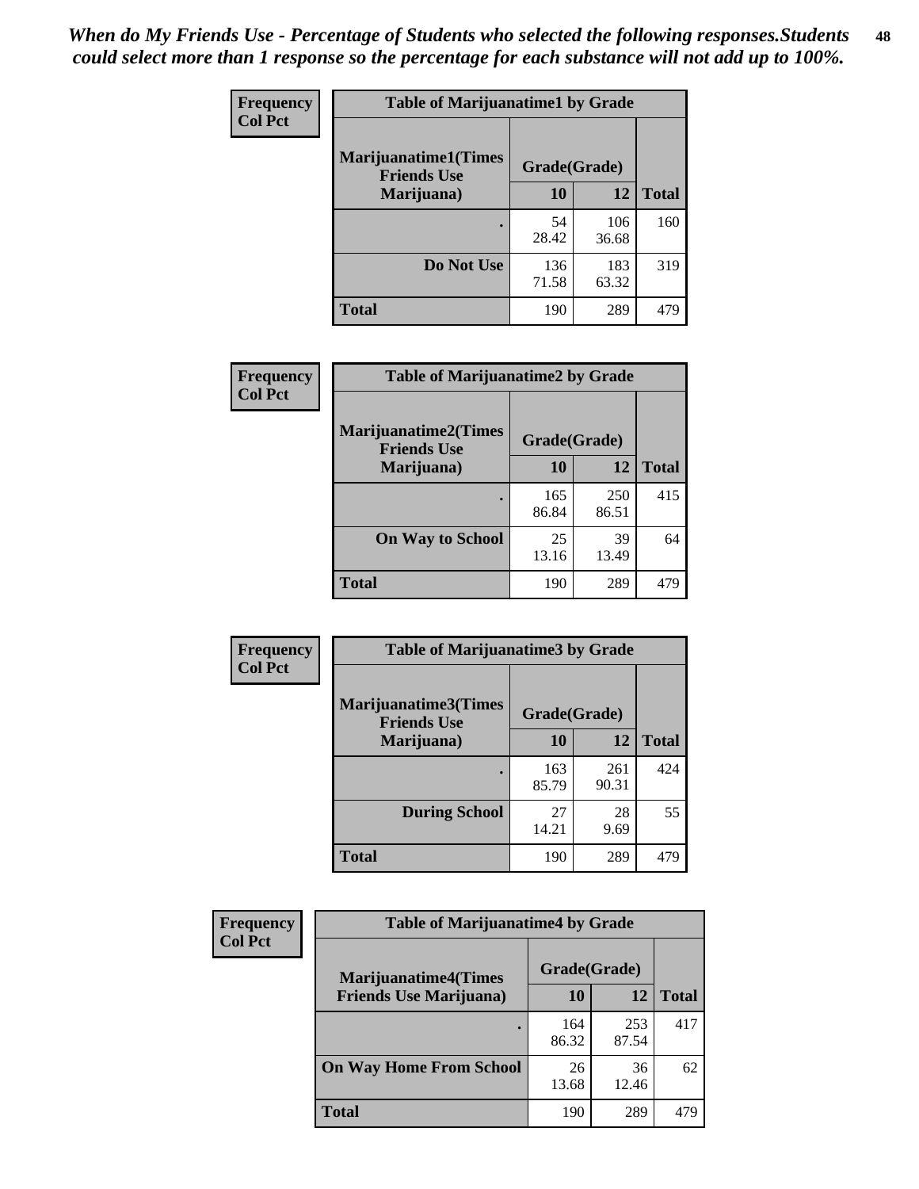*When do My Friends Use - Percentage of Students who selected the following responses.Students could select more than 1 response so the percentage for each substance will not add up to 100%.*

**Frequency**
**Col Pct**

| Table of Marijuanatime1 by Grade | | | |
|---|---|---|---|
| **Marijuanatime1(Times Friends Use Marijuana)** | **Grade(Grade)** | | **Total** |
| | **10** | **12** | |
| **.** | 54<br>28.42 | 106<br>36.68 | 160 |
| **Do Not Use** | 136<br>71.58 | 183<br>63.32 | 319 |
| **Total** | 190 | 289 | 479 |

**Frequency**
**Col Pct**

| Table of Marijuanatime2 by Grade | | | |
|---|---|---|---|
| **Marijuanatime2(Times Friends Use Marijuana)** | **Grade(Grade)** | | **Total** |
| | **10** | **12** | |
| **.** | 165<br>86.84 | 250<br>86.51 | 415 |
| **On Way to School** | 25<br>13.16 | 39<br>13.49 | 64 |
| **Total** | 190 | 289 | 479 |

**Frequency**
**Col Pct**

| Table of Marijuanatime3 by Grade | | | |
|---|---|---|---|
| **Marijuanatime3(Times Friends Use Marijuana)** | **Grade(Grade)** | | **Total** |
| | **10** | **12** | |
| **.** | 163<br>85.79 | 261<br>90.31 | 424 |
| **During School** | 27<br>14.21 | 28<br>9.69 | 55 |
| **Total** | 190 | 289 | 479 |

**Frequency**
**Col Pct**

| Table of Marijuanatime4 by Grade | | | |
|---|---|---|---|
| **Marijuanatime4(Times Friends Use Marijuana)** | **Grade(Grade)** | | **Total** |
| | **10** | **12** | |
| **.** | 164<br>86.32 | 253<br>87.54 | 417 |
| **On Way Home From School** | 26<br>13.68 | 36<br>12.46 | 62 |
| **Total** | 190 | 289 | 479 |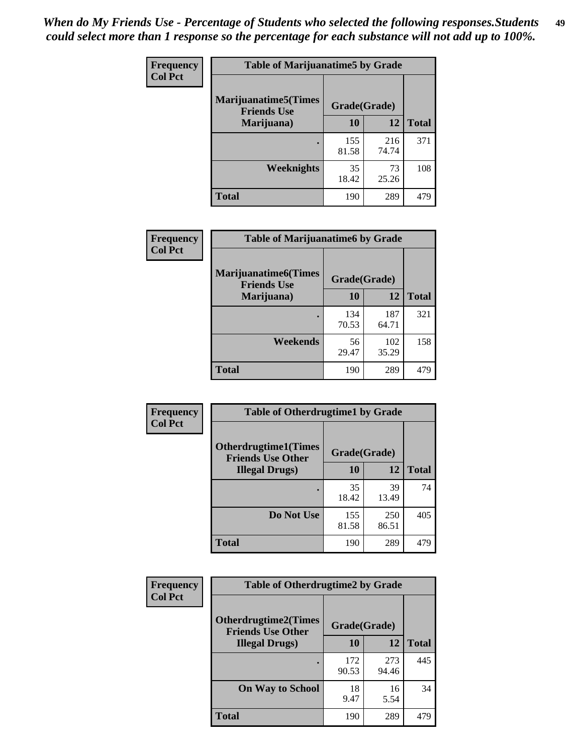*When do My Friends Use - Percentage of Students who selected the following responses.Students could select more than 1 response so the percentage for each substance will not add up to 100%.*

**Frequency**
**Col Pct**

**Table of Marijuanatime5 by Grade**

| Marijuanatime5(Times Friends Use Marijuana) | Grade(Grade) | | Total |
|---|---|---|---|
| | 10 | 12 | |
| . | 155<br>81.58 | 216<br>74.74 | 371 |
| Weeknights | 35<br>18.42 | 73<br>25.26 | 108 |
| Total | 190 | 289 | 479 |

**Frequency**
**Col Pct**

**Table of Marijuanatime6 by Grade**

| Marijuanatime6(Times Friends Use Marijuana) | Grade(Grade) | | Total |
|---|---|---|---|
| | 10 | 12 | |
| . | 134<br>70.53 | 187<br>64.71 | 321 |
| Weekends | 56<br>29.47 | 102<br>35.29 | 158 |
| Total | 190 | 289 | 479 |

**Frequency**
**Col Pct**

**Table of Otherdrugtime1 by Grade**

| Otherdrugtime1(Times Friends Use Other Illegal Drugs) | Grade(Grade) | | Total |
|---|---|---|---|
| | 10 | 12 | |
| . | 35<br>18.42 | 39<br>13.49 | 74 |
| Do Not Use | 155<br>81.58 | 250<br>86.51 | 405 |
| Total | 190 | 289 | 479 |

**Frequency**
**Col Pct**

**Table of Otherdrugtime2 by Grade**

| Otherdrugtime2(Times Friends Use Other Illegal Drugs) | Grade(Grade) | | Total |
|---|---|---|---|
| | 10 | 12 | |
| . | 172<br>90.53 | 273<br>94.46 | 445 |
| On Way to School | 18<br>9.47 | 16<br>5.54 | 34 |
| Total | 190 | 289 | 479 |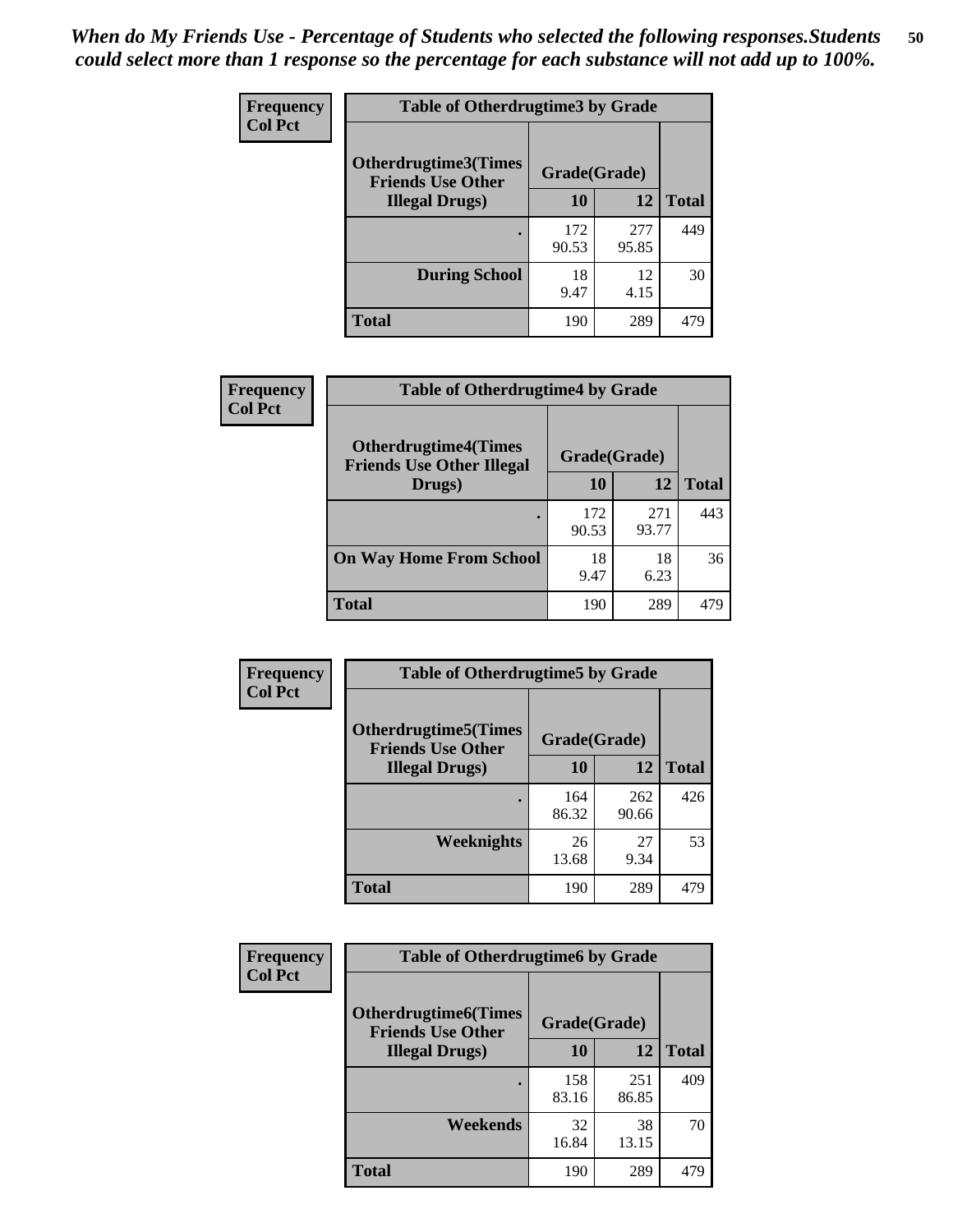*When do My Friends Use - Percentage of Students who selected the following responses.Students could select more than 1 response so the percentage for each substance will not add up to 100%.*

**Frequency**
**Col Pct**

| Table of Otherdrugtime3 by Grade | | | |
|---|---|---|---|
| Otherdrugtime3(Times Friends Use Other Illegal Drugs) | Grade(Grade) | | |
| | 10 | 12 | Total |
| . | 172<br>90.53 | 277<br>95.85 | 449 |
| During School | 18<br>9.47 | 12<br>4.15 | 30 |
| Total | 190 | 289 | 479 |

**Frequency**
**Col Pct**

| Table of Otherdrugtime4 by Grade | | | |
|---|---|---|---|
| Otherdrugtime4(Times Friends Use Other Illegal Drugs) | Grade(Grade) | | |
| | 10 | 12 | Total |
| . | 172<br>90.53 | 271<br>93.77 | 443 |
| On Way Home From School | 18<br>9.47 | 18<br>6.23 | 36 |
| Total | 190 | 289 | 479 |

**Frequency**
**Col Pct**

| Table of Otherdrugtime5 by Grade | | | |
|---|---|---|---|
| Otherdrugtime5(Times Friends Use Other Illegal Drugs) | Grade(Grade) | | |
| | 10 | 12 | Total |
| . | 164<br>86.32 | 262<br>90.66 | 426 |
| Weeknights | 26<br>13.68 | 27<br>9.34 | 53 |
| Total | 190 | 289 | 479 |

**Frequency**
**Col Pct**

| Table of Otherdrugtime6 by Grade | | | |
|---|---|---|---|
| Otherdrugtime6(Times Friends Use Other Illegal Drugs) | Grade(Grade) | | |
| | 10 | 12 | Total |
| . | 158<br>83.16 | 251<br>86.85 | 409 |
| Weekends | 32<br>16.84 | 38<br>13.15 | 70 |
| Total | 190 | 289 | 479 |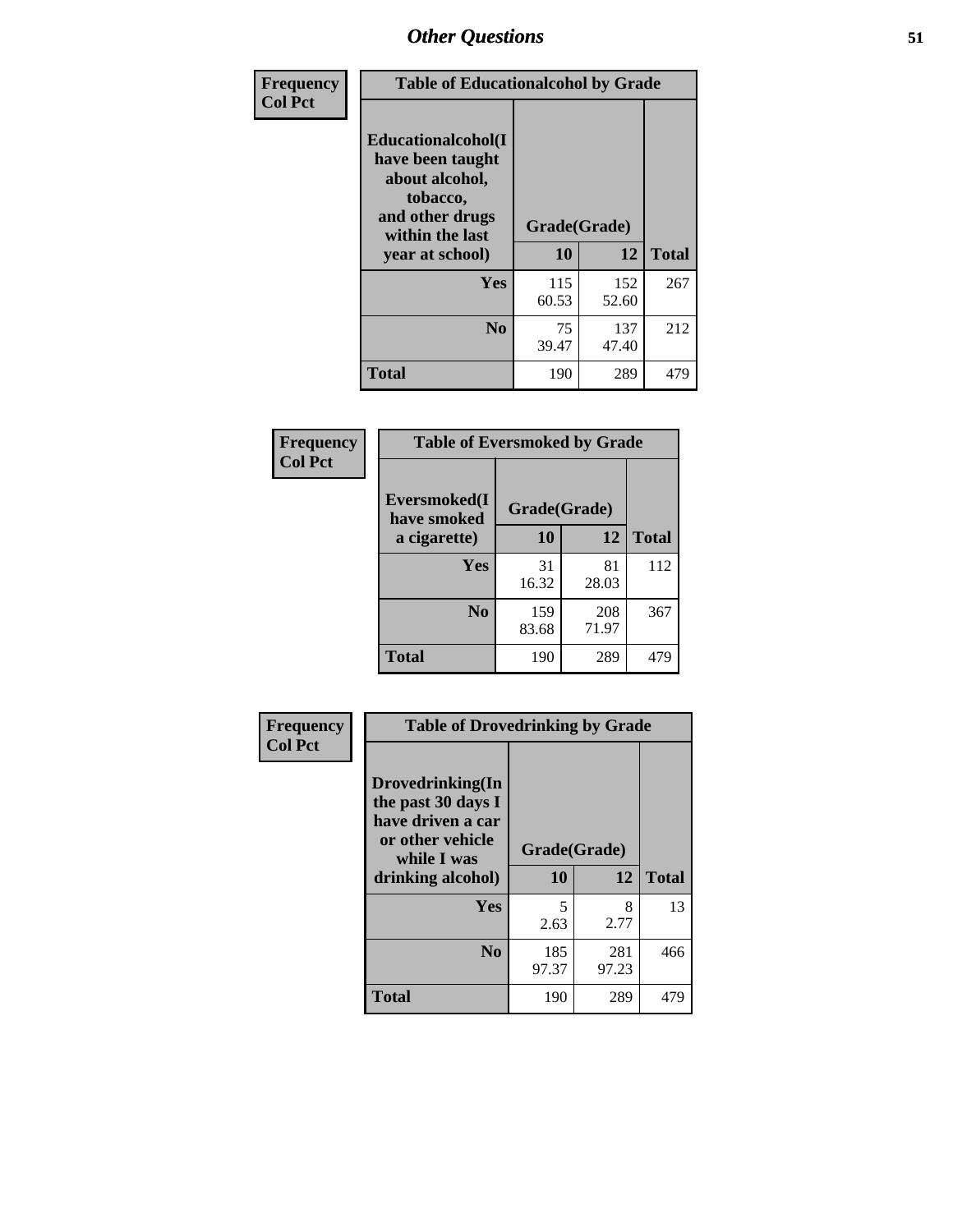## Other Questions

**Frequency**
**Col Pct**

**Table of Educationalalcohol by Grade**

| Educationalalcohol(I have been taught about alcohol, tobacco, and other drugs within the last year at school) | Grade(Grade) | | |
|---|---|---|---|
| | 10 | 12 | Total |
| Yes | 115<br>60.53 | 152<br>52.60 | 267 |
| No | 75<br>39.47 | 137<br>47.40 | 212 |
| Total | 190 | 289 | 479 |

**Frequency**
**Col Pct**

**Table of Eversmoked by Grade**

| Eversmoked(I have smoked a cigarette) | Grade(Grade) | | |
|---|---|---|---|
| | 10 | 12 | Total |
| Yes | 31<br>16.32 | 81<br>28.03 | 112 |
| No | 159<br>83.68 | 208<br>71.97 | 367 |
| Total | 190 | 289 | 479 |

**Frequency**
**Col Pct**

**Table of Drovedrinking by Grade**

| Drovedrinking(In the past 30 days I have driven a car or other vehicle while I was drinking alcohol) | Grade(Grade) | | |
|---|---|---|---|
| | 10 | 12 | Total |
| Yes | 5<br>2.63 | 8<br>2.77 | 13 |
| No | 185<br>97.37 | 281<br>97.23 | 466 |
| Total | 190 | 289 | 479 |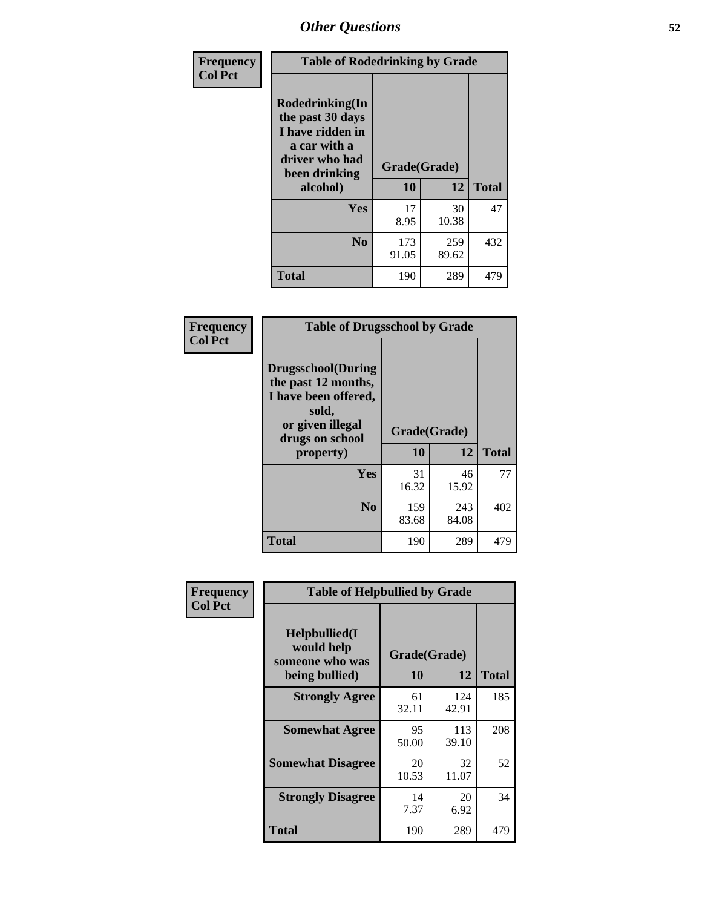# Other Questions

**Frequency**
**Col Pct**

| Table of Rodedrinking by Grade | | | |
|---|---|---|---|
| **Rodedrinking(In the past 30 days I have ridden in a car with a driver who had been drinking alcohol)** | **Grade(Grade)** | | |
| | **10** | **12** | **Total** |
| **Yes** | 17<br>8.95 | 30<br>10.38 | 47 |
| **No** | 173<br>91.05 | 259<br>89.62 | 432 |
| **Total** | 190 | 289 | 479 |

**Frequency**
**Col Pct**

| Table of Drugsschool by Grade | | | |
|---|---|---|---|
| **Drugsschool(During the past 12 months, I have been offered, sold, or given illegal drugs on school property)** | **Grade(Grade)** | | |
| | **10** | **12** | **Total** |
| **Yes** | 31<br>16.32 | 46<br>15.92 | 77 |
| **No** | 159<br>83.68 | 243<br>84.08 | 402 |
| **Total** | 190 | 289 | 479 |

**Frequency**
**Col Pct**

| Table of Helpbullied by Grade | | | |
|---|---|---|---|
| **Helpbullied(I would help someone who was being bullied)** | **Grade(Grade)** | | |
| | **10** | **12** | **Total** |
| **Strongly Agree** | 61<br>32.11 | 124<br>42.91 | 185 |
| **Somewhat Agree** | 95<br>50.00 | 113<br>39.10 | 208 |
| **Somewhat Disagree** | 20<br>10.53 | 32<br>11.07 | 52 |
| **Strongly Disagree** | 14<br>7.37 | 20<br>6.92 | 34 |
| **Total** | 190 | 289 | 479 |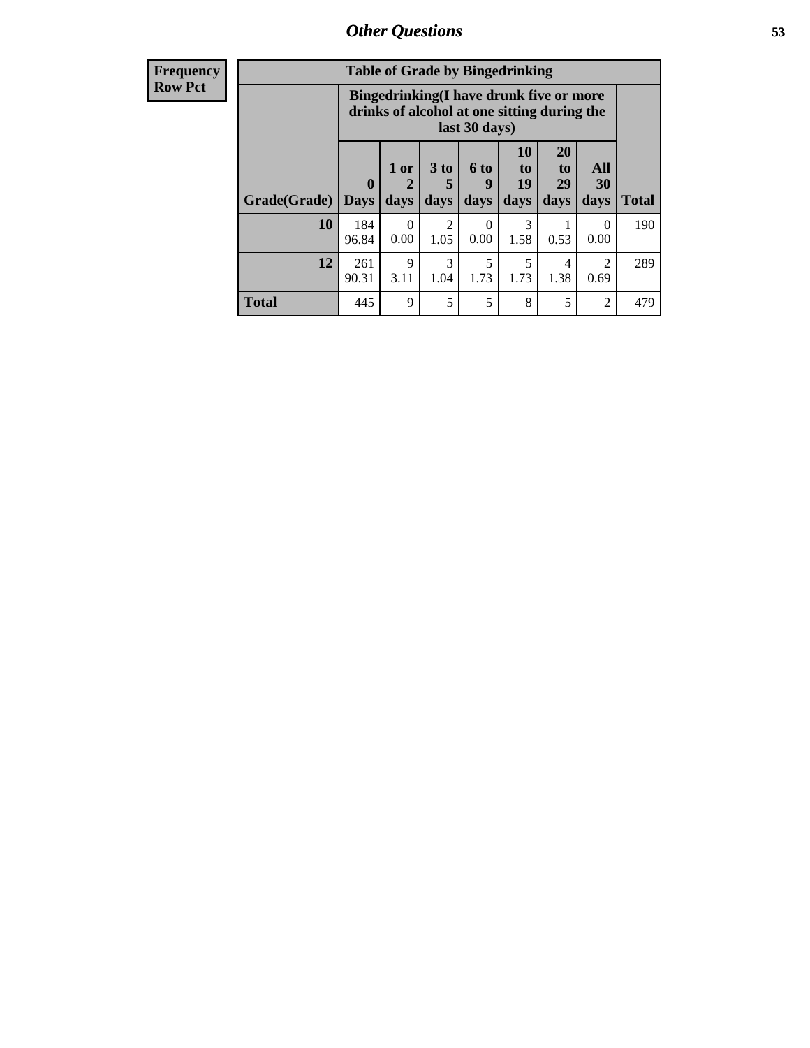| Frequency Row Pct | | | | | | | | |
|---|---|---|---|---|---|---|---|---|
| **Table of Grade by Bingedrinking** | | | | | | | | |
| | **Bingedrinking(I have drunk five or more drinks of alcohol at one sitting during the last 30 days)** | | | | | | | |
| **Grade(Grade)** | **0 Days** | **1 or 2 days** | **3 to 5 days** | **6 to 9 days** | **10 to 19 days** | **20 to 29 days** | **All 30 days** | **Total** |
| **10** | 184 96.84 | 0 0.00 | 2 1.05 | 0 0.00 | 3 1.58 | 1 0.53 | 0 0.00 | 190 |
| **12** | 261 90.31 | 9 3.11 | 3 1.04 | 5 1.73 | 5 1.73 | 4 1.38 | 2 0.69 | 289 |
| **Total** | 445 | 9 | 5 | 5 | 8 | 5 | 2 | 479 |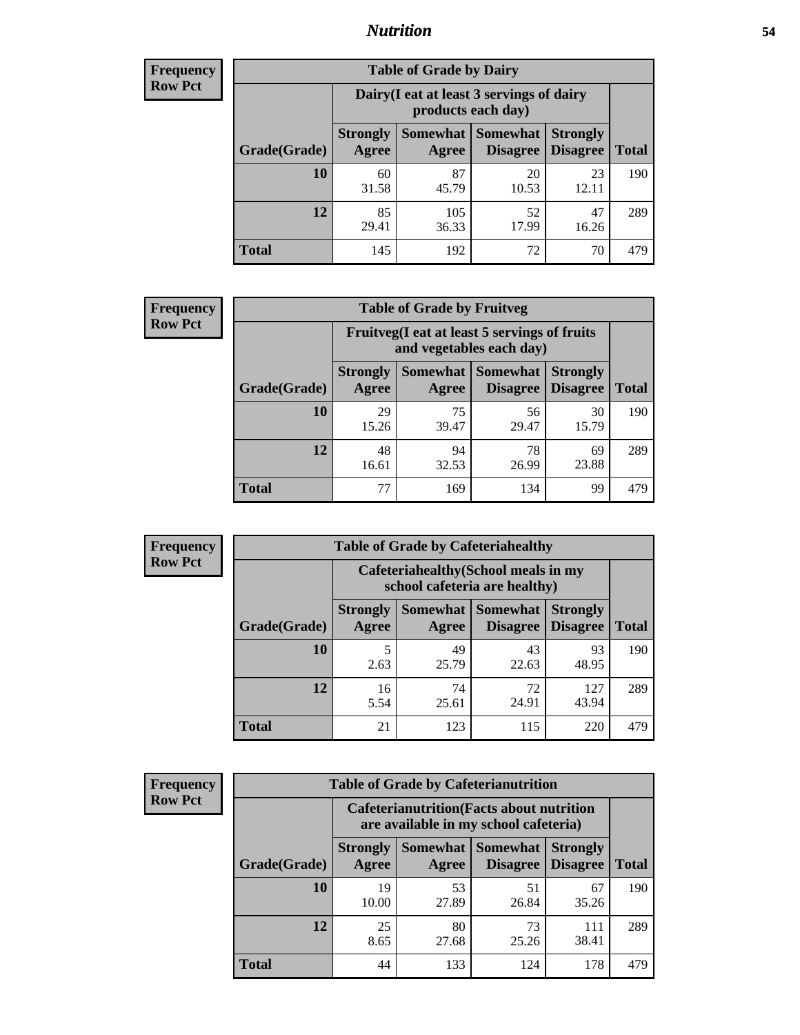# Nutrition

**Frequency**
**Row Pct**

| Table of Grade by Dairy | | | | | |
|---|---|---|---|---|---|
| | Dairy(I eat at least 3 servings of dairy products each day) | | | | |
| Grade(Grade) | Strongly Agree | Somewhat Agree | Somewhat Disagree | Strongly Disagree | Total |
| **10** | 60<br>31.58 | 87<br>45.79 | 20<br>10.53 | 23<br>12.11 | 190 |
| **12** | 85<br>29.41 | 105<br>36.33 | 52<br>17.99 | 47<br>16.26 | 289 |
| **Total** | 145 | 192 | 72 | 70 | 479 |

**Frequency**
**Row Pct**

| Table of Grade by Fruitveg | | | | | |
|---|---|---|---|---|---|
| | Fruitveg(I eat at least 5 servings of fruits and vegetables each day) | | | | |
| Grade(Grade) | Strongly Agree | Somewhat Agree | Somewhat Disagree | Strongly Disagree | Total |
| **10** | 29<br>15.26 | 75<br>39.47 | 56<br>29.47 | 30<br>15.79 | 190 |
| **12** | 48<br>16.61 | 94<br>32.53 | 78<br>26.99 | 69<br>23.88 | 289 |
| **Total** | 77 | 169 | 134 | 99 | 479 |

**Frequency**
**Row Pct**

| Table of Grade by Cafeteriahealthy | | | | | |
|---|---|---|---|---|---|
| | Cafeteriahealthy(School meals in my school cafeteria are healthy) | | | | |
| Grade(Grade) | Strongly Agree | Somewhat Agree | Somewhat Disagree | Strongly Disagree | Total |
| **10** | 5<br>2.63 | 49<br>25.79 | 43<br>22.63 | 93<br>48.95 | 190 |
| **12** | 16<br>5.54 | 74<br>25.61 | 72<br>24.91 | 127<br>43.94 | 289 |
| **Total** | 21 | 123 | 115 | 220 | 479 |

**Frequency**
**Row Pct**

| Table of Grade by Cafeterianutrition | | | | | |
|---|---|---|---|---|---|
| | Cafeterianutrition(Facts about nutrition are available in my school cafeteria) | | | | |
| Grade(Grade) | Strongly Agree | Somewhat Agree | Somewhat Disagree | Strongly Disagree | Total |
| **10** | 19<br>10.00 | 53<br>27.89 | 51<br>26.84 | 67<br>35.26 | 190 |
| **12** | 25<br>8.65 | 80<br>27.68 | 73<br>25.26 | 111<br>38.41 | 289 |
| **Total** | 44 | 133 | 124 | 178 | 479 |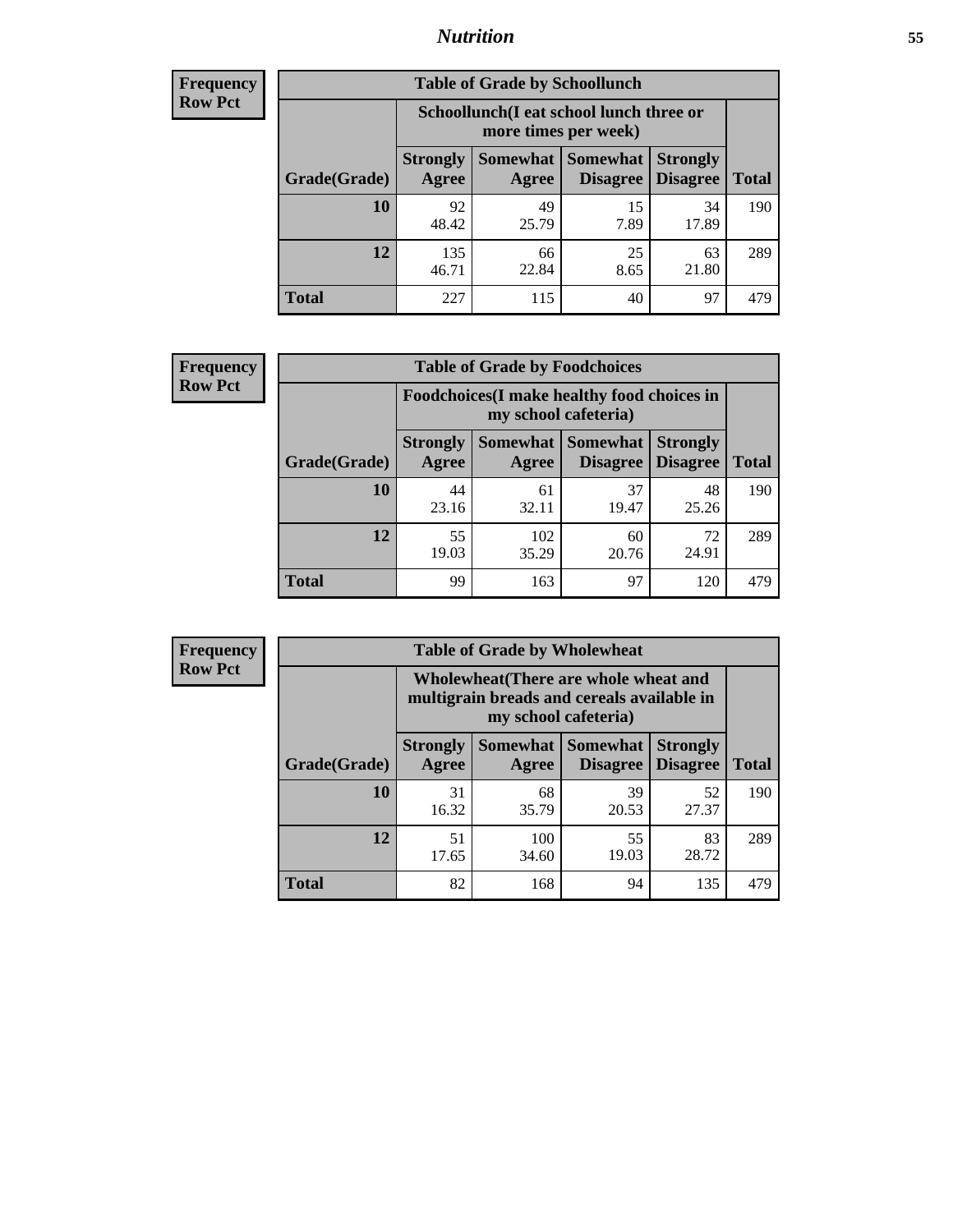**Frequency**
**Row Pct**

| Table of Grade by Schoollunch | | | | | |
|---|---|---|---|---|---|
| | Schoollunch(I eat school lunch three or more times per week) | | | | |
| Grade(Grade) | Strongly Agree | Somewhat Agree | Somewhat Disagree | Strongly Disagree | Total |
| 10 | 92<br>48.42 | 49<br>25.79 | 15<br>7.89 | 34<br>17.89 | 190 |
| 12 | 135<br>46.71 | 66<br>22.84 | 25<br>8.65 | 63<br>21.80 | 289 |
| Total | 227 | 115 | 40 | 97 | 479 |

**Frequency**
**Row Pct**

| Table of Grade by Foodchoices | | | | | |
|---|---|---|---|---|---|
| | Foodchoices(I make healthy food choices in my school cafeteria) | | | | |
| Grade(Grade) | Strongly Agree | Somewhat Agree | Somewhat Disagree | Strongly Disagree | Total |
| 10 | 44<br>23.16 | 61<br>32.11 | 37<br>19.47 | 48<br>25.26 | 190 |
| 12 | 55<br>19.03 | 102<br>35.29 | 60<br>20.76 | 72<br>24.91 | 289 |
| Total | 99 | 163 | 97 | 120 | 479 |

**Frequency**
**Row Pct**

| Table of Grade by Wholewheat | | | | | |
|---|---|---|---|---|---|
| | Wholewheat(There are whole wheat and multigrain breads and cereals available in my school cafeteria) | | | | |
| Grade(Grade) | Strongly Agree | Somewhat Agree | Somewhat Disagree | Strongly Disagree | Total |
| 10 | 31<br>16.32 | 68<br>35.79 | 39<br>20.53 | 52<br>27.37 | 190 |
| 12 | 51<br>17.65 | 100<br>34.60 | 55<br>19.03 | 83<br>28.72 | 289 |
| Total | 82 | 168 | 94 | 135 | 479 |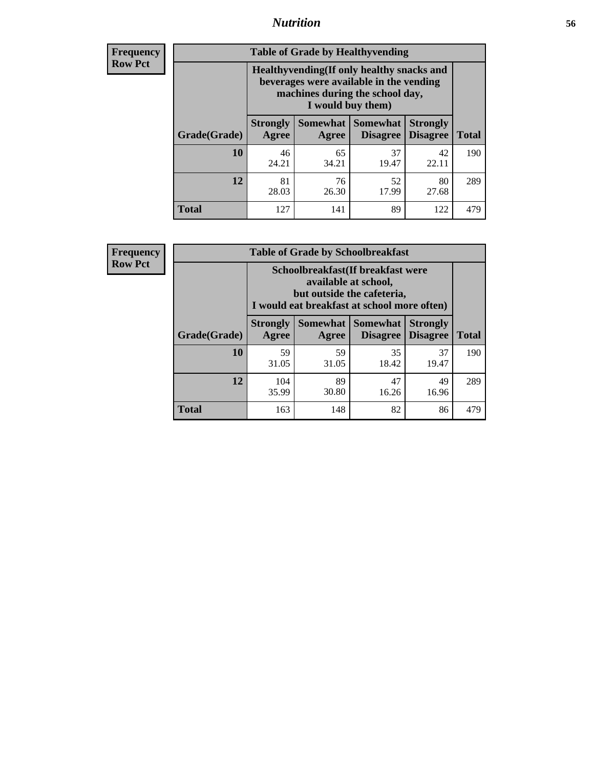**Frequency**
**Row Pct**

| Table of Grade by Healthyvending | | | | | |
|---|---|---|---|---|---|
| | Healthyvending(If only healthy snacks and beverages were available in the vending machines during the school day, I would buy them) | | | | |
| Grade(Grade) | Strongly Agree | Somewhat Agree | Somewhat Disagree | Strongly Disagree | Total |
| **10** | 46<br>24.21 | 65<br>34.21 | 37<br>19.47 | 42<br>22.11 | 190 |
| **12** | 81<br>28.03 | 76<br>26.30 | 52<br>17.99 | 80<br>27.68 | 289 |
| **Total** | 127 | 141 | 89 | 122 | 479 |

**Frequency**
**Row Pct**

| Table of Grade by Schoolbreakfast | | | | | |
|---|---|---|---|---|---|
| | Schoolbreakfast(If breakfast were available at school, but outside the cafeteria, I would eat breakfast at school more often) | | | | |
| Grade(Grade) | Strongly Agree | Somewhat Agree | Somewhat Disagree | Strongly Disagree | Total |
| **10** | 59<br>31.05 | 59<br>31.05 | 35<br>18.42 | 37<br>19.47 | 190 |
| **12** | 104<br>35.99 | 89<br>30.80 | 47<br>16.26 | 49<br>16.96 | 289 |
| **Total** | 163 | 148 | 82 | 86 | 479 |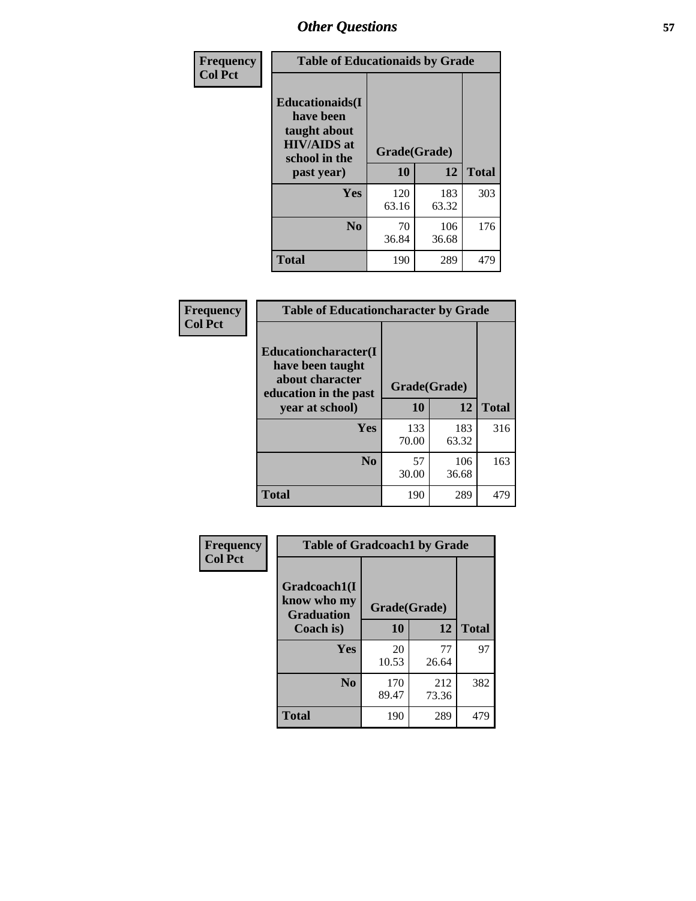| Frequency<br>Col Pct |
|---|

**Table of Educationaids by Grade**

| Educationaids(I have been taught about HIV/AIDS at school in the past year) | Grade(Grade) 10 | 12 | Total |
|---|---|---|---|
| Yes | 120<br>63.16 | 183<br>63.32 | 303 |
| No | 70<br>36.84 | 106<br>36.68 | 176 |
| Total | 190 | 289 | 479 |

| Frequency<br>Col Pct |
|---|

**Table of Educationcharacter by Grade**

| Educationcharacter(I have been taught about character education in the past year at school) | Grade(Grade) 10 | 12 | Total |
|---|---|---|---|
| Yes | 133<br>70.00 | 183<br>63.32 | 316 |
| No | 57<br>30.00 | 106<br>36.68 | 163 |
| Total | 190 | 289 | 479 |

| Frequency<br>Col Pct |
|---|

**Table of Gradcoach1 by Grade**

| Gradcoach1(I know who my Graduation Coach is) | Grade(Grade) 10 | 12 | Total |
|---|---|---|---|
| Yes | 20<br>10.53 | 77<br>26.64 | 97 |
| No | 170<br>89.47 | 212<br>73.36 | 382 |
| Total | 190 | 289 | 479 |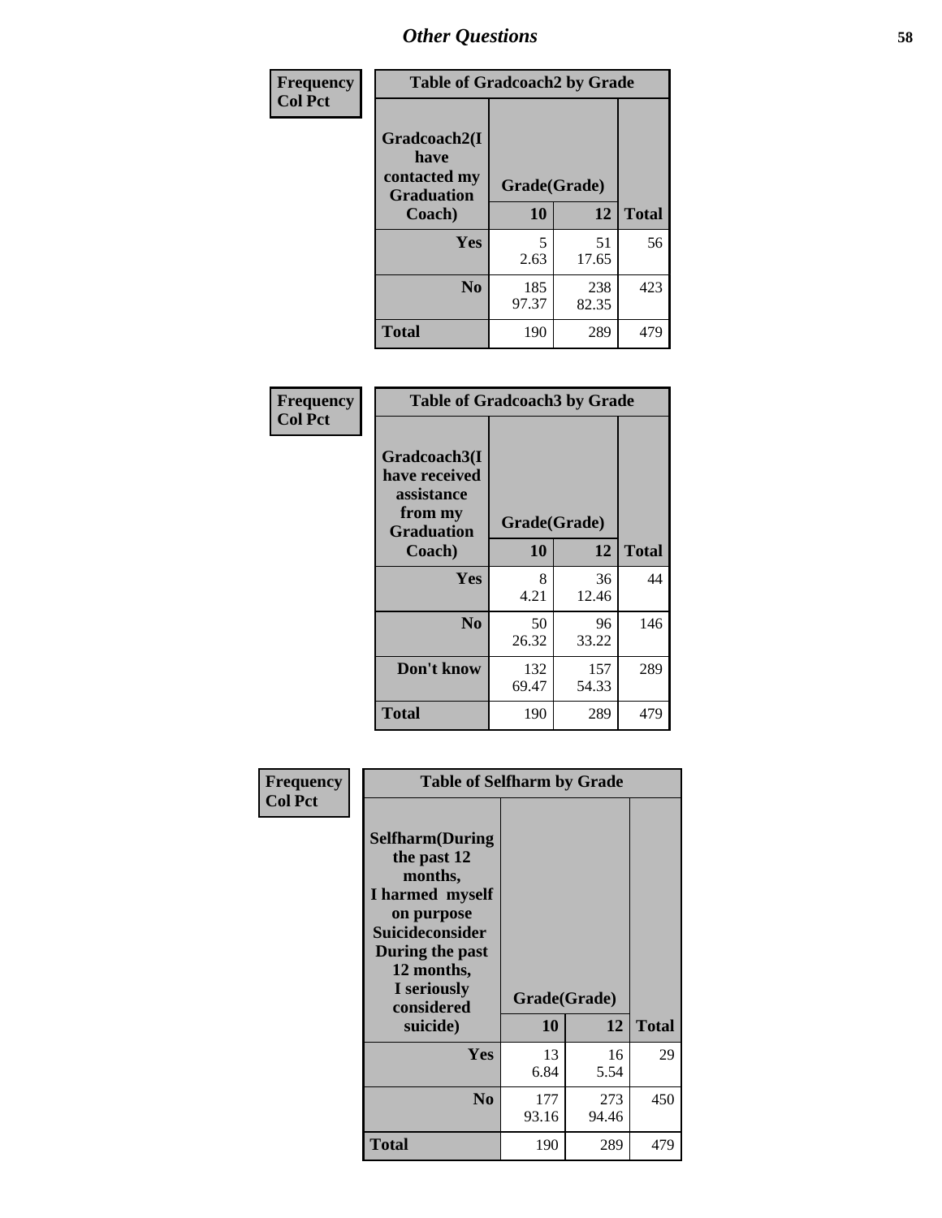## Other Questions

**Frequency / Col Pct**

| Gradcoach2(I have contacted my Graduation Coach) | Grade(Grade) 10 | 12 | Total |
|---|---|---|---|
| **Yes** | 5<br>2.63 | 51<br>17.65 | 56 |
| **No** | 185<br>97.37 | 238<br>82.35 | 423 |
| **Total** | 190 | 289 | 479 |

Table of Gradcoach2 by Grade

**Frequency / Col Pct**

| Gradcoach3(I have received assistance from my Graduation Coach) | Grade(Grade) 10 | 12 | Total |
|---|---|---|---|
| **Yes** | 8<br>4.21 | 36<br>12.46 | 44 |
| **No** | 50<br>26.32 | 96<br>33.22 | 146 |
| **Don't know** | 132<br>69.47 | 157<br>54.33 | 289 |
| **Total** | 190 | 289 | 479 |

Table of Gradcoach3 by Grade

**Frequency / Col Pct**

| Selfharm(During the past 12 months, I harmed myself on purpose Suicideconsider During the past 12 months, I seriously considered suicide) | Grade(Grade) 10 | 12 | Total |
|---|---|---|---|
| **Yes** | 13<br>6.84 | 16<br>5.54 | 29 |
| **No** | 177<br>93.16 | 273<br>94.46 | 450 |
| **Total** | 190 | 289 | 479 |

Table of Selfharm by Grade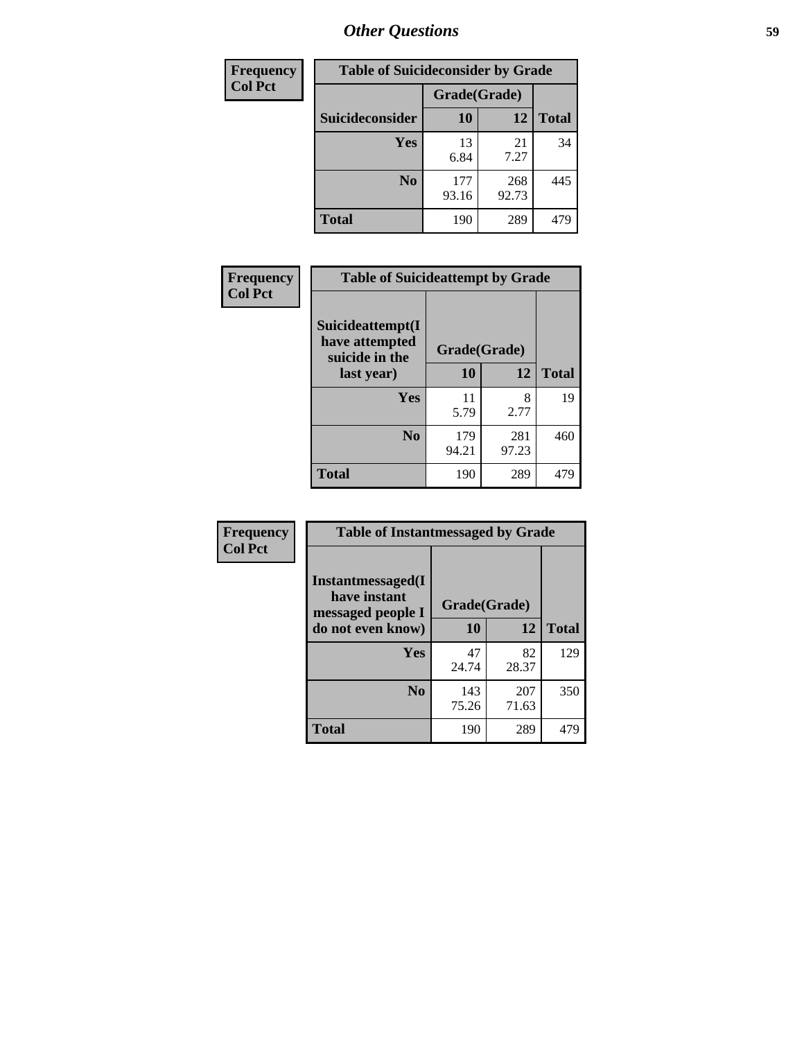# Other Questions

**Frequency**
**Col Pct**

| Table of Suicideconsider by Grade | | | |
|---|---|---|---|
| | Grade(Grade) | | |
| Suicideconsider | 10 | 12 | Total |
| Yes | 13<br>6.84 | 21<br>7.27 | 34 |
| No | 177<br>93.16 | 268<br>92.73 | 445 |
| Total | 190 | 289 | 479 |

**Frequency**
**Col Pct**

| Table of Suicideattempt by Grade | | | |
|---|---|---|---|
| Suicideattempt(I have attempted suicide in the last year) | Grade(Grade) | | |
| | 10 | 12 | Total |
| Yes | 11<br>5.79 | 8<br>2.77 | 19 |
| No | 179<br>94.21 | 281<br>97.23 | 460 |
| Total | 190 | 289 | 479 |

**Frequency**
**Col Pct**

| Table of Instantmessaged by Grade | | | |
|---|---|---|---|
| Instantmessaged(I have instant messaged people I do not even know) | Grade(Grade) | | |
| | 10 | 12 | Total |
| Yes | 47<br>24.74 | 82<br>28.37 | 129 |
| No | 143<br>75.26 | 207<br>71.63 | 350 |
| Total | 190 | 289 | 479 |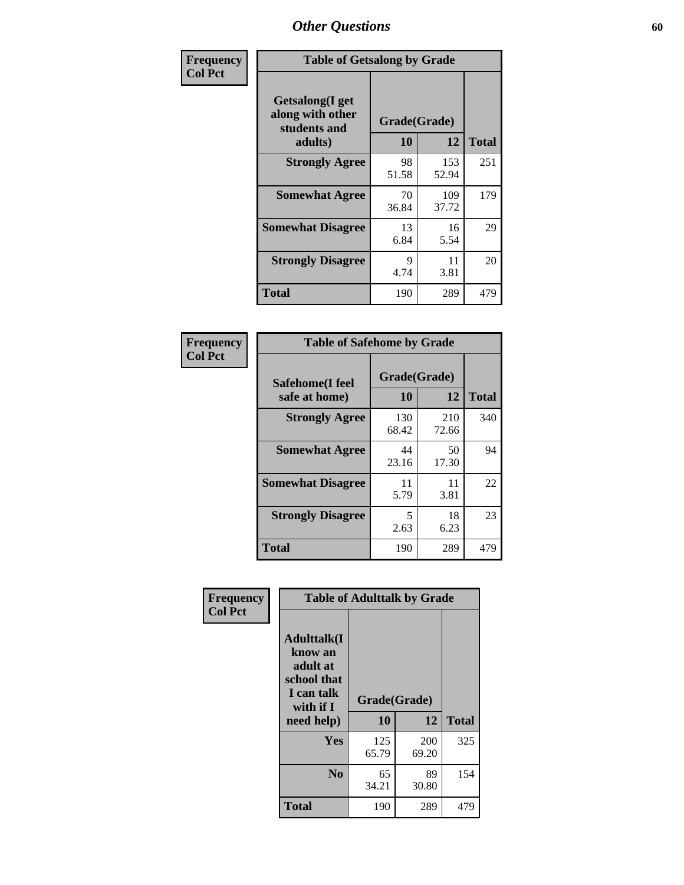# Other Questions

**Frequency**
**Col Pct**

| Table of Getsalong by Grade | | | |
|---|---|---|---|
| Getsalong(I get along with other students and adults) | Grade(Grade) | | |
| | 10 | 12 | Total |
| **Strongly Agree** | 98<br>51.58 | 153<br>52.94 | 251 |
| **Somewhat Agree** | 70<br>36.84 | 109<br>37.72 | 179 |
| **Somewhat Disagree** | 13<br>6.84 | 16<br>5.54 | 29 |
| **Strongly Disagree** | 9<br>4.74 | 11<br>3.81 | 20 |
| **Total** | 190 | 289 | 479 |

**Frequency**
**Col Pct**

| Table of Safehome by Grade | | | |
|---|---|---|---|
| Safehome(I feel safe at home) | Grade(Grade) | | |
| | 10 | 12 | Total |
| **Strongly Agree** | 130<br>68.42 | 210<br>72.66 | 340 |
| **Somewhat Agree** | 44<br>23.16 | 50<br>17.30 | 94 |
| **Somewhat Disagree** | 11<br>5.79 | 11<br>3.81 | 22 |
| **Strongly Disagree** | 5<br>2.63 | 18<br>6.23 | 23 |
| **Total** | 190 | 289 | 479 |

**Frequency**
**Col Pct**

| Table of Adulttalk by Grade | | | |
|---|---|---|---|
| Adulttalk(I know an adult at school that I can talk with if I need help) | Grade(Grade) | | |
| | 10 | 12 | Total |
| **Yes** | 125<br>65.79 | 200<br>69.20 | 325 |
| **No** | 65<br>34.21 | 89<br>30.80 | 154 |
| **Total** | 190 | 289 | 479 |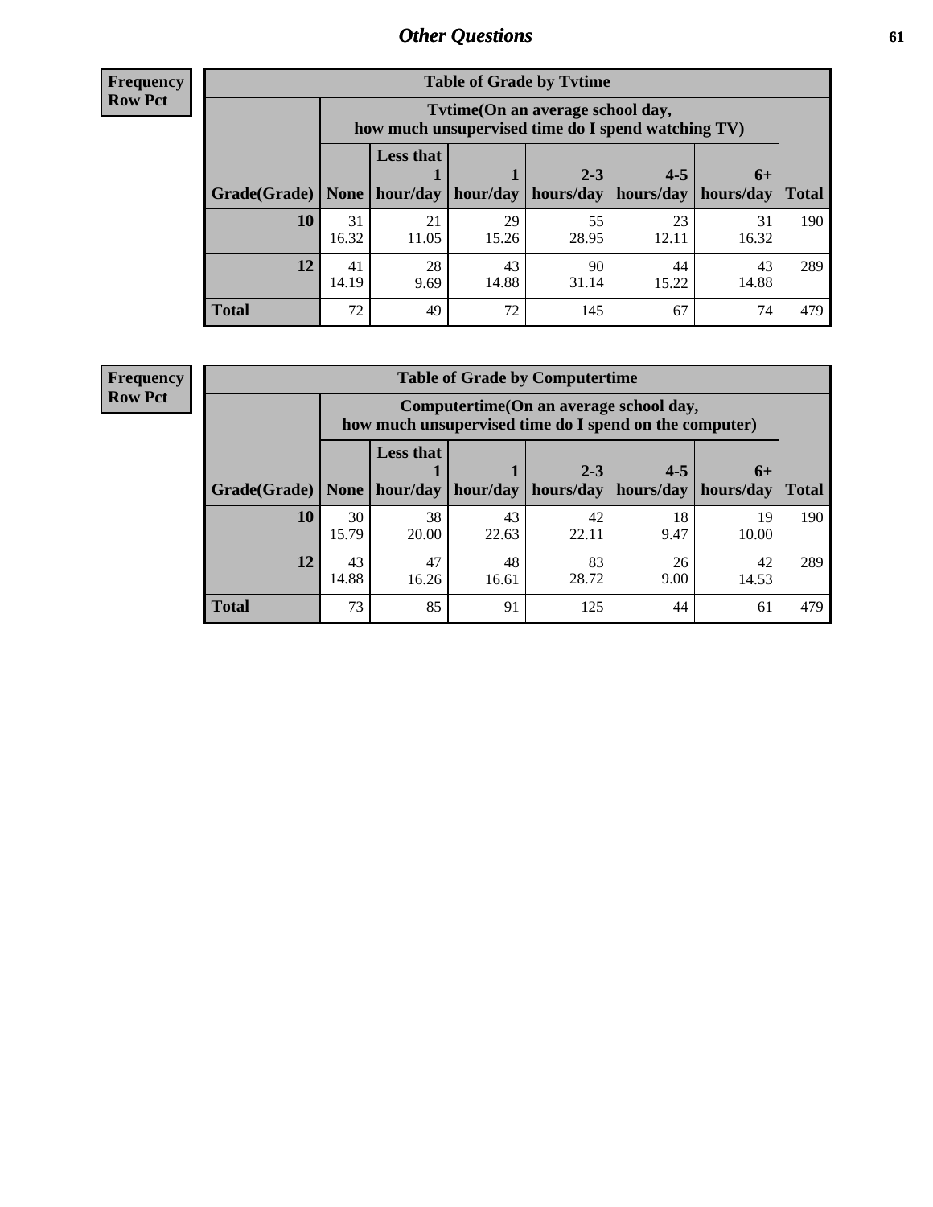**Frequency**
**Row Pct**

| Table of Grade by Tvtime | | | | | | | |
|---|---|---|---|---|---|---|---|
| | Tvtime(On an average school day, how much unsupervised time do I spend watching TV) | | | | | | |
| Grade(Grade) | None | Less that 1 hour/day | 1 hour/day | 2-3 hours/day | 4-5 hours/day | 6+ hours/day | Total |
| **10** | 31<br>16.32 | 21<br>11.05 | 29<br>15.26 | 55<br>28.95 | 23<br>12.11 | 31<br>16.32 | 190 |
| **12** | 41<br>14.19 | 28<br>9.69 | 43<br>14.88 | 90<br>31.14 | 44<br>15.22 | 43<br>14.88 | 289 |
| **Total** | 72 | 49 | 72 | 145 | 67 | 74 | 479 |

**Frequency**
**Row Pct**

| Table of Grade by Computertime | | | | | | | |
|---|---|---|---|---|---|---|---|
| | Computertime(On an average school day, how much unsupervised time do I spend on the computer) | | | | | | |
| Grade(Grade) | None | Less that 1 hour/day | 1 hour/day | 2-3 hours/day | 4-5 hours/day | 6+ hours/day | Total |
| **10** | 30<br>15.79 | 38<br>20.00 | 43<br>22.63 | 42<br>22.11 | 18<br>9.47 | 19<br>10.00 | 190 |
| **12** | 43<br>14.88 | 47<br>16.26 | 48<br>16.61 | 83<br>28.72 | 26<br>9.00 | 42<br>14.53 | 289 |
| **Total** | 73 | 85 | 91 | 125 | 44 | 61 | 479 |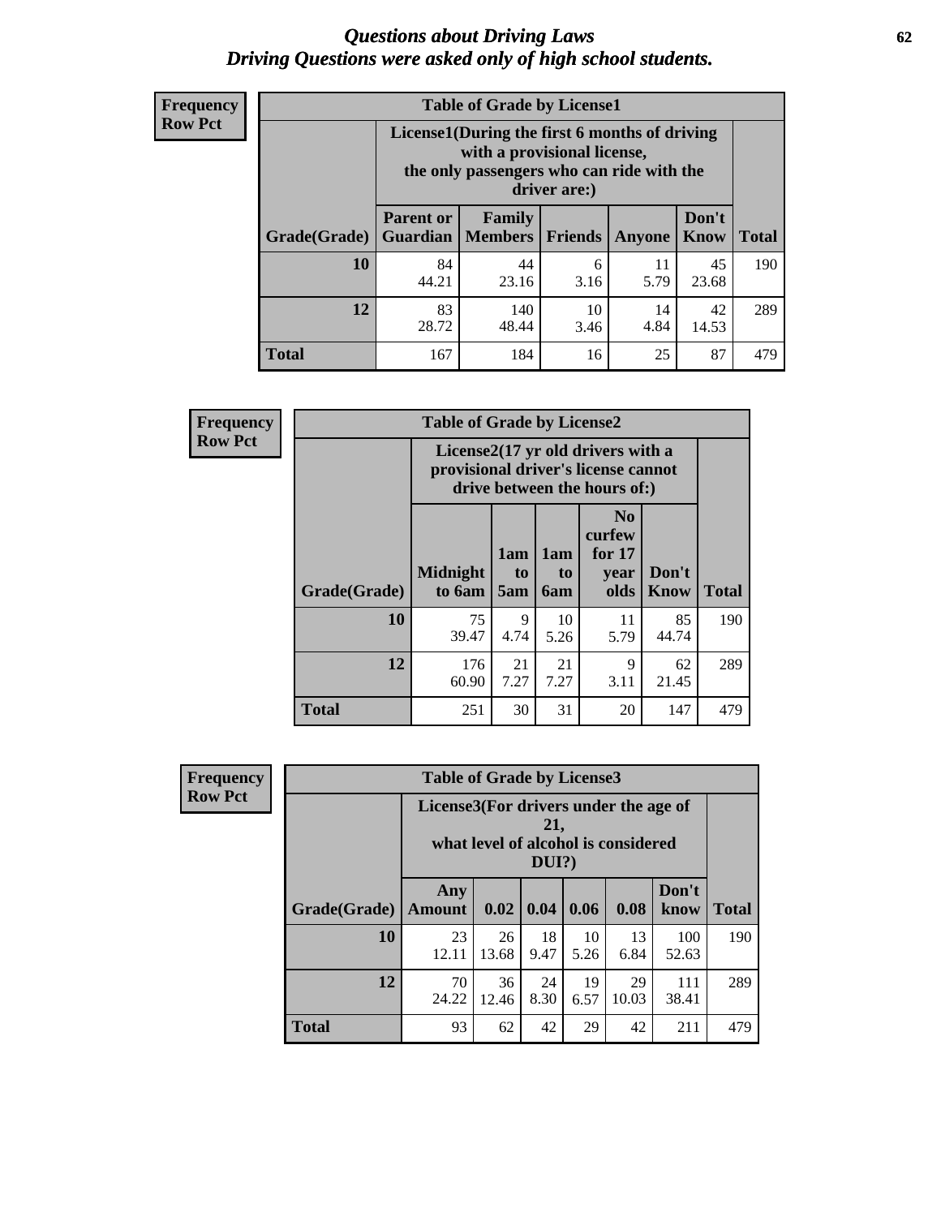# Questions about Driving Laws
## Driving Questions were asked only of high school students.

**Frequency**
**Row Pct**

**Table of Grade by License1**

| Grade(Grade) | License1(During the first 6 months of driving with a provisional license, the only passengers who can ride with the driver are:) | | | | | Total |
|---|---|---|---|---|---|---|
| | Parent or Guardian | Family Members | Friends | Anyone | Don't Know | |
| 10 | 84<br>44.21 | 44<br>23.16 | 6<br>3.16 | 11<br>5.79 | 45<br>23.68 | 190 |
| 12 | 83<br>28.72 | 140<br>48.44 | 10<br>3.46 | 14<br>4.84 | 42<br>14.53 | 289 |
| Total | 167 | 184 | 16 | 25 | 87 | 479 |

**Frequency**
**Row Pct**

**Table of Grade by License2**

| Grade(Grade) | License2(17 yr old drivers with a provisional driver's license cannot drive between the hours of:) | | | | | Total |
|---|---|---|---|---|---|---|
| | Midnight to 6am | 1am to 5am | 1am to 6am | No curfew for 17 year olds | Don't Know | |
| 10 | 75<br>39.47 | 9<br>4.74 | 10<br>5.26 | 11<br>5.79 | 85<br>44.74 | 190 |
| 12 | 176<br>60.90 | 21<br>7.27 | 21<br>7.27 | 9<br>3.11 | 62<br>21.45 | 289 |
| Total | 251 | 30 | 31 | 20 | 147 | 479 |

**Frequency**
**Row Pct**

**Table of Grade by License3**

| Grade(Grade) | License3(For drivers under the age of 21, what level of alcohol is considered DUI?) | | | | | | Total |
|---|---|---|---|---|---|---|---|
| | Any Amount | 0.02 | 0.04 | 0.06 | 0.08 | Don't know | |
| 10 | 23<br>12.11 | 26<br>13.68 | 18<br>9.47 | 10<br>5.26 | 13<br>6.84 | 100<br>52.63 | 190 |
| 12 | 70<br>24.22 | 36<br>12.46 | 24<br>8.30 | 19<br>6.57 | 29<br>10.03 | 111<br>38.41 | 289 |
| Total | 93 | 62 | 42 | 29 | 42 | 211 | 479 |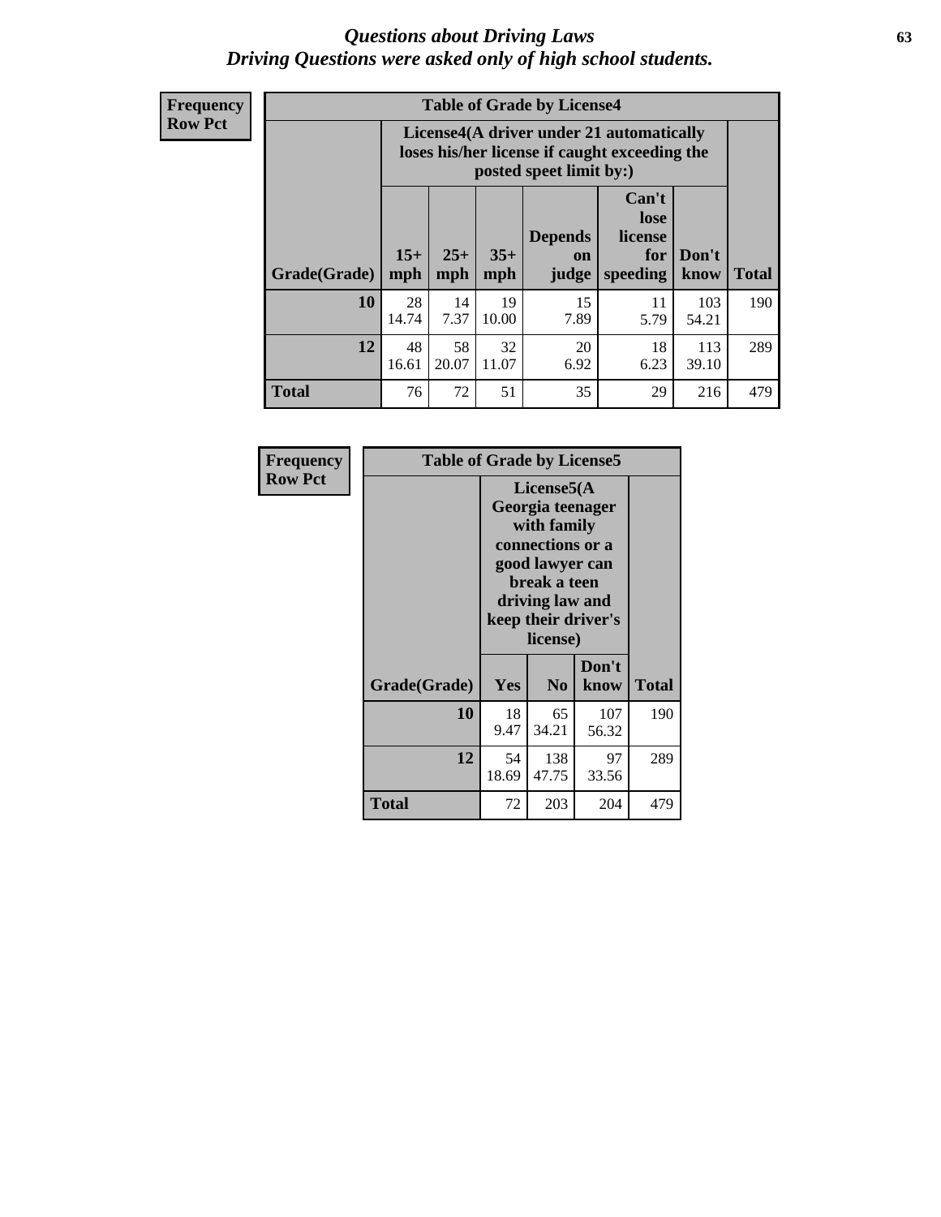# *Questions about Driving Laws*
## *Driving Questions were asked only of high school students.*

**Frequency**
**Row Pct**

**Table of Grade by License4**

| | License4(A driver under 21 automatically loses his/her license if caught exceeding the posted speet limit by:) | | | | | | |
|---|---|---|---|---|---|---|---|
| **Grade(Grade)** | **15+ mph** | **25+ mph** | **35+ mph** | **Depends on judge** | **Can't lose license for speeding** | **Don't know** | **Total** |
| **10** | 28<br>14.74 | 14<br>7.37 | 19<br>10.00 | 15<br>7.89 | 11<br>5.79 | 103<br>54.21 | 190 |
| **12** | 48<br>16.61 | 58<br>20.07 | 32<br>11.07 | 20<br>6.92 | 18<br>6.23 | 113<br>39.10 | 289 |
| **Total** | 76 | 72 | 51 | 35 | 29 | 216 | 479 |

**Frequency**
**Row Pct**

**Table of Grade by License5**

| | License5(A Georgia teenager with family connections or a good lawyer can break a teen driving law and keep their driver's license) | | | |
|---|---|---|---|---|
| **Grade(Grade)** | **Yes** | **No** | **Don't know** | **Total** |
| **10** | 18<br>9.47 | 65<br>34.21 | 107<br>56.32 | 190 |
| **12** | 54<br>18.69 | 138<br>47.75 | 97<br>33.56 | 289 |
| **Total** | 72 | 203 | 204 | 479 |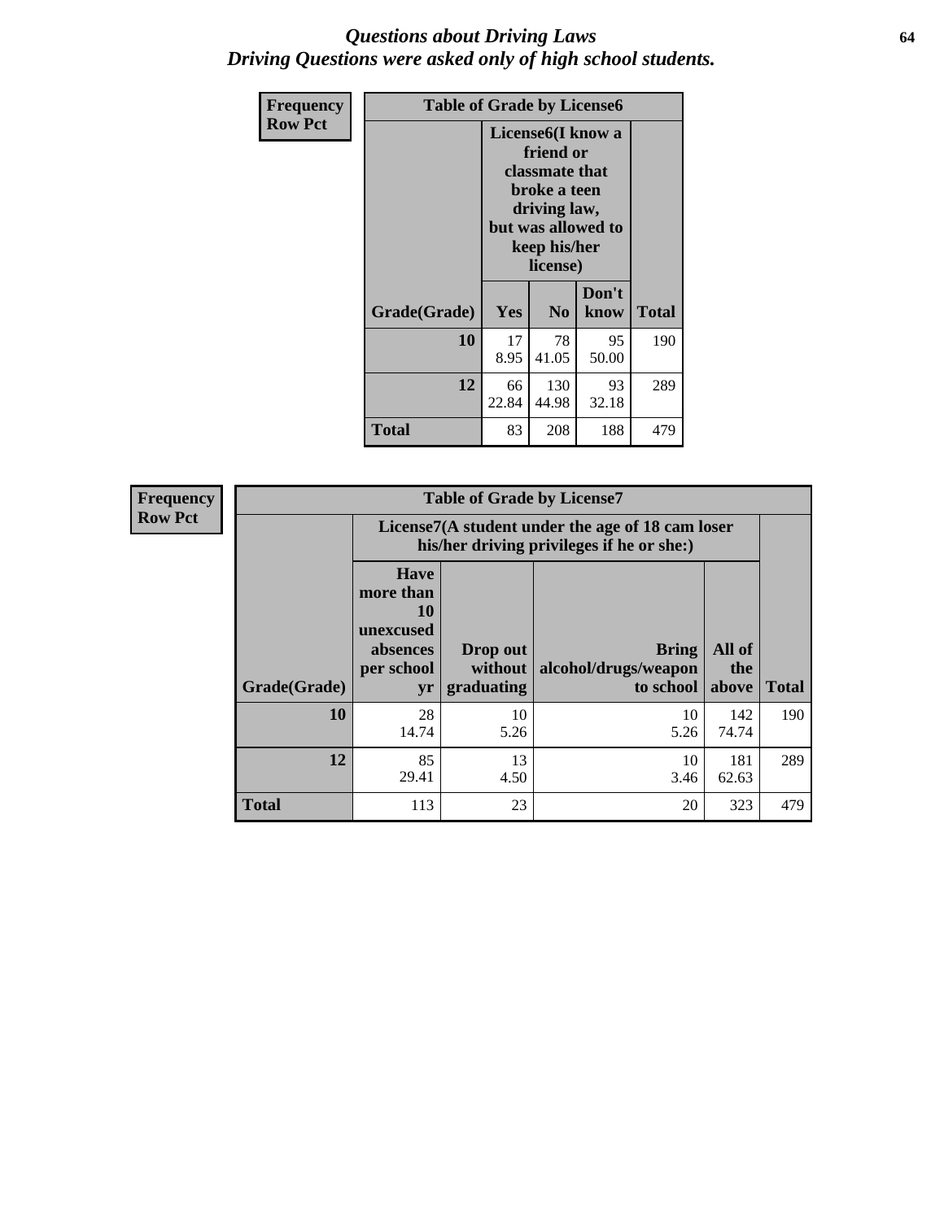# *Questions about Driving Laws*
## *Driving Questions were asked only of high school students.*

**Frequency**
**Row Pct**

**Table of Grade by License6**

| Grade(Grade) | License6(I know a friend or classmate that broke a teen driving law, but was allowed to keep his/her license) | | | Total |
|---|---|---|---|---|
| | Yes | No | Don't know | |
| **10** | 17<br>8.95 | 78<br>41.05 | 95<br>50.00 | 190 |
| **12** | 66<br>22.84 | 130<br>44.98 | 93<br>32.18 | 289 |
| **Total** | 83 | 208 | 188 | 479 |

**Frequency**
**Row Pct**

**Table of Grade by License7**

| Grade(Grade) | License7(A student under the age of 18 cam loser his/her driving privileges if he or she:) | | | | Total |
|---|---|---|---|---|---|
| | Have more than 10 unexcused absences per school yr | Drop out without graduating | Bring alcohol/drugs/weapon to school | All of the above | |
| **10** | 28<br>14.74 | 10<br>5.26 | 10<br>5.26 | 142<br>74.74 | 190 |
| **12** | 85<br>29.41 | 13<br>4.50 | 10<br>3.46 | 181<br>62.63 | 289 |
| **Total** | 113 | 23 | 20 | 323 | 479 |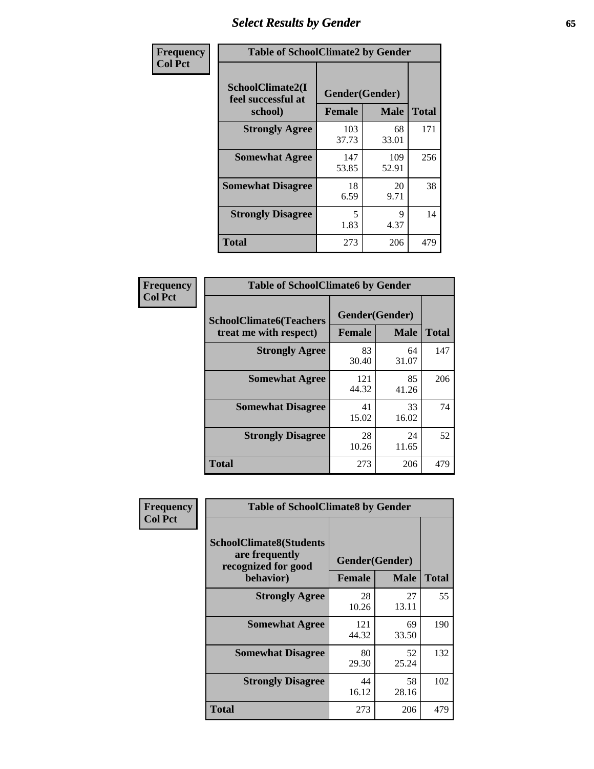# Select Results by Gender

**Frequency / Col Pct**

| Table of SchoolClimate2 by Gender | | | |
|---|---|---|---|
| SchoolClimate2(I feel successful at school) | Gender(Gender) | | |
| | Female | Male | Total |
| Strongly Agree | 103<br>37.73 | 68<br>33.01 | 171 |
| Somewhat Agree | 147<br>53.85 | 109<br>52.91 | 256 |
| Somewhat Disagree | 18<br>6.59 | 20<br>9.71 | 38 |
| Strongly Disagree | 5<br>1.83 | 9<br>4.37 | 14 |
| Total | 273 | 206 | 479 |

**Frequency / Col Pct**

| Table of SchoolClimate6 by Gender | | | |
|---|---|---|---|
| SchoolClimate6(Teachers treat me with respect) | Gender(Gender) | | |
| | Female | Male | Total |
| Strongly Agree | 83<br>30.40 | 64<br>31.07 | 147 |
| Somewhat Agree | 121<br>44.32 | 85<br>41.26 | 206 |
| Somewhat Disagree | 41<br>15.02 | 33<br>16.02 | 74 |
| Strongly Disagree | 28<br>10.26 | 24<br>11.65 | 52 |
| Total | 273 | 206 | 479 |

**Frequency / Col Pct**

| Table of SchoolClimate8 by Gender | | | |
|---|---|---|---|
| SchoolClimate8(Students are frequently recognized for good behavior) | Gender(Gender) | | |
| | Female | Male | Total |
| Strongly Agree | 28<br>10.26 | 27<br>13.11 | 55 |
| Somewhat Agree | 121<br>44.32 | 69<br>33.50 | 190 |
| Somewhat Disagree | 80<br>29.30 | 52<br>25.24 | 132 |
| Strongly Disagree | 44<br>16.12 | 58<br>28.16 | 102 |
| Total | 273 | 206 | 479 |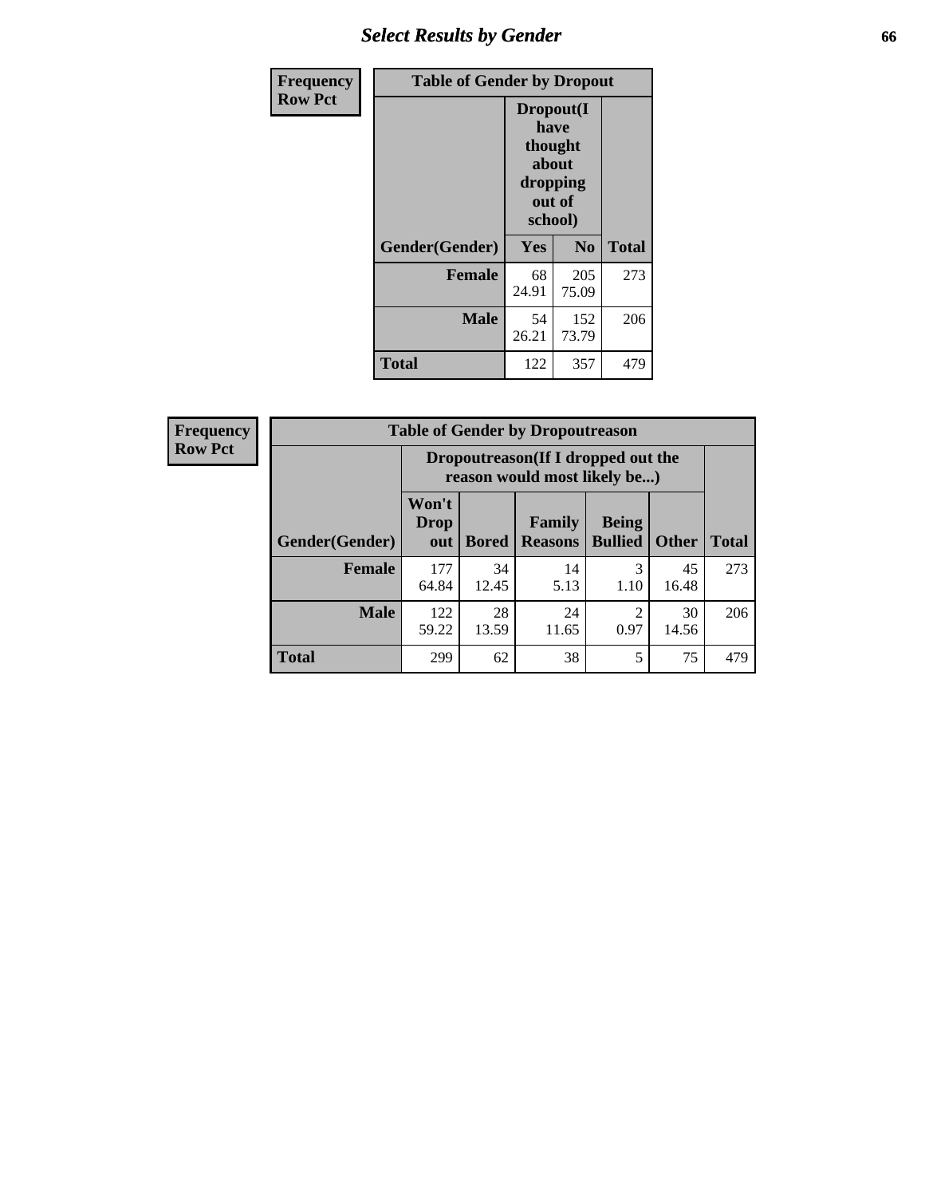| Frequency Row Pct | Table of Gender by Dropout | | |
|---|---|---|---|
| | Dropout(I have thought about dropping out of school) | | |
| Gender(Gender) | Yes | No | Total |
| Female | 68<br>24.91 | 205<br>75.09 | 273 |
| Male | 54<br>26.21 | 152<br>73.79 | 206 |
| Total | 122 | 357 | 479 |

| Frequency Row Pct | Table of Gender by Dropoutreason | | | | | |
|---|---|---|---|---|---|---|
| | Dropoutreason(If I dropped out the reason would most likely be...) | | | | | |
| Gender(Gender) | Won't Drop out | Bored | Family Reasons | Being Bullied | Other | Total |
| Female | 177<br>64.84 | 34<br>12.45 | 14<br>5.13 | 3<br>1.10 | 45<br>16.48 | 273 |
| Male | 122<br>59.22 | 28<br>13.59 | 24<br>11.65 | 2<br>0.97 | 30<br>14.56 | 206 |
| Total | 299 | 62 | 38 | 5 | 75 | 479 |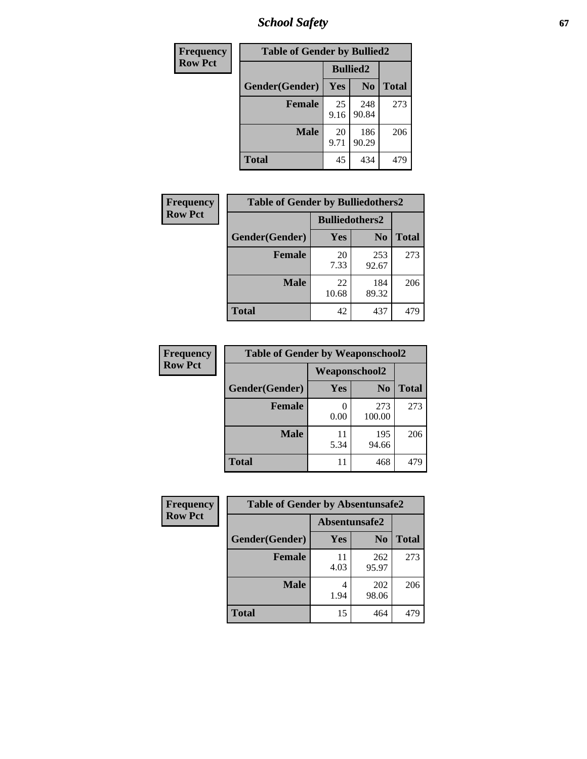| Frequency |
|---|
| Row Pct |

| Table of Gender by Bullied2 | | | |
|---|---|---|---|
| | Bullied2 | | |
| Gender(Gender) | Yes | No | Total |
| Female | 25<br>9.16 | 248<br>90.84 | 273 |
| Male | 20<br>9.71 | 186<br>90.29 | 206 |
| Total | 45 | 434 | 479 |

| Frequency |
|---|
| Row Pct |

| Table of Gender by Bulliedothers2 | | | |
|---|---|---|---|
| | Bulliedothers2 | | |
| Gender(Gender) | Yes | No | Total |
| Female | 20<br>7.33 | 253<br>92.67 | 273 |
| Male | 22<br>10.68 | 184<br>89.32 | 206 |
| Total | 42 | 437 | 479 |

| Frequency |
|---|
| Row Pct |

| Table of Gender by Weaponschool2 | | | |
|---|---|---|---|
| | Weaponschool2 | | |
| Gender(Gender) | Yes | No | Total |
| Female | 0<br>0.00 | 273<br>100.00 | 273 |
| Male | 11<br>5.34 | 195<br>94.66 | 206 |
| Total | 11 | 468 | 479 |

| Frequency |
|---|
| Row Pct |

| Table of Gender by Absentunsafe2 | | | |
|---|---|---|---|
| | Absentunsafe2 | | |
| Gender(Gender) | Yes | No | Total |
| Female | 11<br>4.03 | 262<br>95.97 | 273 |
| Male | 4<br>1.94 | 202<br>98.06 | 206 |
| Total | 15 | 464 | 479 |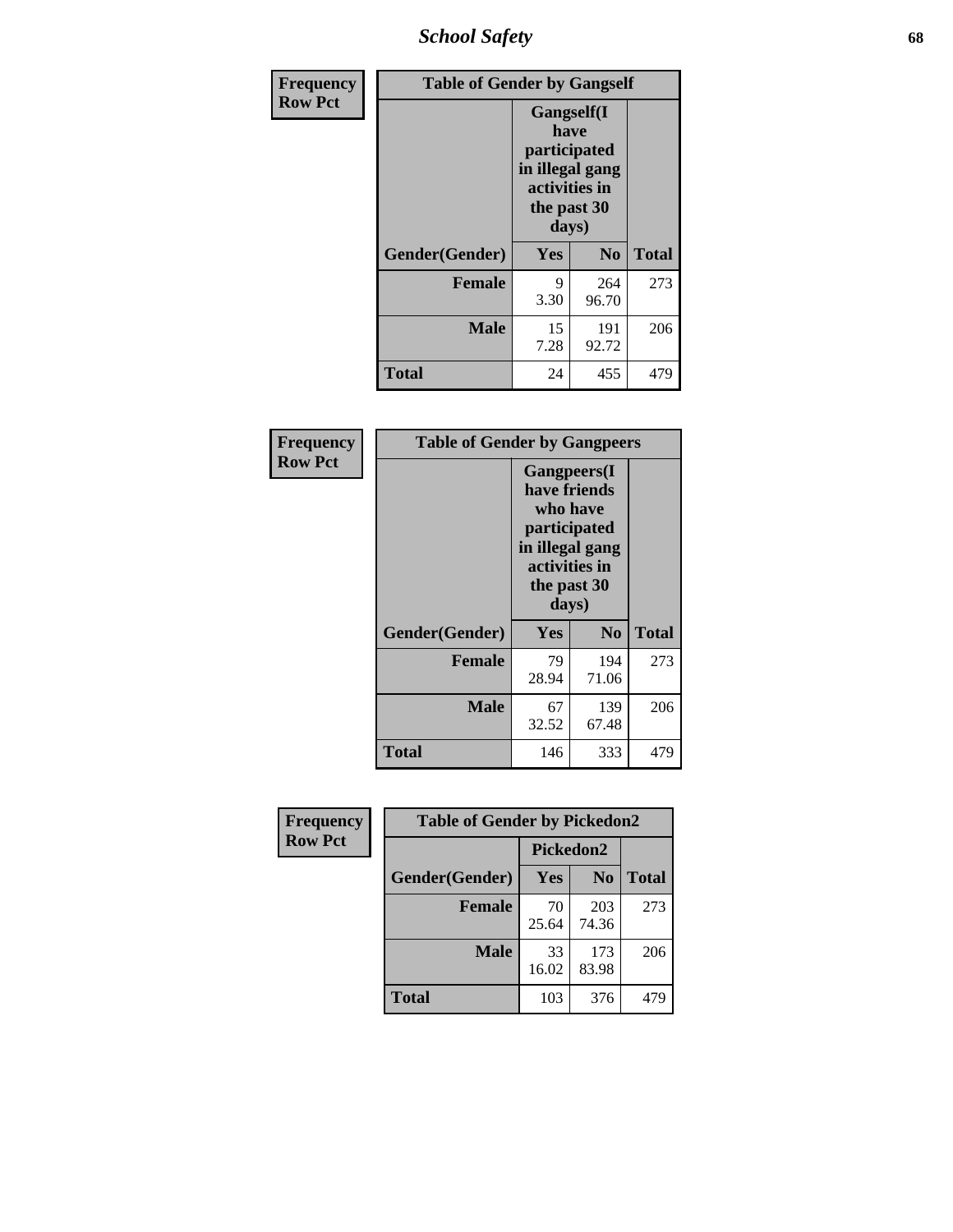| Frequency Row Pct | Table of Gender by Gangself | | |
|---|---|---|---|
| | Gangself(I have participated in illegal gang activities in the past 30 days) | | |
| Gender(Gender) | Yes | No | Total |
| Female | 9<br>3.30 | 264<br>96.70 | 273 |
| Male | 15<br>7.28 | 191<br>92.72 | 206 |
| Total | 24 | 455 | 479 |

| Frequency Row Pct | Table of Gender by Gangpeers | | |
|---|---|---|---|
| | Gangpeers(I have friends who have participated in illegal gang activities in the past 30 days) | | |
| Gender(Gender) | Yes | No | Total |
| Female | 79<br>28.94 | 194<br>71.06 | 273 |
| Male | 67<br>32.52 | 139<br>67.48 | 206 |
| Total | 146 | 333 | 479 |

| Frequency Row Pct | Table of Gender by Pickedon2 | | |
|---|---|---|---|
| | Pickedon2 | | |
| Gender(Gender) | Yes | No | Total |
| Female | 70<br>25.64 | 203<br>74.36 | 273 |
| Male | 33<br>16.02 | 173<br>83.98 | 206 |
| Total | 103 | 376 | 479 |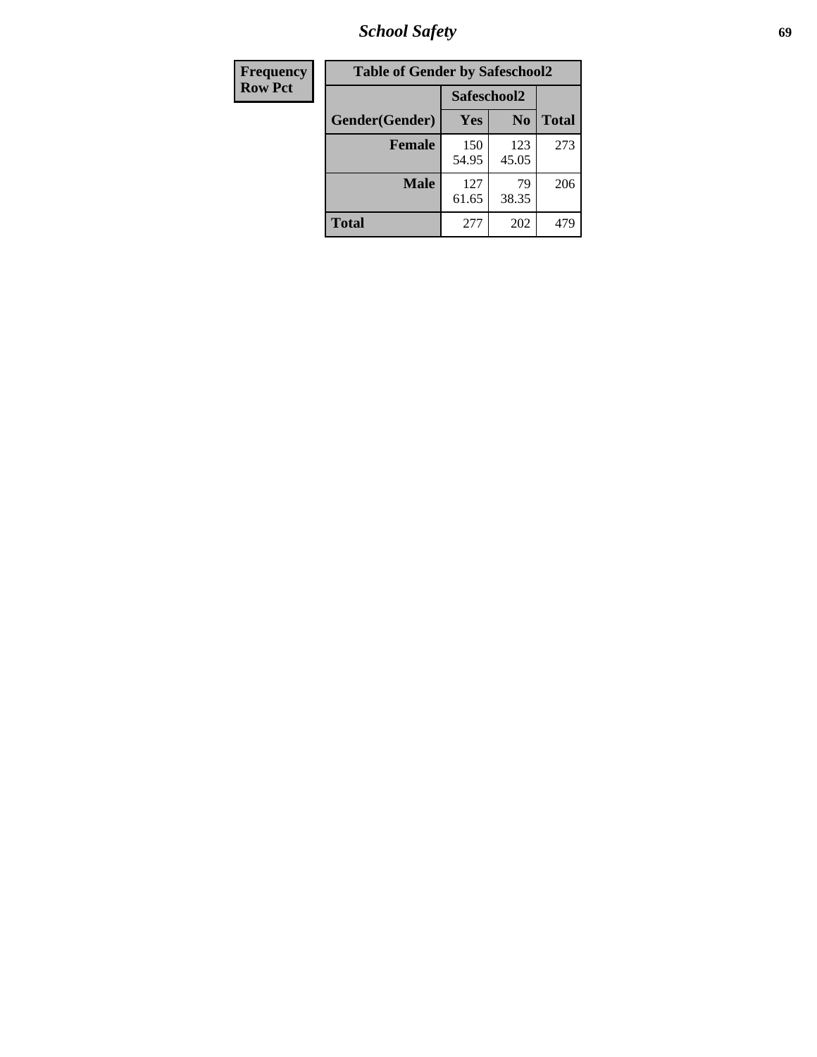| Frequency Row Pct |
| --- |

| Table of Gender by Safeschool2 | | | |
| --- | --- | --- | --- |
| | Safeschool2 | | |
| Gender(Gender) | Yes | No | Total |
| Female | 150<br>54.95 | 123<br>45.05 | 273 |
| Male | 127<br>61.65 | 79<br>38.35 | 206 |
| Total | 277 | 202 | 479 |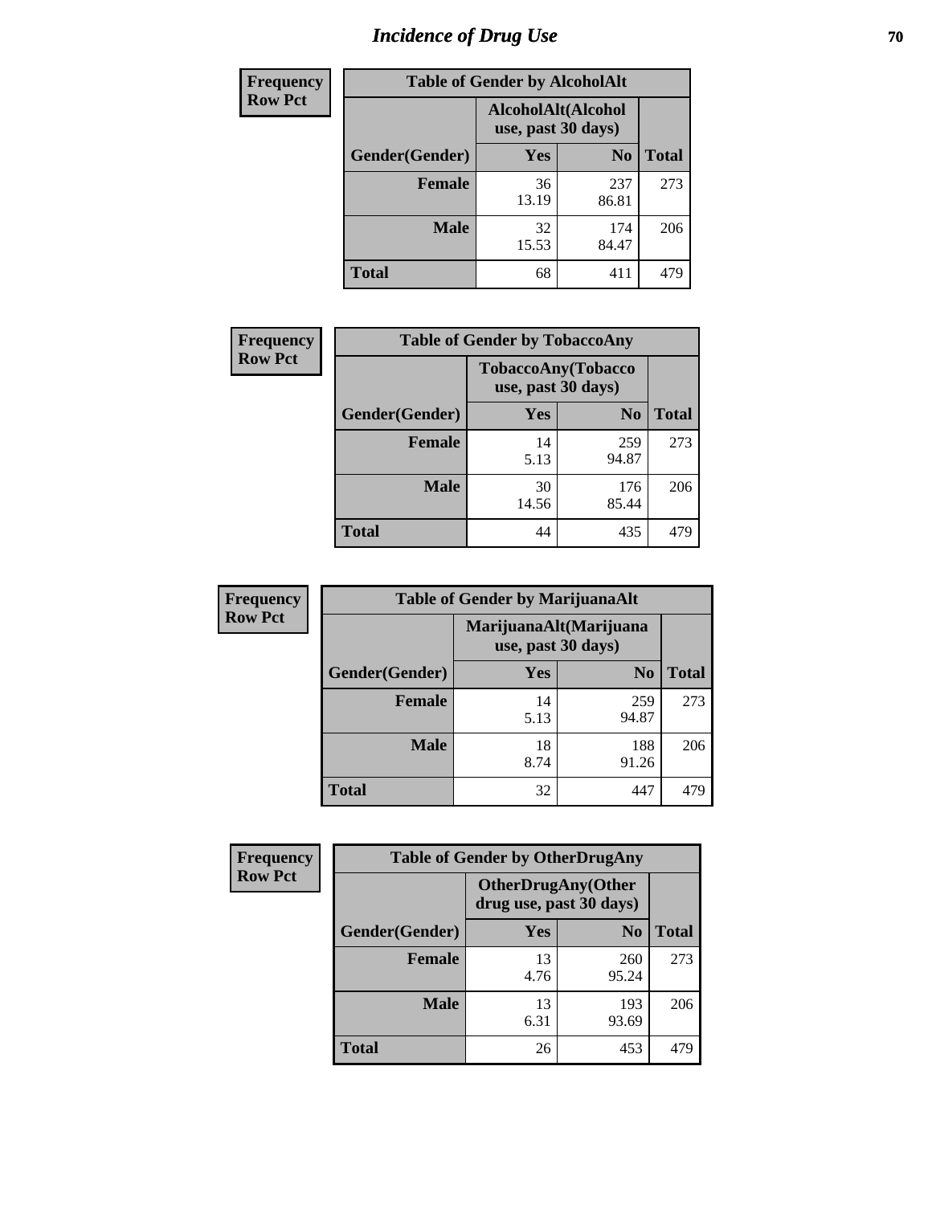# Incidence of Drug Use

| Frequency Row Pct | Table of Gender by AlcoholAlt | | |
|---|---|---|---|
| | AlcoholAlt(Alcohol use, past 30 days) | | |
| Gender(Gender) | Yes | No | Total |
| Female | 36<br>13.19 | 237<br>86.81 | 273 |
| Male | 32<br>15.53 | 174<br>84.47 | 206 |
| Total | 68 | 411 | 479 |

| Frequency Row Pct | Table of Gender by TobaccoAny | | |
|---|---|---|---|
| | TobaccoAny(Tobacco use, past 30 days) | | |
| Gender(Gender) | Yes | No | Total |
| Female | 14<br>5.13 | 259<br>94.87 | 273 |
| Male | 30<br>14.56 | 176<br>85.44 | 206 |
| Total | 44 | 435 | 479 |

| Frequency Row Pct | Table of Gender by MarijuanaAlt | | |
|---|---|---|---|
| | MarijuanaAlt(Marijuana use, past 30 days) | | |
| Gender(Gender) | Yes | No | Total |
| Female | 14<br>5.13 | 259<br>94.87 | 273 |
| Male | 18<br>8.74 | 188<br>91.26 | 206 |
| Total | 32 | 447 | 479 |

| Frequency Row Pct | Table of Gender by OtherDrugAny | | |
|---|---|---|---|
| | OtherDrugAny(Other drug use, past 30 days) | | |
| Gender(Gender) | Yes | No | Total |
| Female | 13<br>4.76 | 260<br>95.24 | 273 |
| Male | 13<br>6.31 | 193<br>93.69 | 206 |
| Total | 26 | 453 | 479 |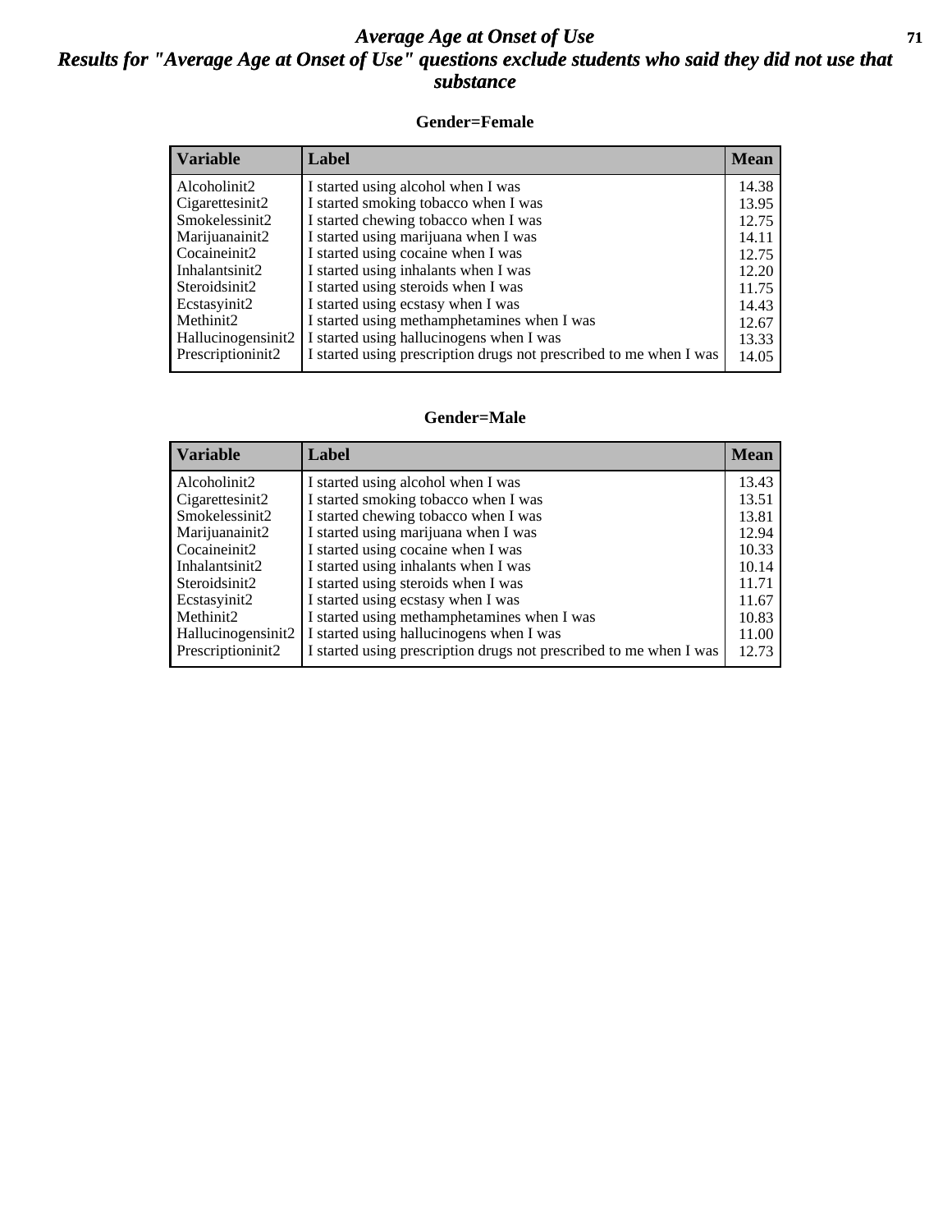# *Average Age at Onset of Use*

## *Results for "Average Age at Onset of Use" questions exclude students who said they did not use that substance*

### Gender=Female

| Variable | Label | Mean |
|---|---|---|
| Alcoholinit2 | I started using alcohol when I was | 14.38 |
| Cigarettesinit2 | I started smoking tobacco when I was | 13.95 |
| Smokelessinit2 | I started chewing tobacco when I was | 12.75 |
| Marijuanainit2 | I started using marijuana when I was | 14.11 |
| Cocaineinit2 | I started using cocaine when I was | 12.75 |
| Inhalantsinit2 | I started using inhalants when I was | 12.20 |
| Steroidsinit2 | I started using steroids when I was | 11.75 |
| Ecstasyinit2 | I started using ecstasy when I was | 14.43 |
| Methinit2 | I started using methamphetamines when I was | 12.67 |
| Hallucinogensinit2 | I started using hallucinogens when I was | 13.33 |
| Prescriptioninit2 | I started using prescription drugs not prescribed to me when I was | 14.05 |

### Gender=Male

| Variable | Label | Mean |
|---|---|---|
| Alcoholinit2 | I started using alcohol when I was | 13.43 |
| Cigarettesinit2 | I started smoking tobacco when I was | 13.51 |
| Smokelessinit2 | I started chewing tobacco when I was | 13.81 |
| Marijuanainit2 | I started using marijuana when I was | 12.94 |
| Cocaineinit2 | I started using cocaine when I was | 10.33 |
| Inhalantsinit2 | I started using inhalants when I was | 10.14 |
| Steroidsinit2 | I started using steroids when I was | 11.71 |
| Ecstasyinit2 | I started using ecstasy when I was | 11.67 |
| Methinit2 | I started using methamphetamines when I was | 10.83 |
| Hallucinogensinit2 | I started using hallucinogens when I was | 11.00 |
| Prescriptioninit2 | I started using prescription drugs not prescribed to me when I was | 12.73 |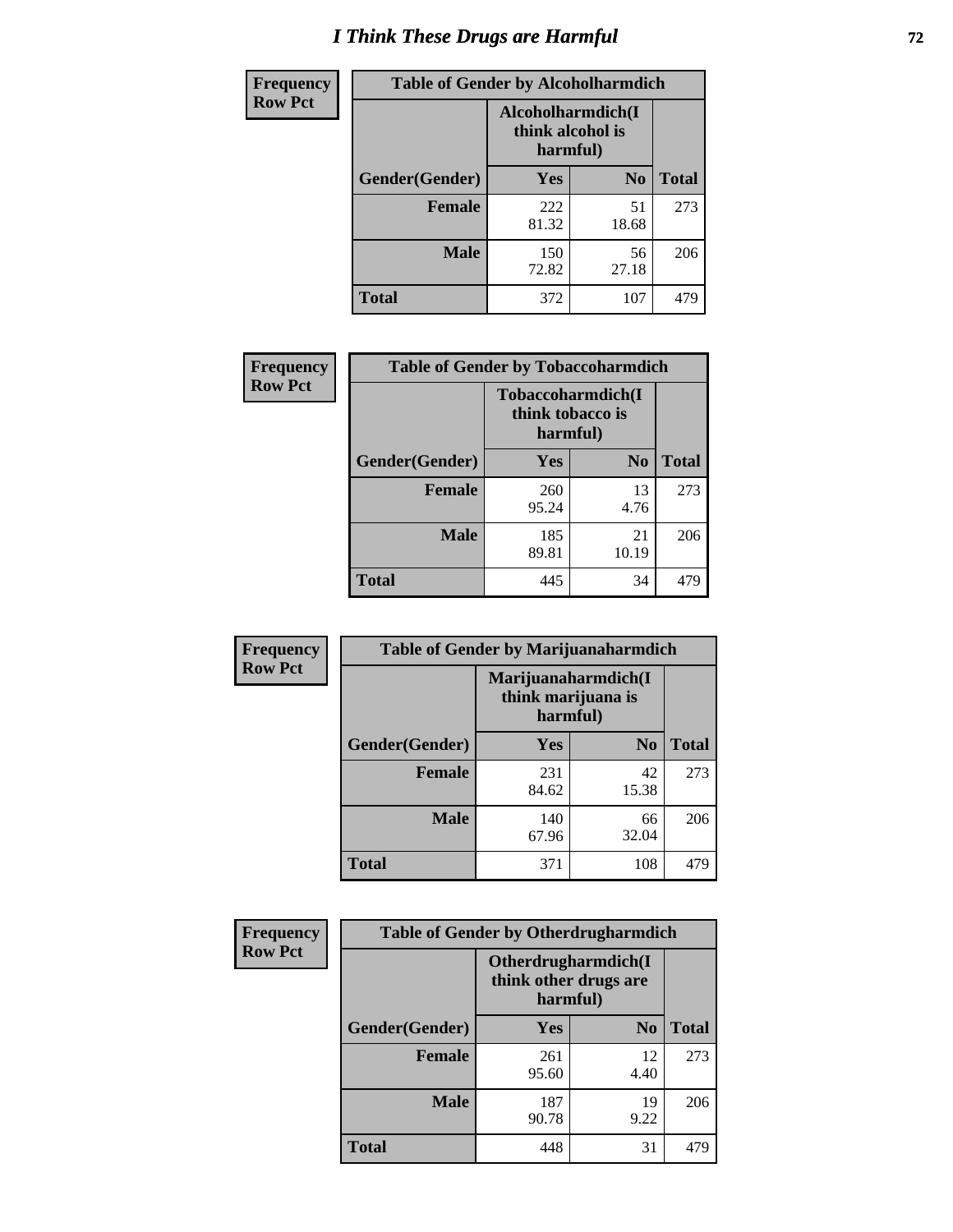# I Think These Drugs are Harmful

| Frequency<br>Row Pct | Table of Gender by Alcoholharmdich | | |
|---|---|---|---|
| | Alcoholharmdich(I think alcohol is harmful) | | |
| Gender(Gender) | Yes | No | Total |
| Female | 222<br>81.32 | 51<br>18.68 | 273 |
| Male | 150<br>72.82 | 56<br>27.18 | 206 |
| Total | 372 | 107 | 479 |

| Frequency<br>Row Pct | Table of Gender by Tobaccoharmdich | | |
|---|---|---|---|
| | Tobaccoharmdich(I think tobacco is harmful) | | |
| Gender(Gender) | Yes | No | Total |
| Female | 260<br>95.24 | 13<br>4.76 | 273 |
| Male | 185<br>89.81 | 21<br>10.19 | 206 |
| Total | 445 | 34 | 479 |

| Frequency<br>Row Pct | Table of Gender by Marijuanaharmdich | | |
|---|---|---|---|
| | Marijuanaharmdich(I think marijuana is harmful) | | |
| Gender(Gender) | Yes | No | Total |
| Female | 231<br>84.62 | 42<br>15.38 | 273 |
| Male | 140<br>67.96 | 66<br>32.04 | 206 |
| Total | 371 | 108 | 479 |

| Frequency<br>Row Pct | Table of Gender by Otherdrugharmdich | | |
|---|---|---|---|
| | Otherdrugharmdich(I think other drugs are harmful) | | |
| Gender(Gender) | Yes | No | Total |
| Female | 261<br>95.60 | 12<br>4.40 | 273 |
| Male | 187<br>90.78 | 19<br>9.22 | 206 |
| Total | 448 | 31 | 479 |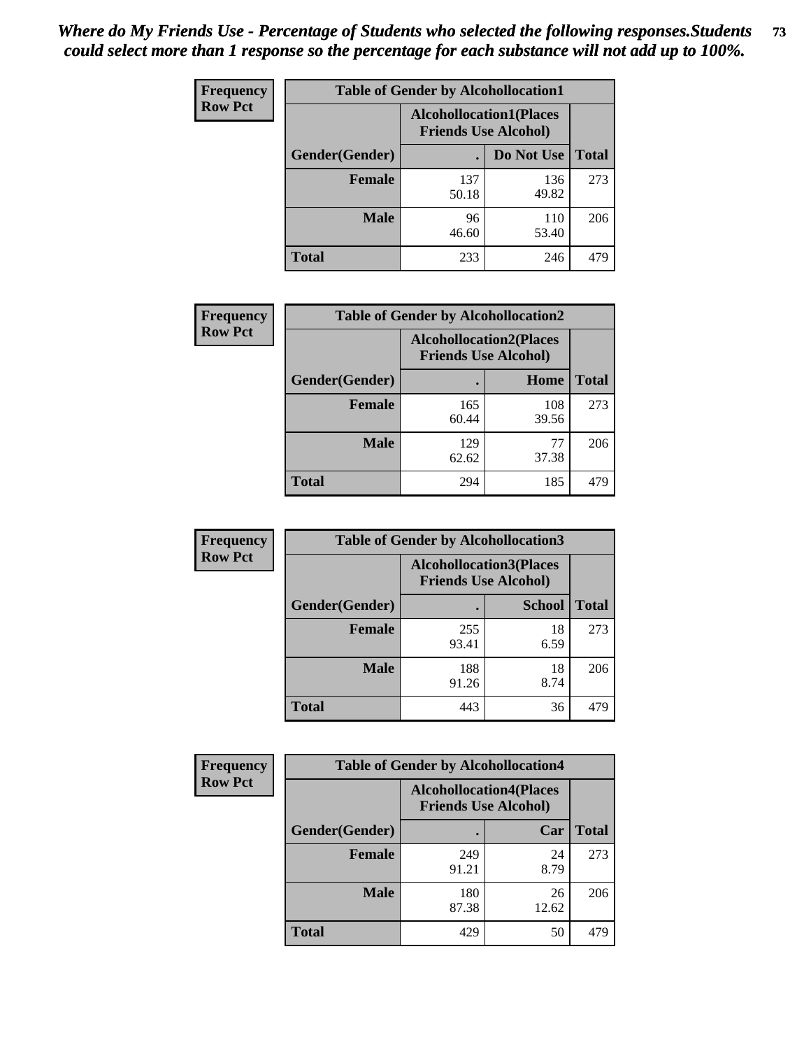*Where do My Friends Use - Percentage of Students who selected the following responses.Students could select more than 1 response so the percentage for each substance will not add up to 100%.*

**Frequency**
**Row Pct**

| Table of Gender by Alcohollocation1 | | | |
|---|---|---|---|
| | Alcohollocation1(Places Friends Use Alcohol) | | |
| Gender(Gender) | . | Do Not Use | Total |
| Female | 137<br>50.18 | 136<br>49.82 | 273 |
| Male | 96<br>46.60 | 110<br>53.40 | 206 |
| Total | 233 | 246 | 479 |

**Frequency**
**Row Pct**

| Table of Gender by Alcohollocation2 | | | |
|---|---|---|---|
| | Alcohollocation2(Places Friends Use Alcohol) | | |
| Gender(Gender) | . | Home | Total |
| Female | 165<br>60.44 | 108<br>39.56 | 273 |
| Male | 129<br>62.62 | 77<br>37.38 | 206 |
| Total | 294 | 185 | 479 |

**Frequency**
**Row Pct**

| Table of Gender by Alcohollocation3 | | | |
|---|---|---|---|
| | Alcohollocation3(Places Friends Use Alcohol) | | |
| Gender(Gender) | . | School | Total |
| Female | 255<br>93.41 | 18<br>6.59 | 273 |
| Male | 188<br>91.26 | 18<br>8.74 | 206 |
| Total | 443 | 36 | 479 |

**Frequency**
**Row Pct**

| Table of Gender by Alcohollocation4 | | | |
|---|---|---|---|
| | Alcohollocation4(Places Friends Use Alcohol) | | |
| Gender(Gender) | . | Car | Total |
| Female | 249<br>91.21 | 24<br>8.79 | 273 |
| Male | 180<br>87.38 | 26<br>12.62 | 206 |
| Total | 429 | 50 | 479 |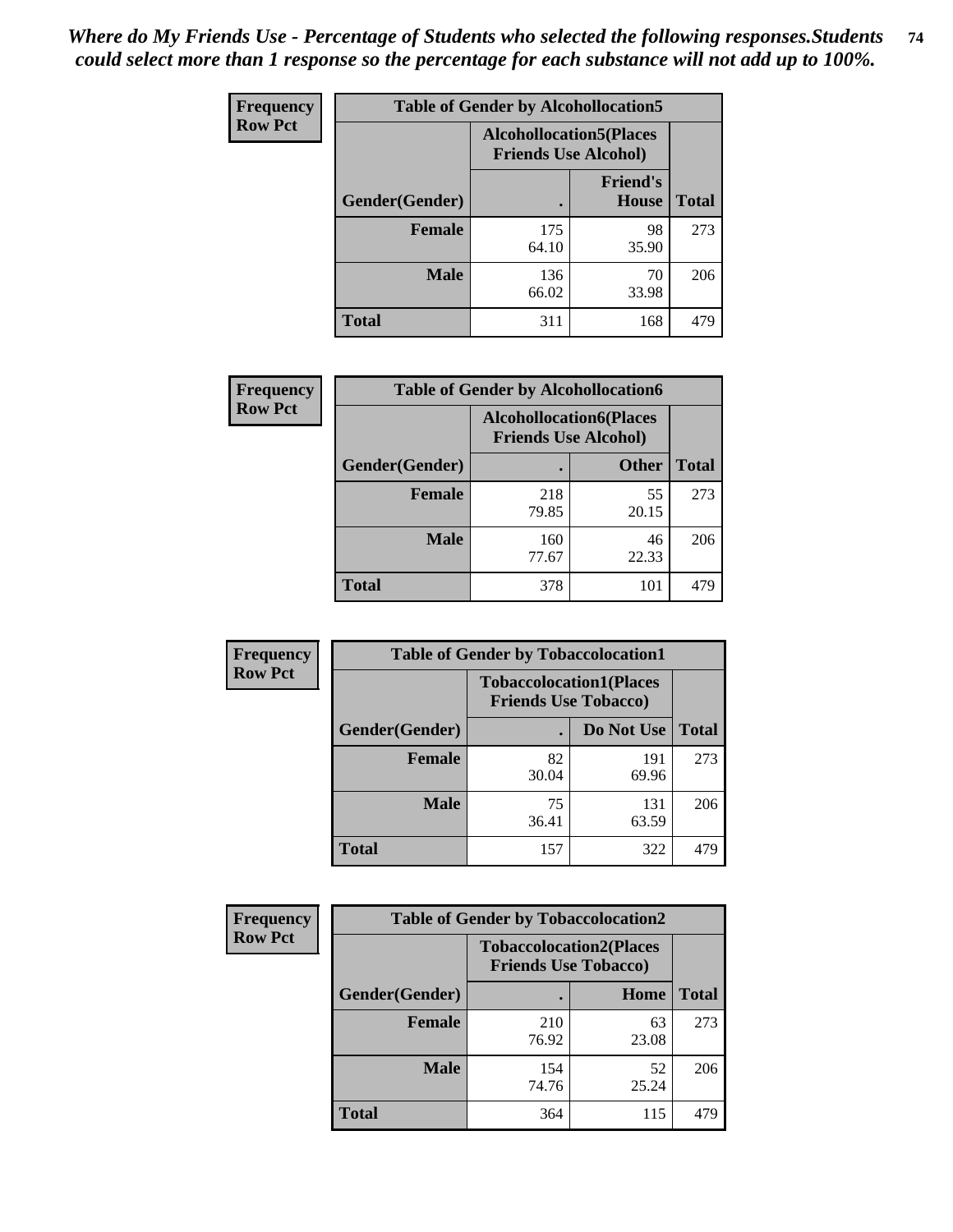*Where do My Friends Use - Percentage of Students who selected the following responses.Students could select more than 1 response so the percentage for each substance will not add up to 100%.*

**Frequency / Row Pct**

**Table of Gender by Alcohollocation5**

| Gender(Gender) | Alcohollocation5(Places Friends Use Alcohol) | | Total |
|---|---|---|---|
| | . | Friend's House | |
| **Female** | 175<br>64.10 | 98<br>35.90 | 273 |
| **Male** | 136<br>66.02 | 70<br>33.98 | 206 |
| **Total** | 311 | 168 | 479 |

**Frequency / Row Pct**

**Table of Gender by Alcohollocation6**

| Gender(Gender) | Alcohollocation6(Places Friends Use Alcohol) | | Total |
|---|---|---|---|
| | . | Other | |
| **Female** | 218<br>79.85 | 55<br>20.15 | 273 |
| **Male** | 160<br>77.67 | 46<br>22.33 | 206 |
| **Total** | 378 | 101 | 479 |

**Frequency / Row Pct**

**Table of Gender by Tobaccolocation1**

| Gender(Gender) | Tobaccolocation1(Places Friends Use Tobacco) | | Total |
|---|---|---|---|
| | . | Do Not Use | |
| **Female** | 82<br>30.04 | 191<br>69.96 | 273 |
| **Male** | 75<br>36.41 | 131<br>63.59 | 206 |
| **Total** | 157 | 322 | 479 |

**Frequency / Row Pct**

**Table of Gender by Tobaccolocation2**

| Gender(Gender) | Tobaccolocation2(Places Friends Use Tobacco) | | Total |
|---|---|---|---|
| | . | Home | |
| **Female** | 210<br>76.92 | 63<br>23.08 | 273 |
| **Male** | 154<br>74.76 | 52<br>25.24 | 206 |
| **Total** | 364 | 115 | 479 |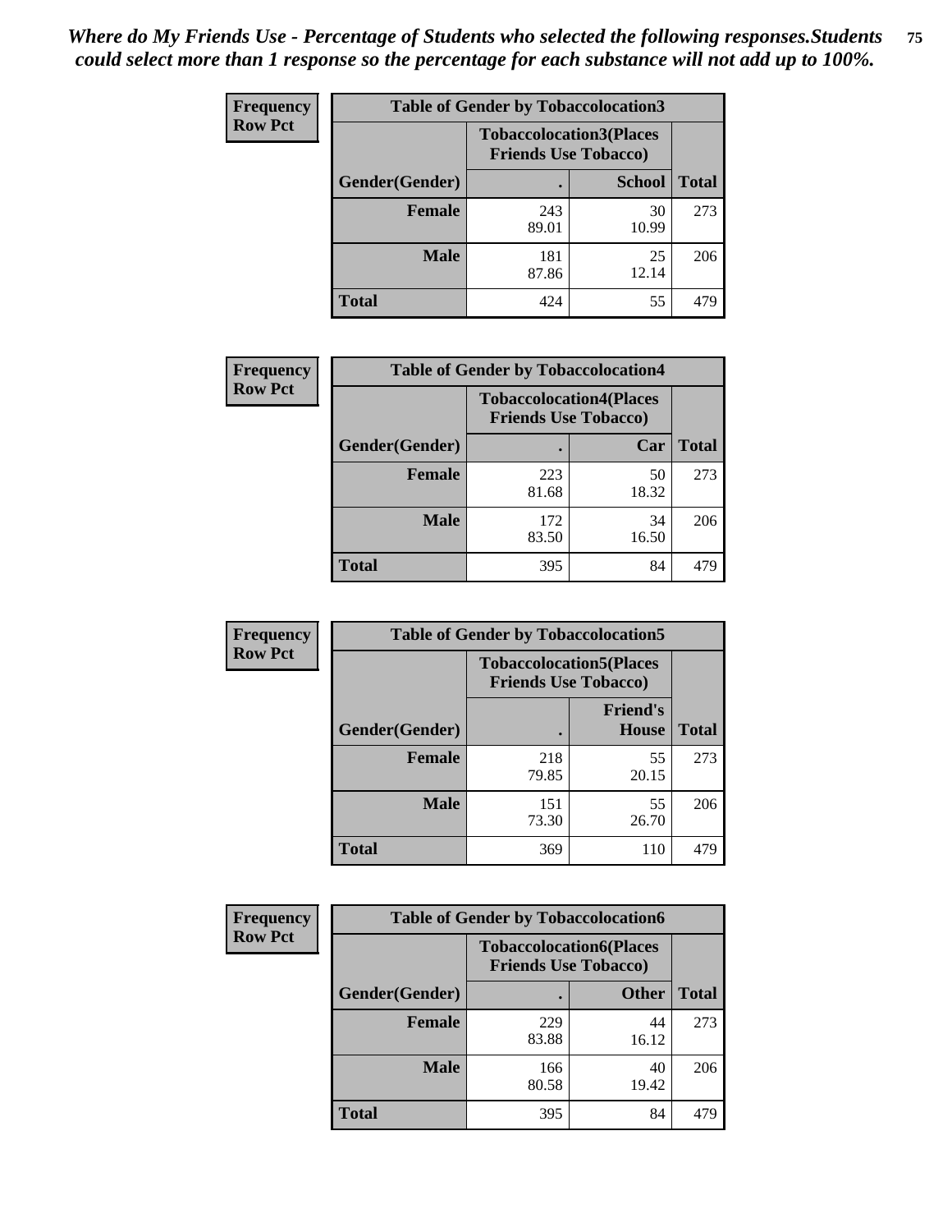*Where do My Friends Use - Percentage of Students who selected the following responses.Students could select more than 1 response so the percentage for each substance will not add up to 100%.*

**Frequency**
**Row Pct**

| Table of Gender by Tobaccolocation3 | | | |
|---|---|---|---|
| | Tobaccolocation3(Places Friends Use Tobacco) | | |
| Gender(Gender) | . | School | Total |
| Female | 243<br>89.01 | 30<br>10.99 | 273 |
| Male | 181<br>87.86 | 25<br>12.14 | 206 |
| Total | 424 | 55 | 479 |

**Frequency**
**Row Pct**

| Table of Gender by Tobaccolocation4 | | | |
|---|---|---|---|
| | Tobaccolocation4(Places Friends Use Tobacco) | | |
| Gender(Gender) | . | Car | Total |
| Female | 223<br>81.68 | 50<br>18.32 | 273 |
| Male | 172<br>83.50 | 34<br>16.50 | 206 |
| Total | 395 | 84 | 479 |

**Frequency**
**Row Pct**

| Table of Gender by Tobaccolocation5 | | | |
|---|---|---|---|
| | Tobaccolocation5(Places Friends Use Tobacco) | | |
| Gender(Gender) | . | Friend's House | Total |
| Female | 218<br>79.85 | 55<br>20.15 | 273 |
| Male | 151<br>73.30 | 55<br>26.70 | 206 |
| Total | 369 | 110 | 479 |

**Frequency**
**Row Pct**

| Table of Gender by Tobaccolocation6 | | | |
|---|---|---|---|
| | Tobaccolocation6(Places Friends Use Tobacco) | | |
| Gender(Gender) | . | Other | Total |
| Female | 229<br>83.88 | 44<br>16.12 | 273 |
| Male | 166<br>80.58 | 40<br>19.42 | 206 |
| Total | 395 | 84 | 479 |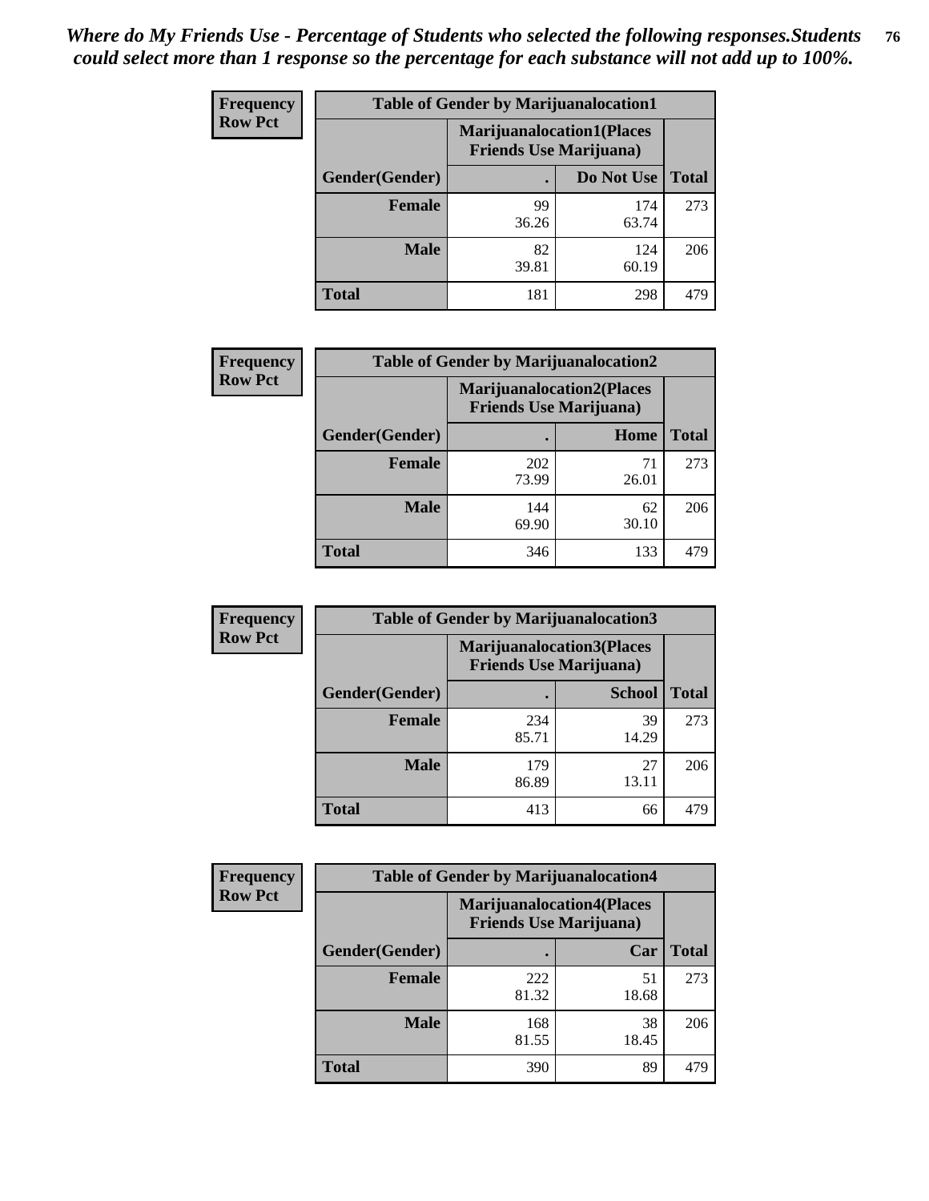*Where do My Friends Use - Percentage of Students who selected the following responses.Students could select more than 1 response so the percentage for each substance will not add up to 100%.*

**Frequency**
**Row Pct**

| Table of Gender by Marijuanalocation1 | | | |
|---|---|---|---|
| | Marijuanalocation1(Places Friends Use Marijuana) | | |
| Gender(Gender) | . | Do Not Use | Total |
| **Female** | 99<br>36.26 | 174<br>63.74 | 273 |
| **Male** | 82<br>39.81 | 124<br>60.19 | 206 |
| **Total** | 181 | 298 | 479 |

**Frequency**
**Row Pct**

| Table of Gender by Marijuanalocation2 | | | |
|---|---|---|---|
| | Marijuanalocation2(Places Friends Use Marijuana) | | |
| Gender(Gender) | . | Home | Total |
| **Female** | 202<br>73.99 | 71<br>26.01 | 273 |
| **Male** | 144<br>69.90 | 62<br>30.10 | 206 |
| **Total** | 346 | 133 | 479 |

**Frequency**
**Row Pct**

| Table of Gender by Marijuanalocation3 | | | |
|---|---|---|---|
| | Marijuanalocation3(Places Friends Use Marijuana) | | |
| Gender(Gender) | . | School | Total |
| **Female** | 234<br>85.71 | 39<br>14.29 | 273 |
| **Male** | 179<br>86.89 | 27<br>13.11 | 206 |
| **Total** | 413 | 66 | 479 |

**Frequency**
**Row Pct**

| Table of Gender by Marijuanalocation4 | | | |
|---|---|---|---|
| | Marijuanalocation4(Places Friends Use Marijuana) | | |
| Gender(Gender) | . | Car | Total |
| **Female** | 222<br>81.32 | 51<br>18.68 | 273 |
| **Male** | 168<br>81.55 | 38<br>18.45 | 206 |
| **Total** | 390 | 89 | 479 |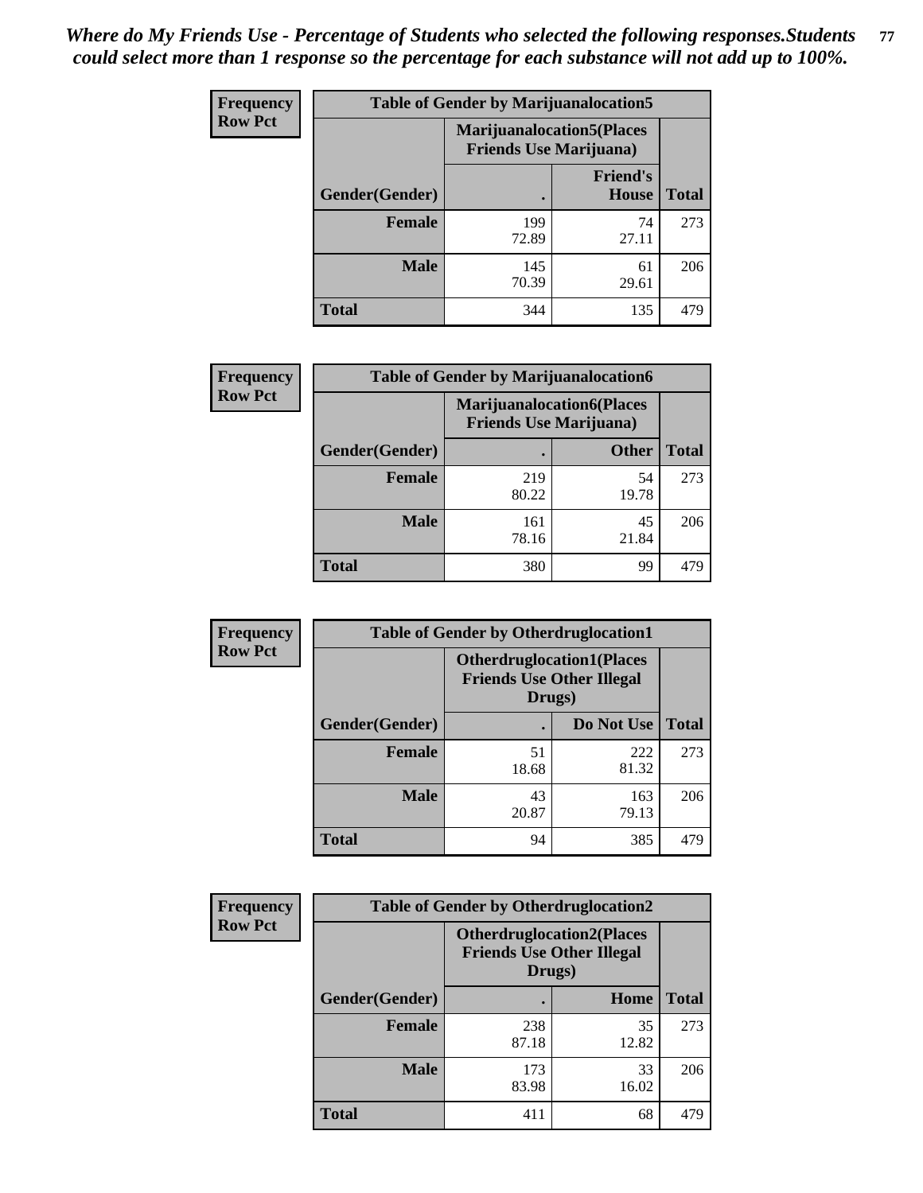*Where do My Friends Use - Percentage of Students who selected the following responses.Students could select more than 1 response so the percentage for each substance will not add up to 100%.*

**Frequency**
**Row Pct**

| Table of Gender by Marijuanalocation5 | | | |
|---|---|---|---|
| | Marijuanalocation5(Places Friends Use Marijuana) | | |
| Gender(Gender) | . | Friend's House | Total |
| **Female** | 199<br>72.89 | 74<br>27.11 | 273 |
| **Male** | 145<br>70.39 | 61<br>29.61 | 206 |
| **Total** | 344 | 135 | 479 |

**Frequency**
**Row Pct**

| Table of Gender by Marijuanalocation6 | | | |
|---|---|---|---|
| | Marijuanalocation6(Places Friends Use Marijuana) | | |
| Gender(Gender) | . | Other | Total |
| **Female** | 219<br>80.22 | 54<br>19.78 | 273 |
| **Male** | 161<br>78.16 | 45<br>21.84 | 206 |
| **Total** | 380 | 99 | 479 |

**Frequency**
**Row Pct**

| Table of Gender by Otherdruglocation1 | | | |
|---|---|---|---|
| | Otherdruglocation1(Places Friends Use Other Illegal Drugs) | | |
| Gender(Gender) | . | Do Not Use | Total |
| **Female** | 51<br>18.68 | 222<br>81.32 | 273 |
| **Male** | 43<br>20.87 | 163<br>79.13 | 206 |
| **Total** | 94 | 385 | 479 |

**Frequency**
**Row Pct**

| Table of Gender by Otherdruglocation2 | | | |
|---|---|---|---|
| | Otherdruglocation2(Places Friends Use Other Illegal Drugs) | | |
| Gender(Gender) | . | Home | Total |
| **Female** | 238<br>87.18 | 35<br>12.82 | 273 |
| **Male** | 173<br>83.98 | 33<br>16.02 | 206 |
| **Total** | 411 | 68 | 479 |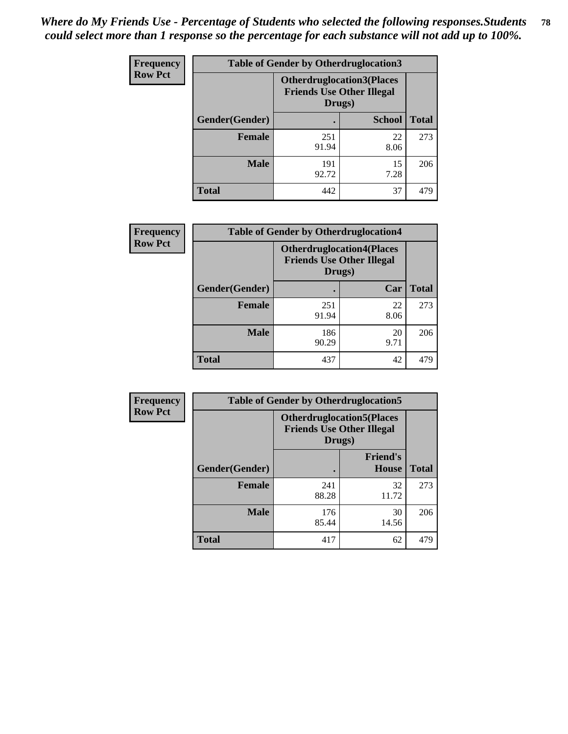*Where do My Friends Use - Percentage of Students who selected the following responses.Students could select more than 1 response so the percentage for each substance will not add up to 100%.*

**Frequency**
**Row Pct**

| Table of Gender by Otherdruglocation3 | | | |
|---|---|---|---|
| | Otherdruglocation3(Places Friends Use Other Illegal Drugs) | | |
| Gender(Gender) | . | School | Total |
| Female | 251<br>91.94 | 22<br>8.06 | 273 |
| Male | 191<br>92.72 | 15<br>7.28 | 206 |
| Total | 442 | 37 | 479 |

**Frequency**
**Row Pct**

| Table of Gender by Otherdruglocation4 | | | |
|---|---|---|---|
| | Otherdruglocation4(Places Friends Use Other Illegal Drugs) | | |
| Gender(Gender) | . | Car | Total |
| Female | 251<br>91.94 | 22<br>8.06 | 273 |
| Male | 186<br>90.29 | 20<br>9.71 | 206 |
| Total | 437 | 42 | 479 |

**Frequency**
**Row Pct**

| Table of Gender by Otherdruglocation5 | | | |
|---|---|---|---|
| | Otherdruglocation5(Places Friends Use Other Illegal Drugs) | | |
| Gender(Gender) | . | Friend's House | Total |
| Female | 241<br>88.28 | 32<br>11.72 | 273 |
| Male | 176<br>85.44 | 30<br>14.56 | 206 |
| Total | 417 | 62 | 479 |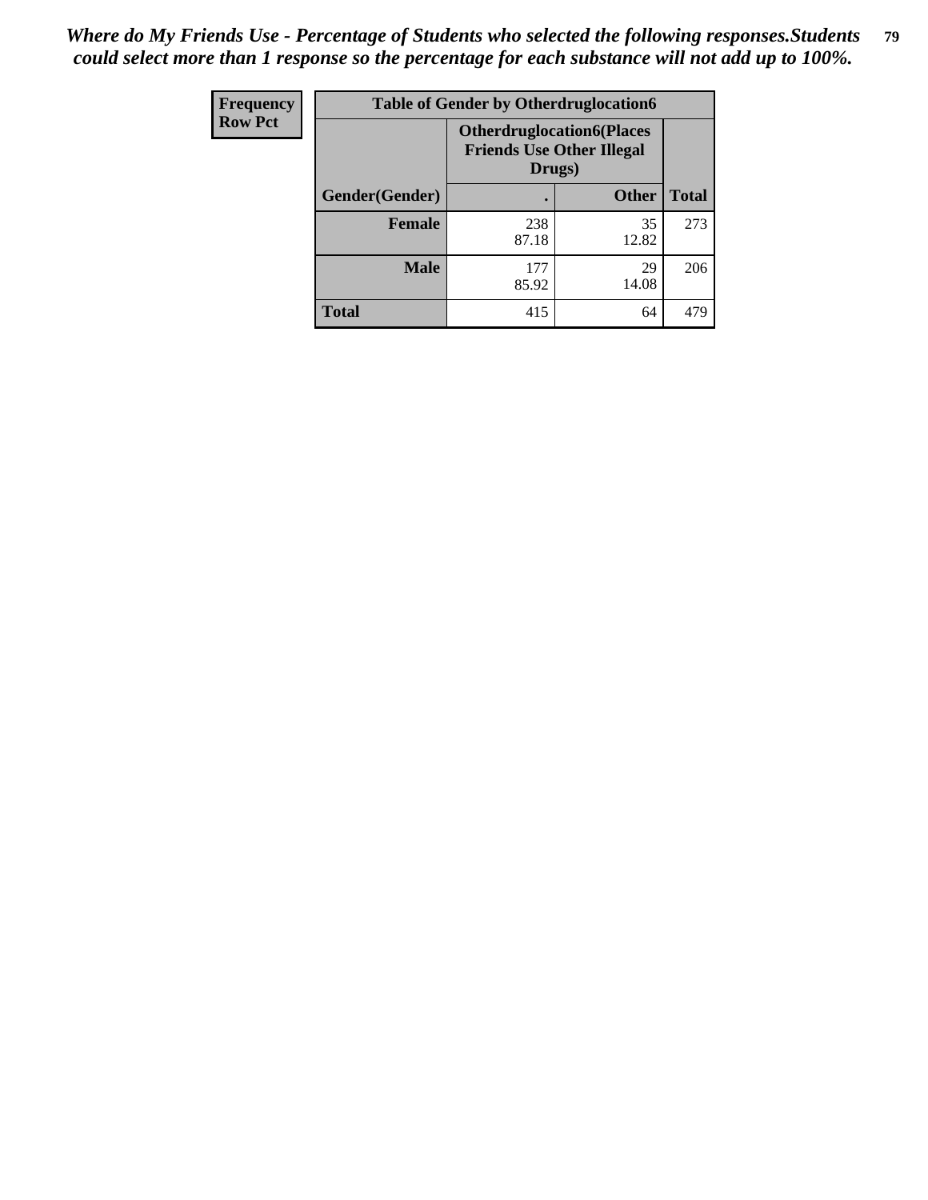*Where do My Friends Use - Percentage of Students who selected the following responses.Students could select more than 1 response so the percentage for each substance will not add up to 100%.*

| Frequency<br>Row Pct | Table of Gender by Otherdruglocation6 | | |
|---|---|---|---|
| | Otherdruglocation6(Places Friends Use Other Illegal Drugs) | | |
| Gender(Gender) | . | Other | Total |
| Female | 238<br>87.18 | 35<br>12.82 | 273 |
| Male | 177<br>85.92 | 29<br>14.08 | 206 |
| Total | 415 | 64 | 479 |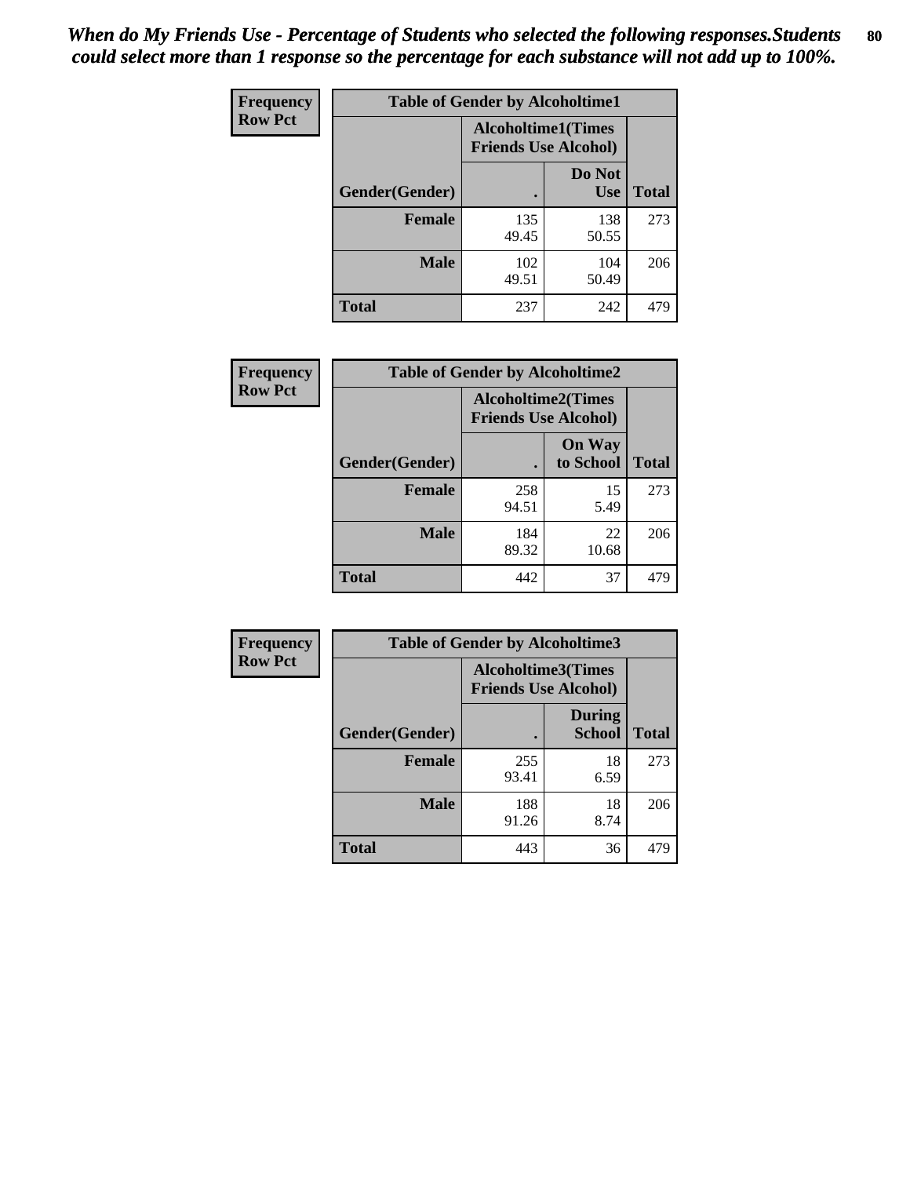*When do My Friends Use - Percentage of Students who selected the following responses.Students could select more than 1 response so the percentage for each substance will not add up to 100%.*

**Frequency**
**Row Pct**

| Table of Gender by Alcoholtime1 | | | |
|---|---|---|---|
| | Alcoholtime1(Times Friends Use Alcohol) | | |
| Gender(Gender) | . | Do Not Use | Total |
| **Female** | 135<br>49.45 | 138<br>50.55 | 273 |
| **Male** | 102<br>49.51 | 104<br>50.49 | 206 |
| **Total** | 237 | 242 | 479 |

**Frequency**
**Row Pct**

| Table of Gender by Alcoholtime2 | | | |
|---|---|---|---|
| | Alcoholtime2(Times Friends Use Alcohol) | | |
| Gender(Gender) | . | On Way to School | Total |
| **Female** | 258<br>94.51 | 15<br>5.49 | 273 |
| **Male** | 184<br>89.32 | 22<br>10.68 | 206 |
| **Total** | 442 | 37 | 479 |

**Frequency**
**Row Pct**

| Table of Gender by Alcoholtime3 | | | |
|---|---|---|---|
| | Alcoholtime3(Times Friends Use Alcohol) | | |
| Gender(Gender) | . | During School | Total |
| **Female** | 255<br>93.41 | 18<br>6.59 | 273 |
| **Male** | 188<br>91.26 | 18<br>8.74 | 206 |
| **Total** | 443 | 36 | 479 |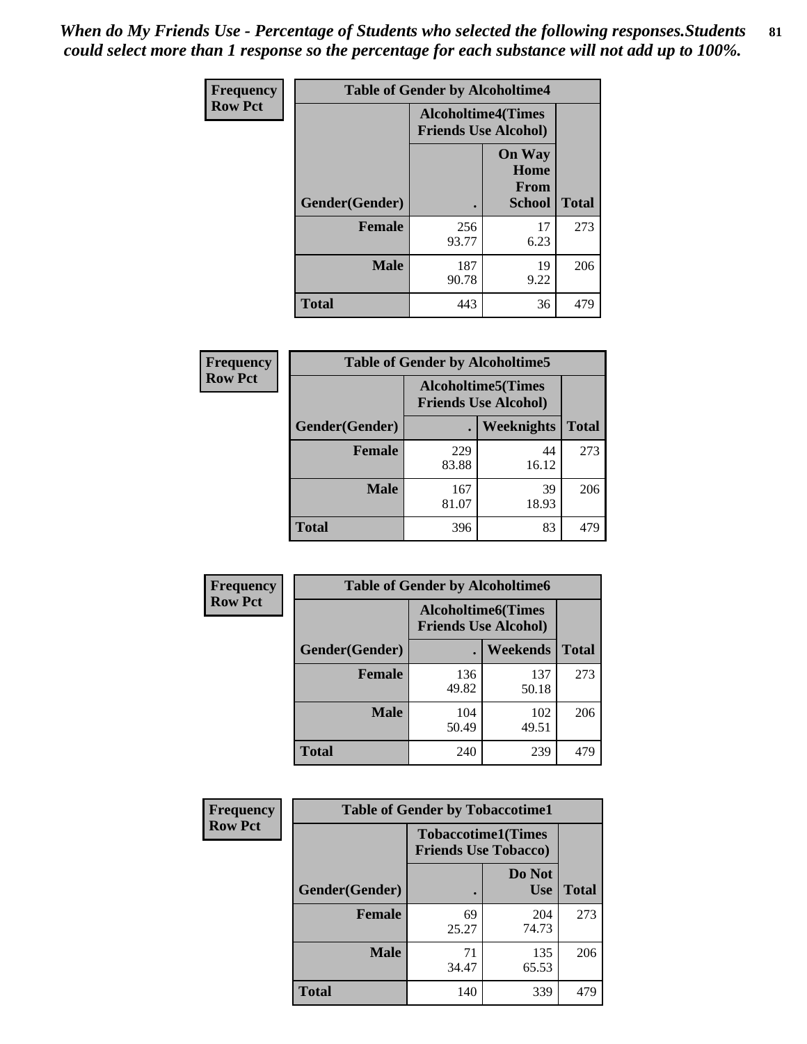*When do My Friends Use - Percentage of Students who selected the following responses.Students could select more than 1 response so the percentage for each substance will not add up to 100%.*

**Frequency**
**Row Pct**

| Table of Gender by Alcoholtime4 | | | |
|---|---|---|---|
| | Alcoholtime4(Times Friends Use Alcohol) | | |
| Gender(Gender) | . | On Way Home From School | Total |
| **Female** | 256<br>93.77 | 17<br>6.23 | 273 |
| **Male** | 187<br>90.78 | 19<br>9.22 | 206 |
| **Total** | 443 | 36 | 479 |

**Frequency**
**Row Pct**

| Table of Gender by Alcoholtime5 | | | |
|---|---|---|---|
| | Alcoholtime5(Times Friends Use Alcohol) | | |
| Gender(Gender) | . | Weeknights | Total |
| **Female** | 229<br>83.88 | 44<br>16.12 | 273 |
| **Male** | 167<br>81.07 | 39<br>18.93 | 206 |
| **Total** | 396 | 83 | 479 |

**Frequency**
**Row Pct**

| Table of Gender by Alcoholtime6 | | | |
|---|---|---|---|
| | Alcoholtime6(Times Friends Use Alcohol) | | |
| Gender(Gender) | . | Weekends | Total |
| **Female** | 136<br>49.82 | 137<br>50.18 | 273 |
| **Male** | 104<br>50.49 | 102<br>49.51 | 206 |
| **Total** | 240 | 239 | 479 |

**Frequency**
**Row Pct**

| Table of Gender by Tobaccotime1 | | | |
|---|---|---|---|
| | Tobaccotime1(Times Friends Use Tobacco) | | |
| Gender(Gender) | . | Do Not Use | Total |
| **Female** | 69<br>25.27 | 204<br>74.73 | 273 |
| **Male** | 71<br>34.47 | 135<br>65.53 | 206 |
| **Total** | 140 | 339 | 479 |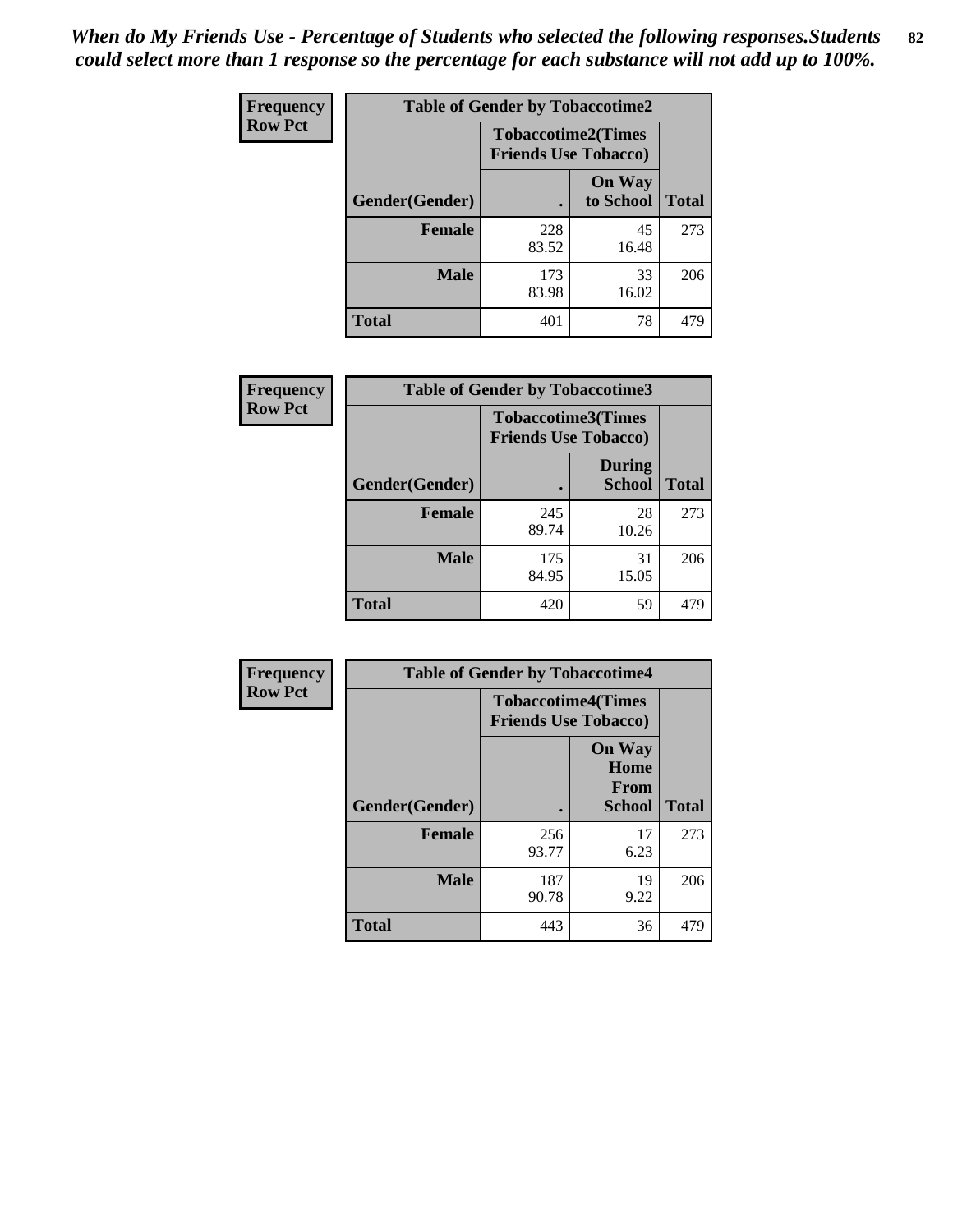*When do My Friends Use - Percentage of Students who selected the following responses.Students could select more than 1 response so the percentage for each substance will not add up to 100%.*

**Frequency**
**Row Pct**

**Table of Gender by Tobaccotime2**

| Gender(Gender) | Tobaccotime2(Times Friends Use Tobacco) . | On Way to School | Total |
|---|---|---|---|
| **Female** | 228<br>83.52 | 45<br>16.48 | 273 |
| **Male** | 173<br>83.98 | 33<br>16.02 | 206 |
| **Total** | 401 | 78 | 479 |

**Frequency**
**Row Pct**

**Table of Gender by Tobaccotime3**

| Gender(Gender) | Tobaccotime3(Times Friends Use Tobacco) . | During School | Total |
|---|---|---|---|
| **Female** | 245<br>89.74 | 28<br>10.26 | 273 |
| **Male** | 175<br>84.95 | 31<br>15.05 | 206 |
| **Total** | 420 | 59 | 479 |

**Frequency**
**Row Pct**

**Table of Gender by Tobaccotime4**

| Gender(Gender) | Tobaccotime4(Times Friends Use Tobacco) . | On Way Home From School | Total |
|---|---|---|---|
| **Female** | 256<br>93.77 | 17<br>6.23 | 273 |
| **Male** | 187<br>90.78 | 19<br>9.22 | 206 |
| **Total** | 443 | 36 | 479 |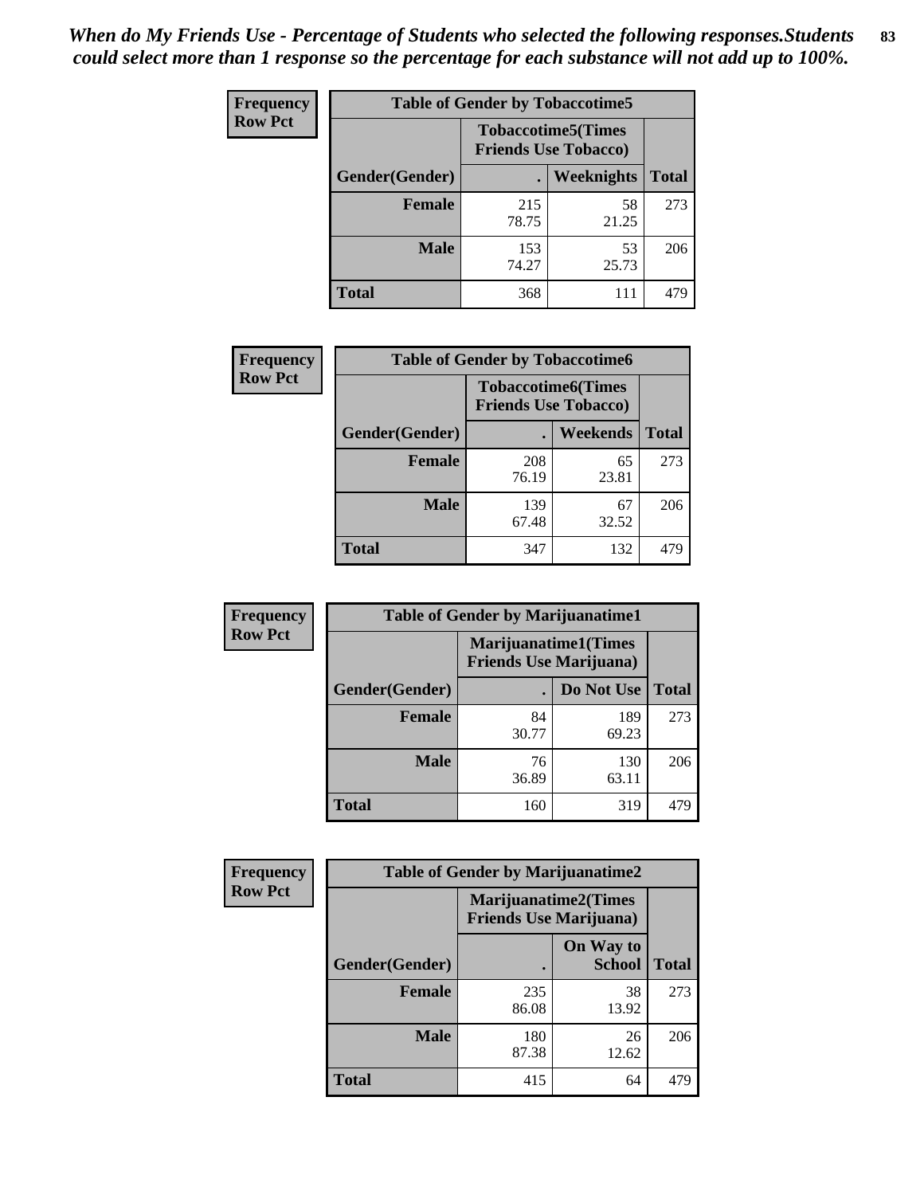*When do My Friends Use - Percentage of Students who selected the following responses.Students could select more than 1 response so the percentage for each substance will not add up to 100%.*

**Frequency**
**Row Pct**

| Table of Gender by Tobaccotime5 | | | |
|---|---|---|---|
| | Tobaccotime5(Times Friends Use Tobacco) | | |
| Gender(Gender) | . | Weeknights | Total |
| **Female** | 215<br>78.75 | 58<br>21.25 | 273 |
| **Male** | 153<br>74.27 | 53<br>25.73 | 206 |
| **Total** | 368 | 111 | 479 |

**Frequency**
**Row Pct**

| Table of Gender by Tobaccotime6 | | | |
|---|---|---|---|
| | Tobaccotime6(Times Friends Use Tobacco) | | |
| Gender(Gender) | . | Weekends | Total |
| **Female** | 208<br>76.19 | 65<br>23.81 | 273 |
| **Male** | 139<br>67.48 | 67<br>32.52 | 206 |
| **Total** | 347 | 132 | 479 |

**Frequency**
**Row Pct**

| Table of Gender by Marijuanatime1 | | | |
|---|---|---|---|
| | Marijuanatime1(Times Friends Use Marijuana) | | |
| Gender(Gender) | . | Do Not Use | Total |
| **Female** | 84<br>30.77 | 189<br>69.23 | 273 |
| **Male** | 76<br>36.89 | 130<br>63.11 | 206 |
| **Total** | 160 | 319 | 479 |

**Frequency**
**Row Pct**

| Table of Gender by Marijuanatime2 | | | |
|---|---|---|---|
| | Marijuanatime2(Times Friends Use Marijuana) | | |
| Gender(Gender) | . | On Way to School | Total |
| **Female** | 235<br>86.08 | 38<br>13.92 | 273 |
| **Male** | 180<br>87.38 | 26<br>12.62 | 206 |
| **Total** | 415 | 64 | 479 |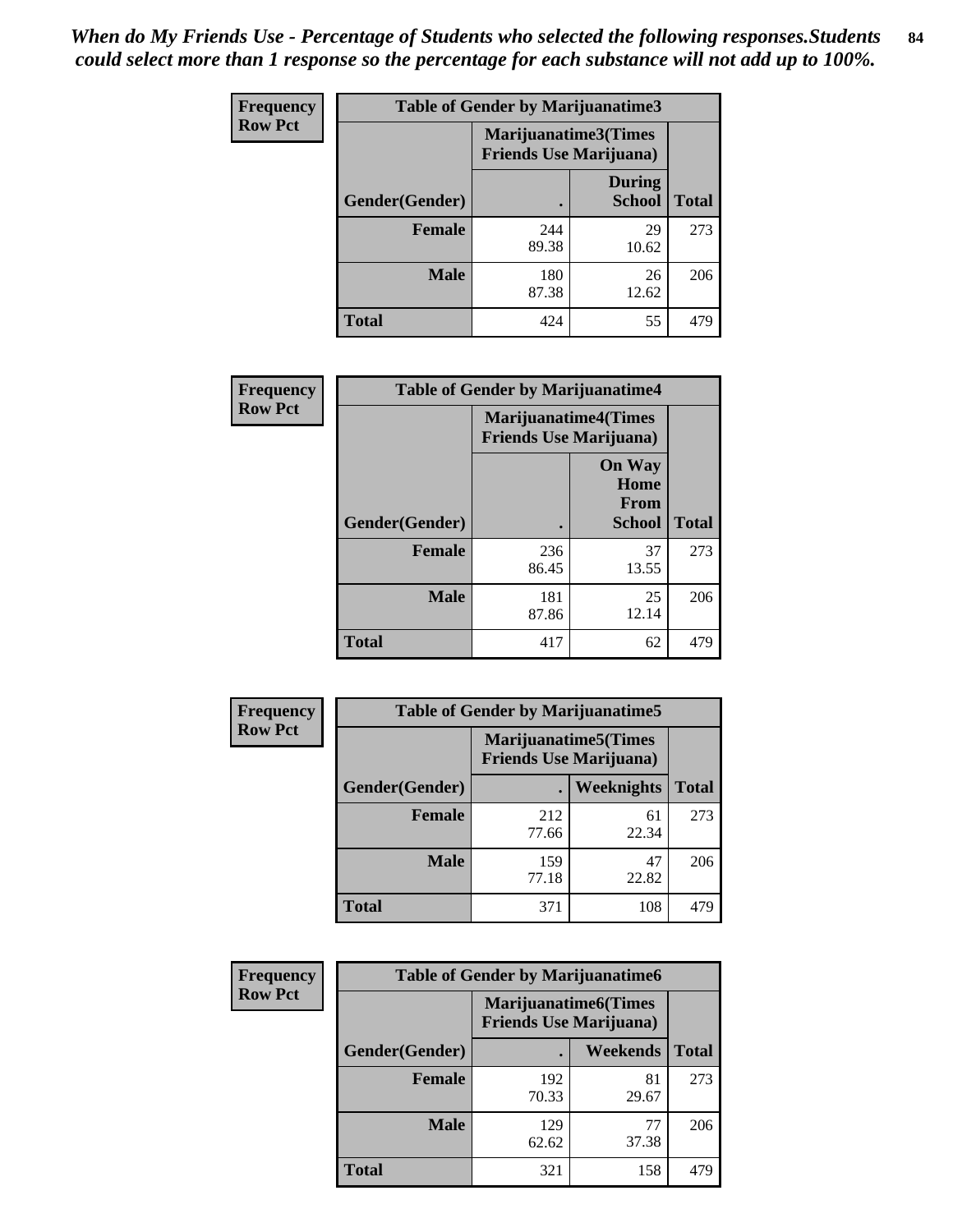*When do My Friends Use - Percentage of Students who selected the following responses.Students could select more than 1 response so the percentage for each substance will not add up to 100%.*

**Frequency**
**Row Pct**

| Table of Gender by Marijuanatime3 | | | |
|---|---|---|---|
| | Marijuanatime3(Times Friends Use Marijuana) | | |
| Gender(Gender) | . | During School | Total |
| Female | 244<br>89.38 | 29<br>10.62 | 273 |
| Male | 180<br>87.38 | 26<br>12.62 | 206 |
| Total | 424 | 55 | 479 |

**Frequency**
**Row Pct**

| Table of Gender by Marijuanatime4 | | | |
|---|---|---|---|
| | Marijuanatime4(Times Friends Use Marijuana) | | |
| Gender(Gender) | . | On Way Home From School | Total |
| Female | 236<br>86.45 | 37<br>13.55 | 273 |
| Male | 181<br>87.86 | 25<br>12.14 | 206 |
| Total | 417 | 62 | 479 |

**Frequency**
**Row Pct**

| Table of Gender by Marijuanatime5 | | | |
|---|---|---|---|
| | Marijuanatime5(Times Friends Use Marijuana) | | |
| Gender(Gender) | . | Weeknights | Total |
| Female | 212<br>77.66 | 61<br>22.34 | 273 |
| Male | 159<br>77.18 | 47<br>22.82 | 206 |
| Total | 371 | 108 | 479 |

**Frequency**
**Row Pct**

| Table of Gender by Marijuanatime6 | | | |
|---|---|---|---|
| | Marijuanatime6(Times Friends Use Marijuana) | | |
| Gender(Gender) | . | Weekends | Total |
| Female | 192<br>70.33 | 81<br>29.67 | 273 |
| Male | 129<br>62.62 | 77<br>37.38 | 206 |
| Total | 321 | 158 | 479 |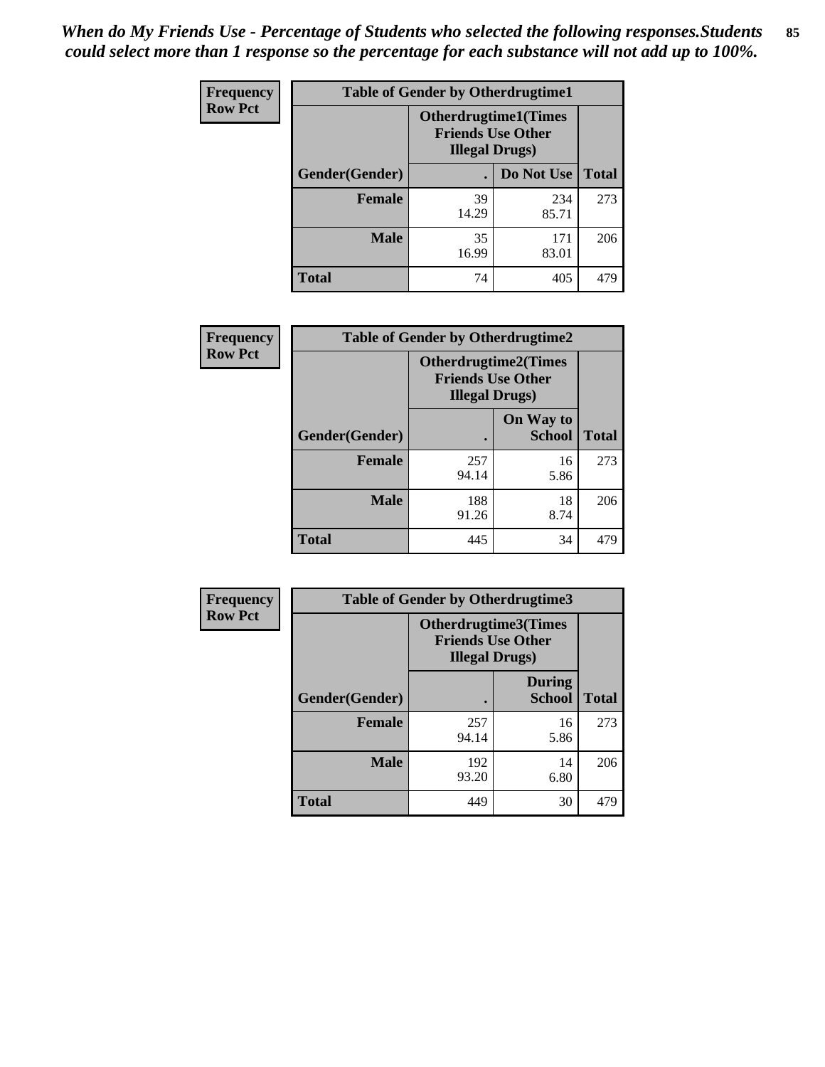*When do My Friends Use - Percentage of Students who selected the following responses.Students could select more than 1 response so the percentage for each substance will not add up to 100%.*

**Frequency**
**Row Pct**

| Table of Gender by Otherdrugtime1 | | | |
|---|---|---|---|
| | Otherdrugtime1(Times Friends Use Other Illegal Drugs) | | |
| Gender(Gender) | . | Do Not Use | Total |
| Female | 39<br>14.29 | 234<br>85.71 | 273 |
| Male | 35<br>16.99 | 171<br>83.01 | 206 |
| Total | 74 | 405 | 479 |

**Frequency**
**Row Pct**

| Table of Gender by Otherdrugtime2 | | | |
|---|---|---|---|
| | Otherdrugtime2(Times Friends Use Other Illegal Drugs) | | |
| Gender(Gender) | . | On Way to School | Total |
| Female | 257<br>94.14 | 16<br>5.86 | 273 |
| Male | 188<br>91.26 | 18<br>8.74 | 206 |
| Total | 445 | 34 | 479 |

**Frequency**
**Row Pct**

| Table of Gender by Otherdrugtime3 | | | |
|---|---|---|---|
| | Otherdrugtime3(Times Friends Use Other Illegal Drugs) | | |
| Gender(Gender) | . | During School | Total |
| Female | 257<br>94.14 | 16<br>5.86 | 273 |
| Male | 192<br>93.20 | 14<br>6.80 | 206 |
| Total | 449 | 30 | 479 |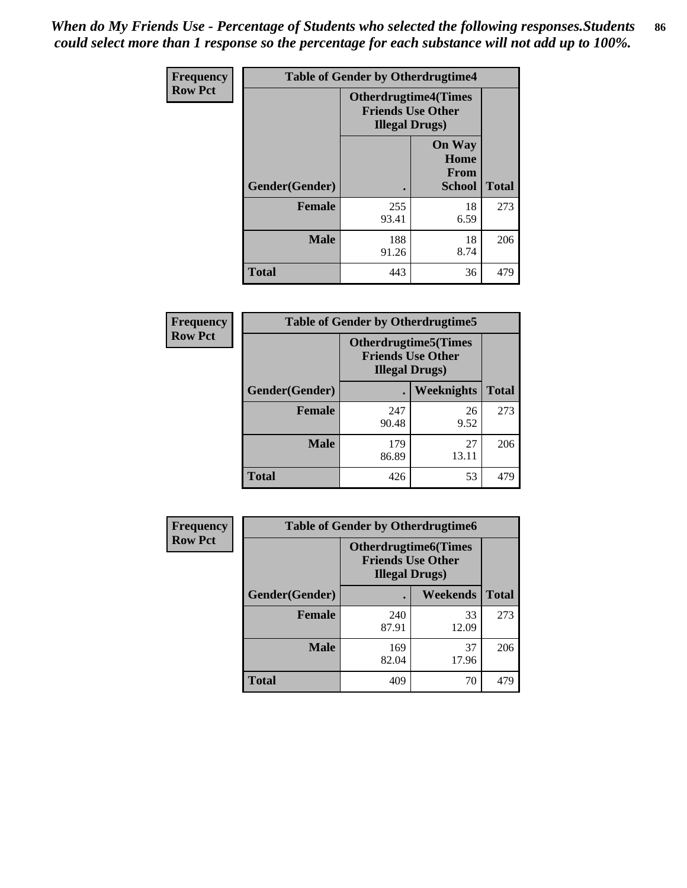*When do My Friends Use - Percentage of Students who selected the following responses.Students could select more than 1 response so the percentage for each substance will not add up to 100%.*

| Frequency Row Pct | Table of Gender by Otherdrugtime4 | | |
|---|---|---|---|
| | Otherdrugtime4(Times Friends Use Other Illegal Drugs) | | |
| Gender(Gender) | . | On Way Home From School | Total |
| Female | 255<br>93.41 | 18<br>6.59 | 273 |
| Male | 188<br>91.26 | 18<br>8.74 | 206 |
| Total | 443 | 36 | 479 |

| Frequency Row Pct | Table of Gender by Otherdrugtime5 | | |
|---|---|---|---|
| | Otherdrugtime5(Times Friends Use Other Illegal Drugs) | | |
| Gender(Gender) | . | Weeknights | Total |
| Female | 247<br>90.48 | 26<br>9.52 | 273 |
| Male | 179<br>86.89 | 27<br>13.11 | 206 |
| Total | 426 | 53 | 479 |

| Frequency Row Pct | Table of Gender by Otherdrugtime6 | | |
|---|---|---|---|
| | Otherdrugtime6(Times Friends Use Other Illegal Drugs) | | |
| Gender(Gender) | . | Weekends | Total |
| Female | 240<br>87.91 | 33<br>12.09 | 273 |
| Male | 169<br>82.04 | 37<br>17.96 | 206 |
| Total | 409 | 70 | 479 |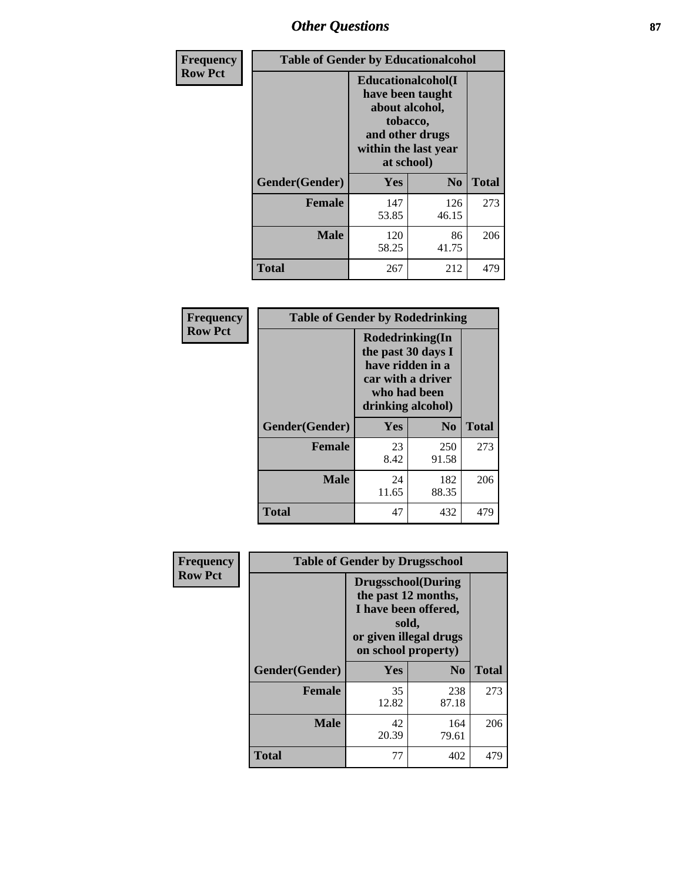## Other Questions

| Frequency Row Pct | Table of Gender by Educationalcohol | | |
|---|---|---|---|
| | Educationalcohol(I have been taught about alcohol, tobacco, and other drugs within the last year at school) | | |
| Gender(Gender) | Yes | No | Total |
| Female | 147<br>53.85 | 126<br>46.15 | 273 |
| Male | 120<br>58.25 | 86<br>41.75 | 206 |
| Total | 267 | 212 | 479 |

| Frequency Row Pct | Table of Gender by Rodedrinking | | |
|---|---|---|---|
| | Rodedrinking(In the past 30 days I have ridden in a car with a driver who had been drinking alcohol) | | |
| Gender(Gender) | Yes | No | Total |
| Female | 23<br>8.42 | 250<br>91.58 | 273 |
| Male | 24<br>11.65 | 182<br>88.35 | 206 |
| Total | 47 | 432 | 479 |

| Frequency Row Pct | Table of Gender by Drugsschool | | |
|---|---|---|---|
| | Drugsschool(During the past 12 months, I have been offered, sold, or given illegal drugs on school property) | | |
| Gender(Gender) | Yes | No | Total |
| Female | 35<br>12.82 | 238<br>87.18 | 273 |
| Male | 42<br>20.39 | 164<br>79.61 | 206 |
| Total | 77 | 402 | 479 |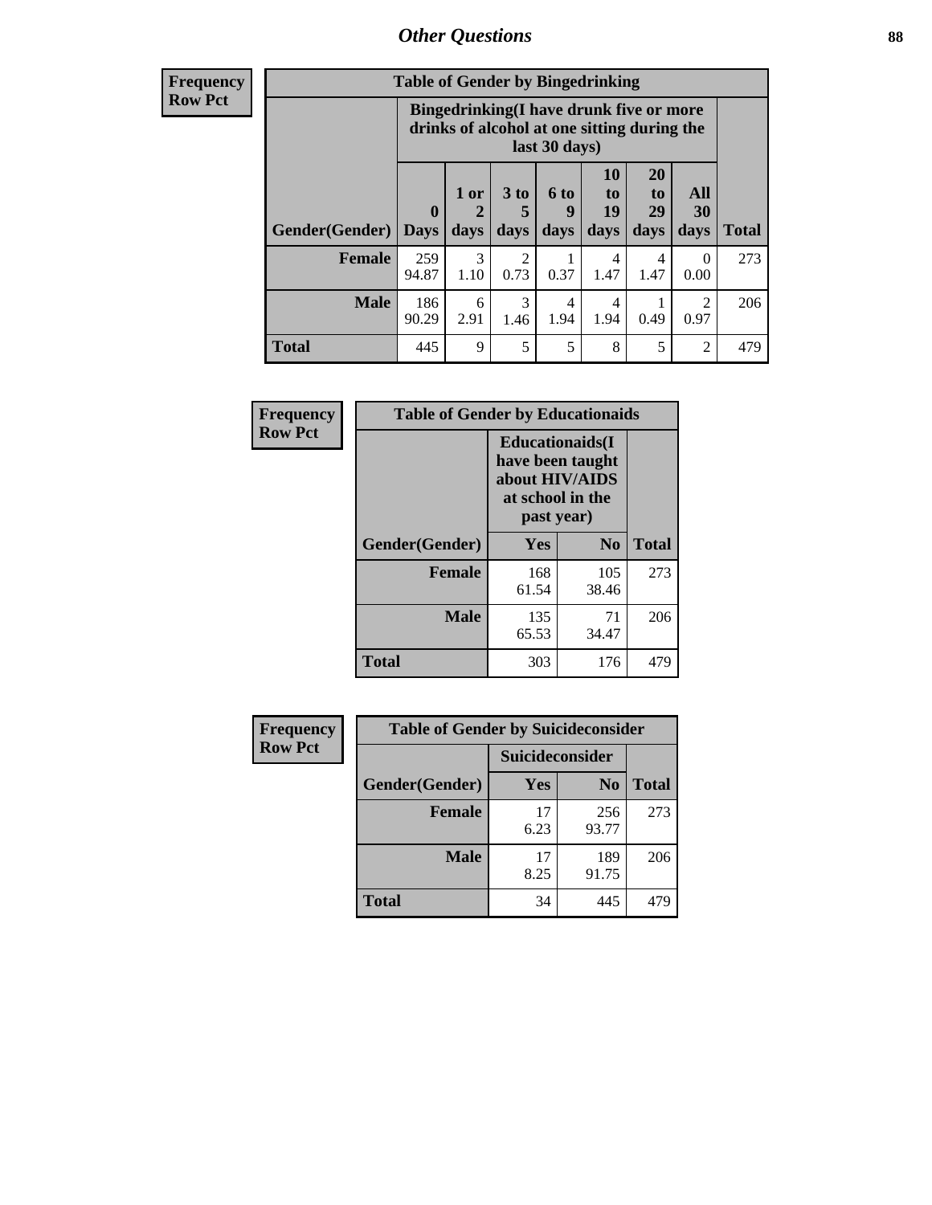**Frequency**
**Row Pct**

| Table of Gender by Bingedrinking | | | | | | | | |
|---|---|---|---|---|---|---|---|---|
| | Bingedrinking(I have drunk five or more drinks of alcohol at one sitting during the last 30 days) | | | | | | | |
| Gender(Gender) | 0 Days | 1 or 2 days | 3 to 5 days | 6 to 9 days | 10 to 19 days | 20 to 29 days | All 30 days | Total |
| **Female** | 259<br>94.87 | 3<br>1.10 | 2<br>0.73 | 1<br>0.37 | 4<br>1.47 | 4<br>1.47 | 0<br>0.00 | 273 |
| **Male** | 186<br>90.29 | 6<br>2.91 | 3<br>1.46 | 4<br>1.94 | 4<br>1.94 | 1<br>0.49 | 2<br>0.97 | 206 |
| **Total** | 445 | 9 | 5 | 5 | 8 | 5 | 2 | 479 |

**Frequency**
**Row Pct**

| Table of Gender by Educationaids | | | |
|---|---|---|---|
| | Educationaids(I have been taught about HIV/AIDS at school in the past year) | | |
| Gender(Gender) | Yes | No | Total |
| **Female** | 168<br>61.54 | 105<br>38.46 | 273 |
| **Male** | 135<br>65.53 | 71<br>34.47 | 206 |
| **Total** | 303 | 176 | 479 |

**Frequency**
**Row Pct**

| Table of Gender by Suicideconsider | | | |
|---|---|---|---|
| | Suicideconsider | | |
| Gender(Gender) | Yes | No | Total |
| **Female** | 17<br>6.23 | 256<br>93.77 | 273 |
| **Male** | 17<br>8.25 | 189<br>91.75 | 206 |
| **Total** | 34 | 445 | 479 |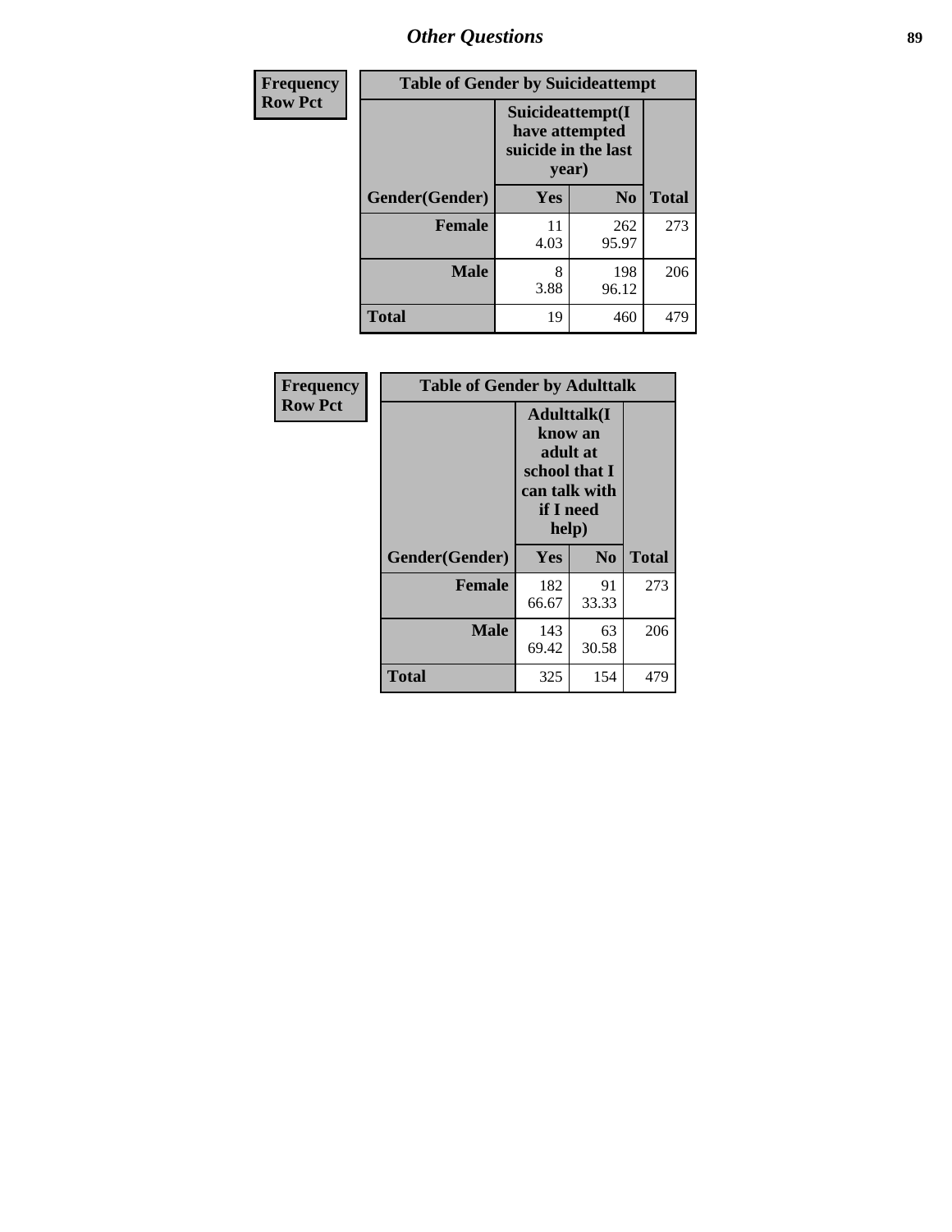| Frequency Row Pct | Table of Gender by Suicideattempt | | |
|---|---|---|---|
| | Suicideattempt(I have attempted suicide in the last year) | | |
| Gender(Gender) | Yes | No | Total |
| Female | 11<br>4.03 | 262<br>95.97 | 273 |
| Male | 8<br>3.88 | 198<br>96.12 | 206 |
| Total | 19 | 460 | 479 |

| Frequency Row Pct | Table of Gender by Adulttalk | | |
|---|---|---|---|
| | Adulttalk(I know an adult at school that I can talk with if I need help) | | |
| Gender(Gender) | Yes | No | Total |
| Female | 182<br>66.67 | 91<br>33.33 | 273 |
| Male | 143<br>69.42 | 63<br>30.58 | 206 |
| Total | 325 | 154 | 479 |